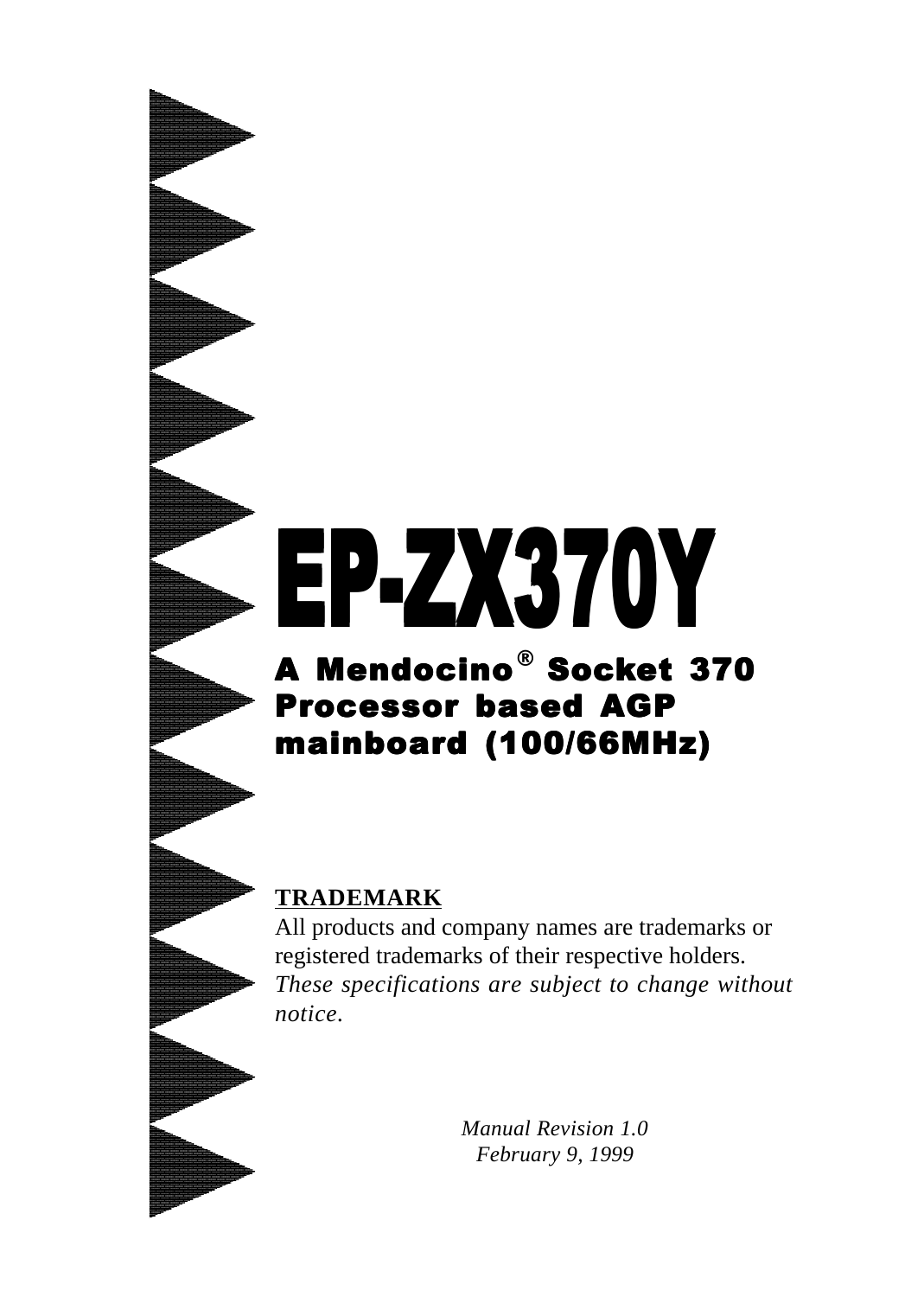# EP-ZX370Y

## A Mendocino® Socket 370 Processor based AGP mainboard (100/66MHz)

**TRADEMARK**

All products and company names are trademarks or registered trademarks of their respective holders.
*These specifications are subject to change without notice.*

*Manual Revision 1.0*
*February 9, 1999*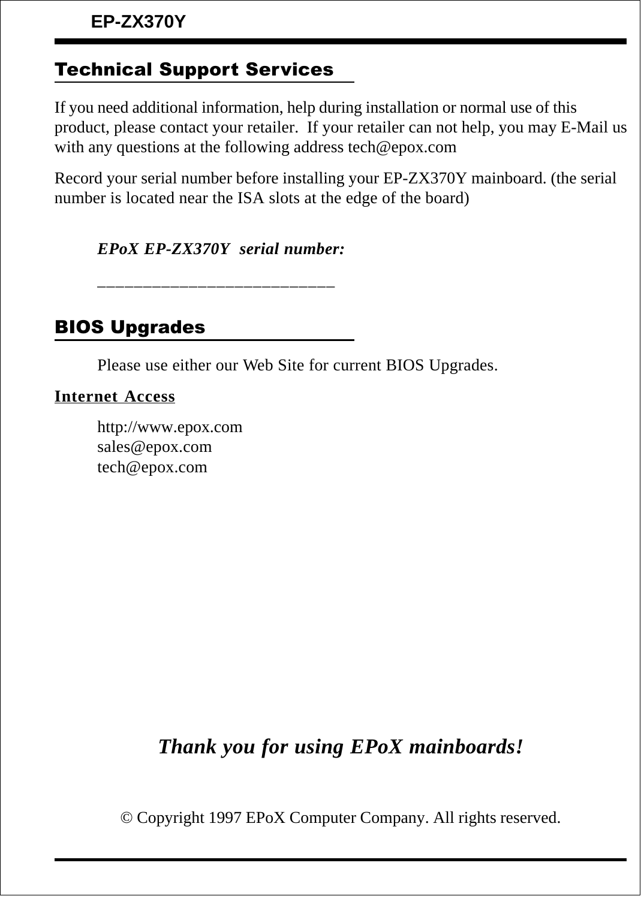## Technical Support Services

If you need additional information, help during installation or normal use of this product, please contact your retailer.  If your retailer can not help, you may E-Mail us with any questions at the following address tech@epox.com

Record your serial number before installing your EP-ZX370Y mainboard. (the serial number is located near the ISA slots at the edge of the board)

***EPoX EP-ZX370Y  serial number:***

__________________________

## BIOS Upgrades

Please use either our Web Site for current BIOS Upgrades.

**Internet Access**

http://www.epox.com
sales@epox.com
tech@epox.com

***Thank you for using EPoX mainboards!***

© Copyright 1997 EPoX Computer Company. All rights reserved.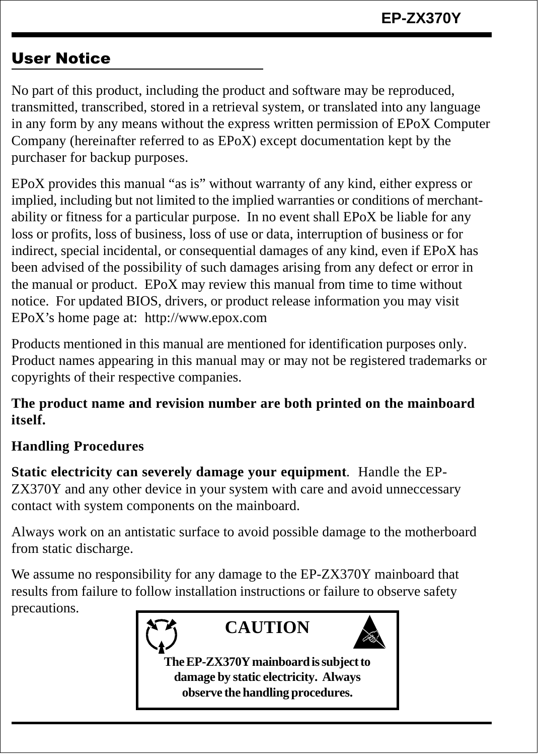## User Notice

No part of this product, including the product and software may be reproduced, transmitted, transcribed, stored in a retrieval system, or translated into any language in any form by any means without the express written permission of EPoX Computer Company (hereinafter referred to as EPoX) except documentation kept by the purchaser for backup purposes.

EPoX provides this manual “as is” without warranty of any kind, either express or implied, including but not limited to the implied warranties or conditions of merchantability or fitness for a particular purpose. In no event shall EPoX be liable for any loss or profits, loss of business, loss of use or data, interruption of business or for indirect, special incidental, or consequential damages of any kind, even if EPoX has been advised of the possibility of such damages arising from any defect or error in the manual or product. EPoX may review this manual from time to time without notice. For updated BIOS, drivers, or product release information you may visit EPoX’s home page at: http://www.epox.com

Products mentioned in this manual are mentioned for identification purposes only. Product names appearing in this manual may or may not be registered trademarks or copyrights of their respective companies.

**The product name and revision number are both printed on the mainboard itself.**

**Handling Procedures**

**Static electricity can severely damage your equipment**. Handle the EP-ZX370Y and any other device in your system with care and avoid unneccessary contact with system components on the mainboard.

Always work on an antistatic surface to avoid possible damage to the motherboard from static discharge.

We assume no responsibility for any damage to the EP-ZX370Y mainboard that results from failure to follow installation instructions or failure to observe safety precautions.

**CAUTION**

**The EP-ZX370Y mainboard is subject to damage by static electricity. Always observe the handling procedures.**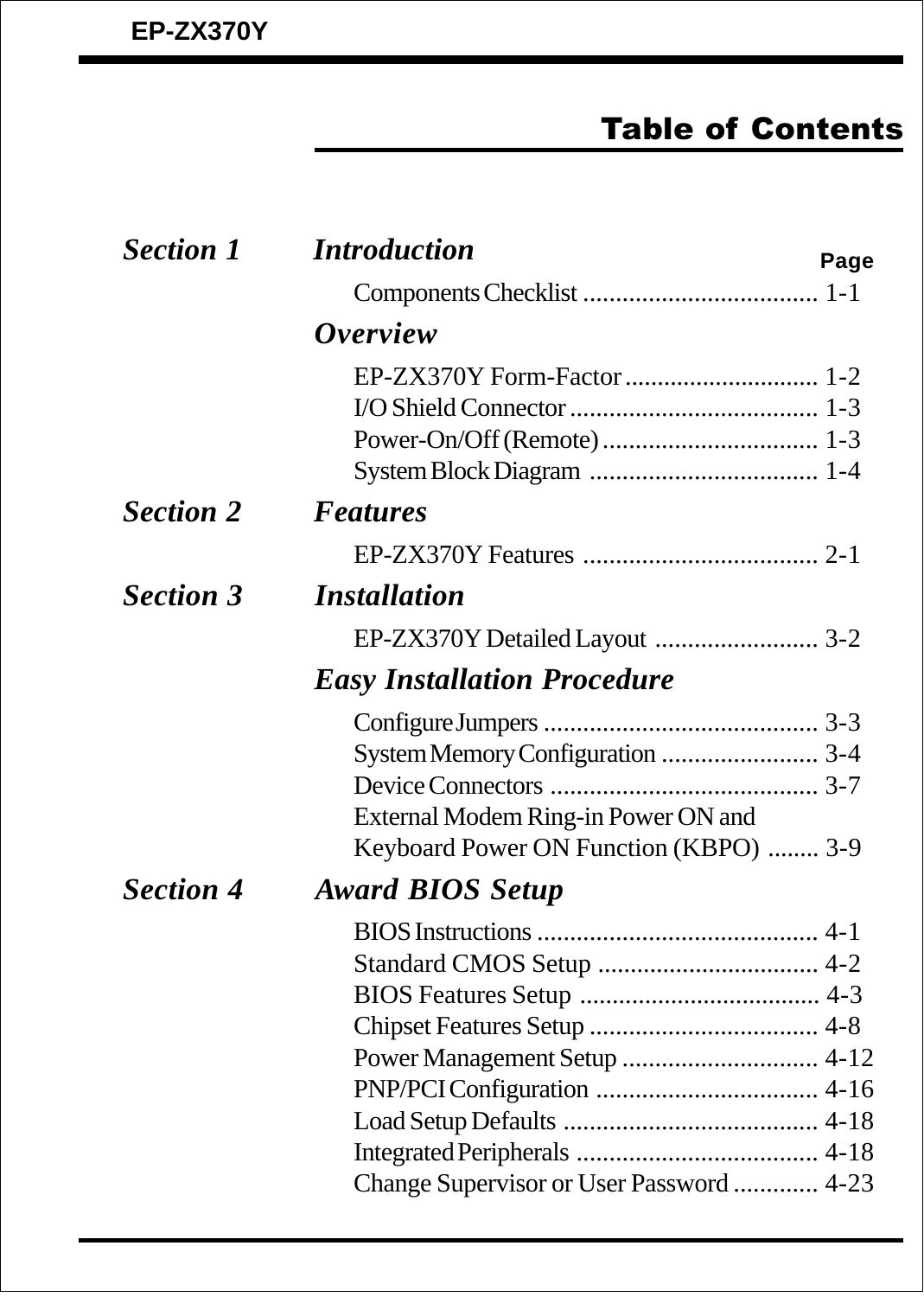# Table of Contents

| Section | Title | Page |
|---|---|---|
| *Section 1* | ***Introduction*** | |
| | Components Checklist | 1-1 |
| | ***Overview*** | |
| | EP-ZX370Y Form-Factor | 1-2 |
| | I/O Shield Connector | 1-3 |
| | Power-On/Off (Remote) | 1-3 |
| | System Block Diagram | 1-4 |
| *Section 2* | ***Features*** | |
| | EP-ZX370Y Features | 2-1 |
| *Section 3* | ***Installation*** | |
| | EP-ZX370Y Detailed Layout | 3-2 |
| | ***Easy Installation Procedure*** | |
| | Configure Jumpers | 3-3 |
| | System Memory Configuration | 3-4 |
| | Device Connectors | 3-7 |
| | External Modem Ring-in Power ON and Keyboard Power ON Function (KBPO) | 3-9 |
| *Section 4* | ***Award BIOS Setup*** | |
| | BIOS Instructions | 4-1 |
| | Standard CMOS Setup | 4-2 |
| | BIOS Features Setup | 4-3 |
| | Chipset Features Setup | 4-8 |
| | Power Management Setup | 4-12 |
| | PNP/PCI Configuration | 4-16 |
| | Load Setup Defaults | 4-18 |
| | Integrated Peripherals | 4-18 |
| | Change Supervisor or User Password | 4-23 |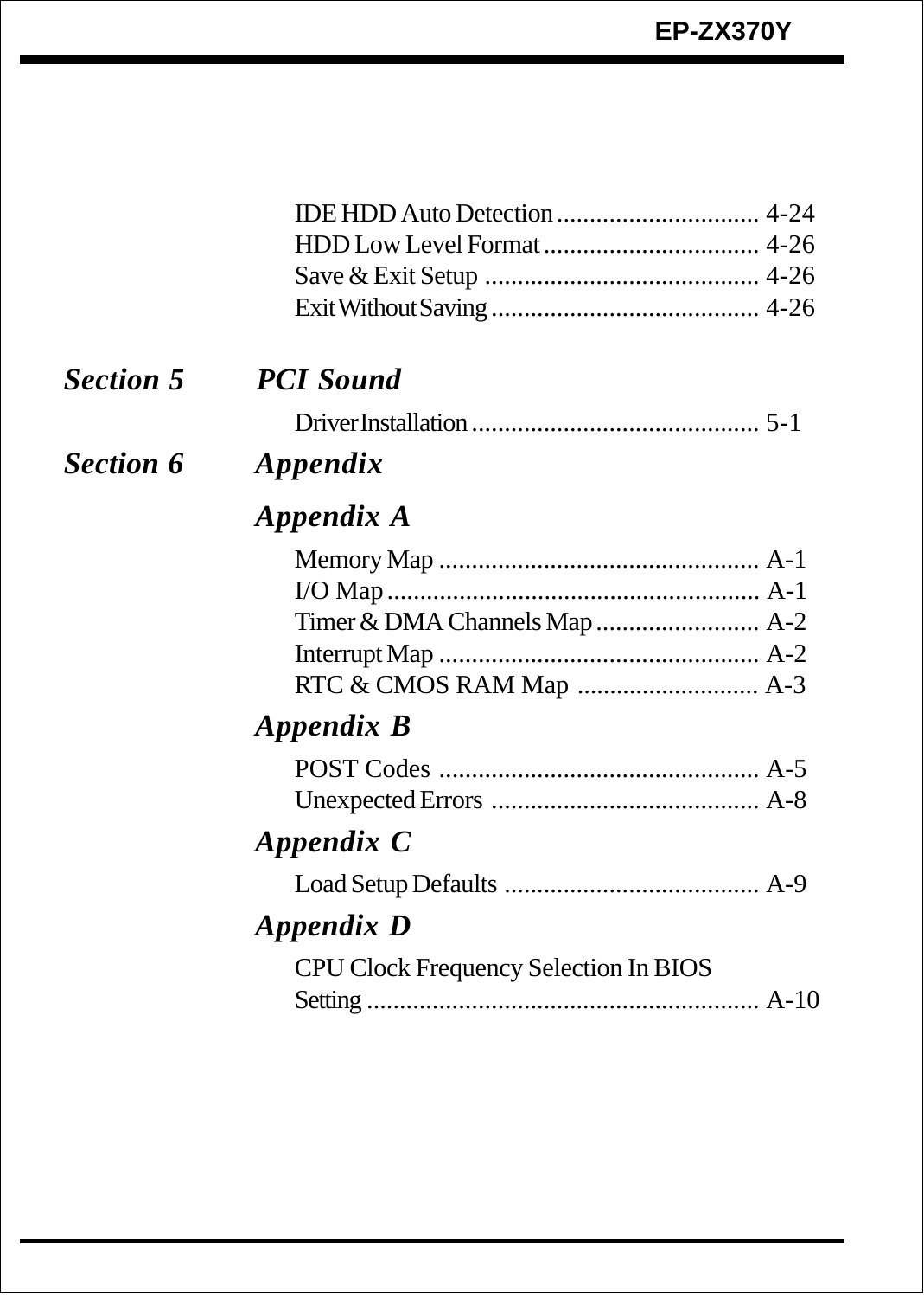IDE HDD Auto Detection ............................... 4-24
HDD Low Level Format ................................. 4-26
Save & Exit Setup .......................................... 4-26
Exit Without Saving ......................................... 4-26

## *Section 5 PCI Sound*

Driver Installation ............................................ 5-1

## *Section 6 Appendix*

### *Appendix A*

Memory Map ................................................. A-1
I/O Map ......................................................... A-1
Timer & DMA Channels Map ......................... A-2
Interrupt Map ................................................. A-2
RTC & CMOS RAM Map ............................ A-3

### *Appendix B*

POST Codes ................................................. A-5
Unexpected Errors ......................................... A-8

### *Appendix C*

Load Setup Defaults ....................................... A-9

### *Appendix D*

CPU Clock Frequency Selection In BIOS
Setting ............................................................ A-10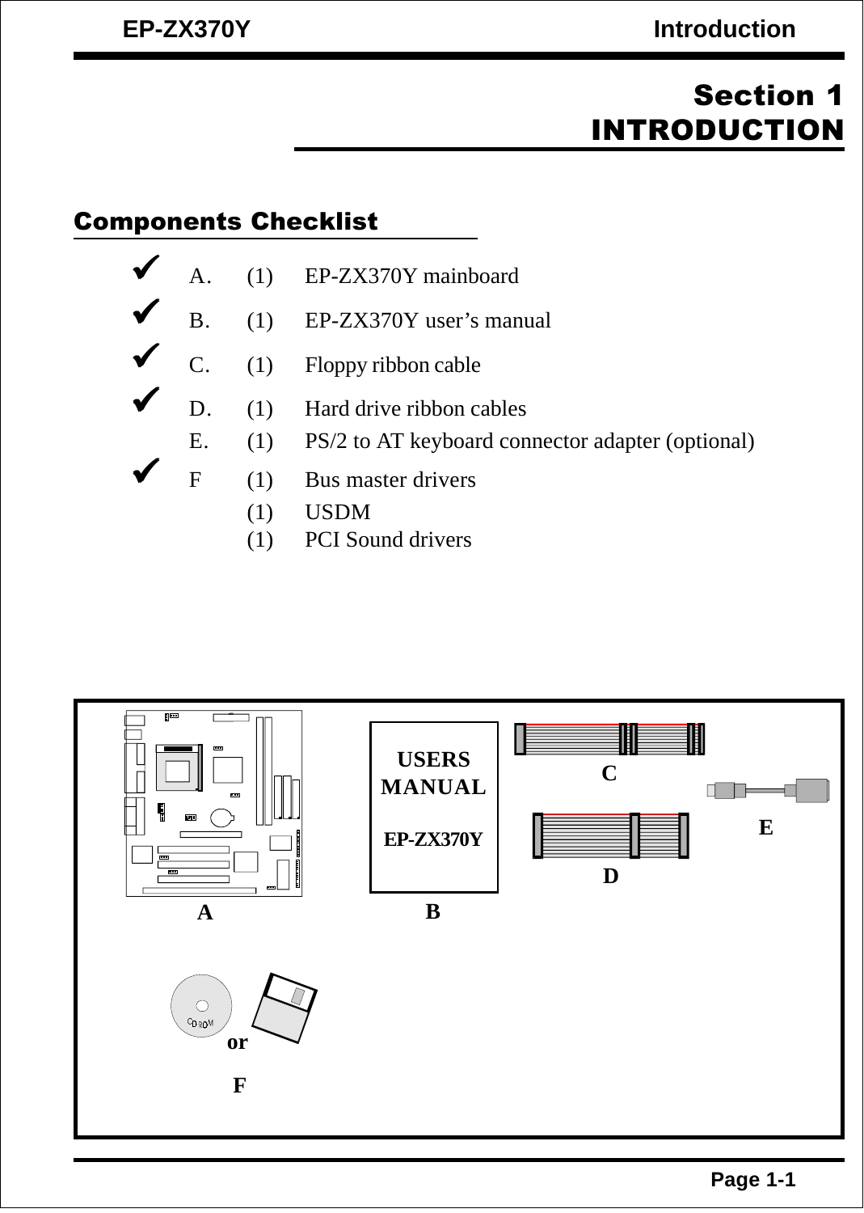# Section 1
# INTRODUCTION

## Components Checklist

- ✔ A. (1) EP-ZX370Y mainboard
- ✔ B. (1) EP-ZX370Y user's manual
- ✔ C. (1) Floppy ribbon cable
- ✔ D. (1) Hard drive ribbon cables
- E. (1) PS/2 to AT keyboard connector adapter (optional)
- ✔ F (1) Bus master drivers
  - (1) USDM
  - (1) PCI Sound drivers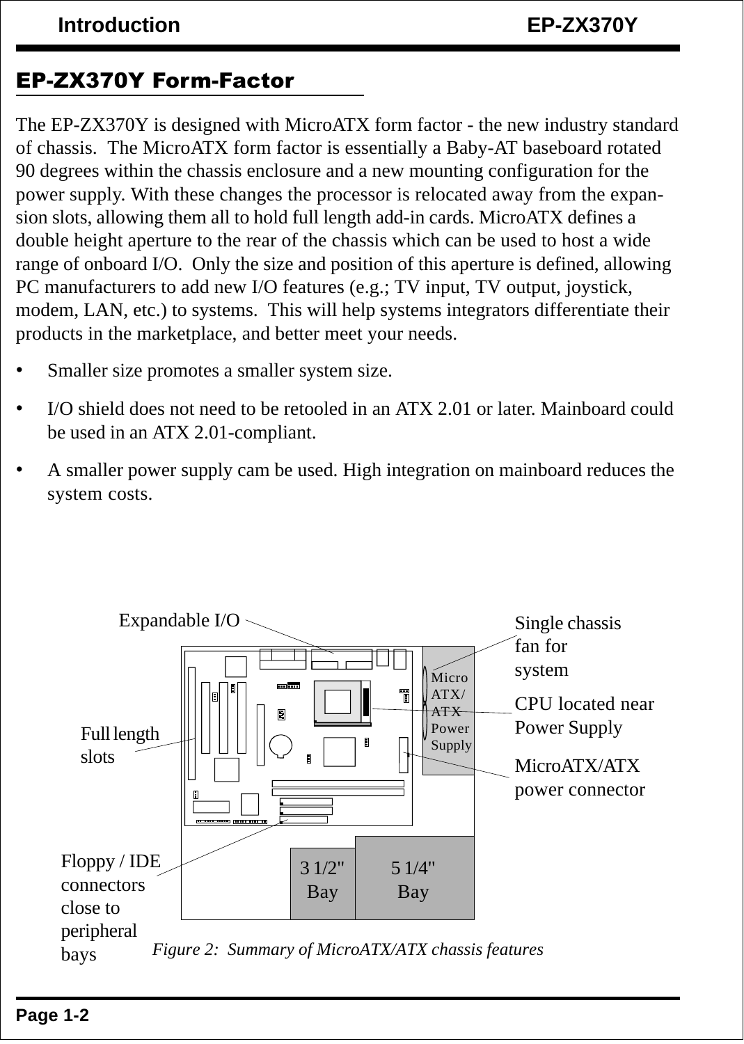## EP-ZX370Y Form-Factor

The EP-ZX370Y is designed with MicroATX form factor - the new industry standard of chassis. The MicroATX form factor is essentially a Baby-AT baseboard rotated 90 degrees within the chassis enclosure and a new mounting configuration for the power supply. With these changes the processor is relocated away from the expansion slots, allowing them all to hold full length add-in cards. MicroATX defines a double height aperture to the rear of the chassis which can be used to host a wide range of onboard I/O. Only the size and position of this aperture is defined, allowing PC manufacturers to add new I/O features (e.g.; TV input, TV output, joystick, modem, LAN, etc.) to systems. This will help systems integrators differentiate their products in the marketplace, and better meet your needs.

- Smaller size promotes a smaller system size.
- I/O shield does not need to be retooled in an ATX 2.01 or later. Mainboard could be used in an ATX 2.01-compliant.
- A smaller power supply cam be used. High integration on mainboard reduces the system costs.

Expandable I/O

Single chassis fan for system

Full length slots

Micro ATX/ ATX Power Supply

CPU located near Power Supply

MicroATX/ATX power connector

Floppy / IDE connectors close to peripheral bays

3 1/2" Bay

5 1/4" Bay

*Figure 2: Summary of MicroATX/ATX chassis features*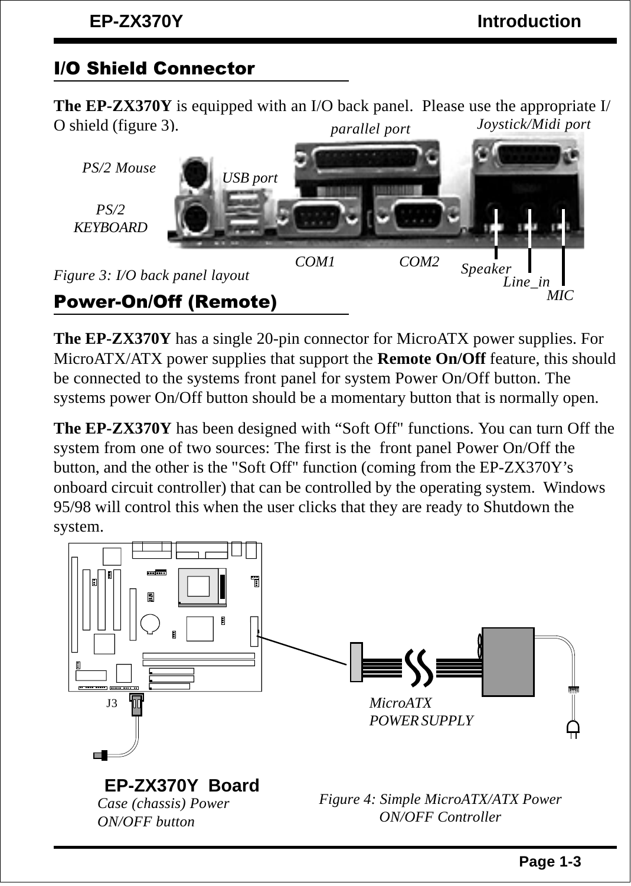## I/O Shield Connector

**The EP-ZX370Y** is equipped with an I/O back panel. Please use the appropriate I/O shield (figure 3).

*Figure 3: I/O back panel layout*

## Power-On/Off (Remote)

**The EP-ZX370Y** has a single 20-pin connector for MicroATX power supplies. For MicroATX/ATX power supplies that support the **Remote On/Off** feature, this should be connected to the systems front panel for system Power On/Off button. The systems power On/Off button should be a momentary button that is normally open.

**The EP-ZX370Y** has been designed with "Soft Off" functions. You can turn Off the system from one of two sources: The first is the front panel Power On/Off the button, and the other is the "Soft Off" function (coming from the EP-ZX370Y's onboard circuit controller) that can be controlled by the operating system. Windows 95/98 will control this when the user clicks that they are ready to Shutdown the system.

*Figure 4: Simple MicroATX/ATX Power ON/OFF Controller*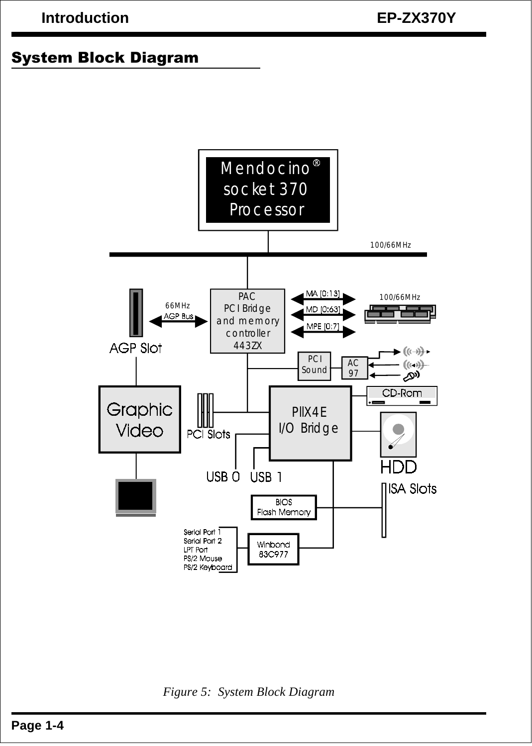## System Block Diagram

Mendocino®
socket 370
Processor

100/66MHz

66MHz
AGP Bus

AGP Slot

PAC
PCI Bridge
and memory
controller
443ZX

MA [0:13]
MD [0:63]
MPE [0:7]

100/66MHz

PCI
Sound

AC
97

Graphic
Video

PCI Slots

PIIX4E
I/O Bridge

CD-Rom

HDD

USB 0 USB 1

ISA Slots

BIOS
Flash Memory

Serial Port 1
Serial Port 2
LPT Port
PS/2 Mouse
PS/2 Keyboard

Winbond
83C977

*Figure 5: System Block Diagram*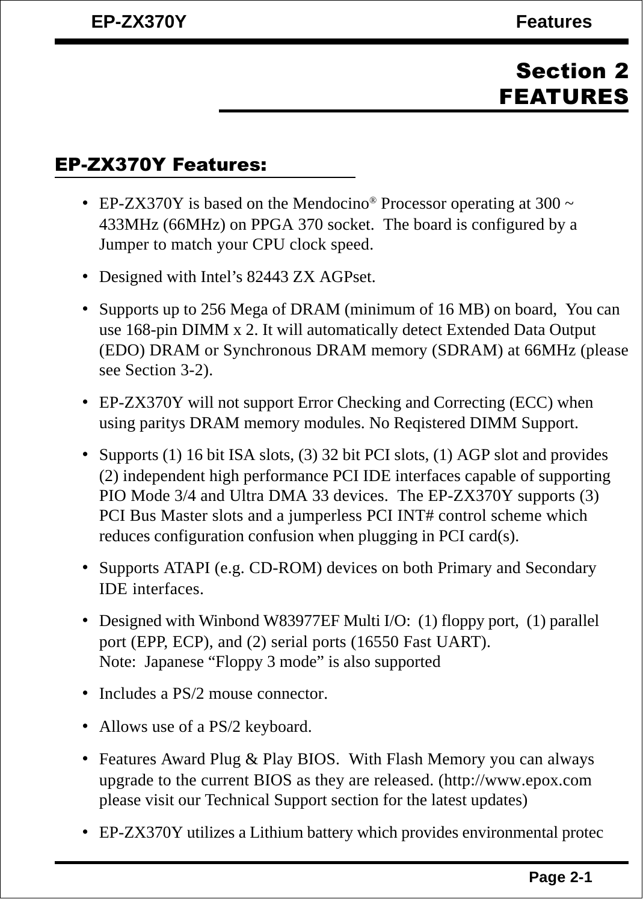# Section 2
# FEATURES

## EP-ZX370Y Features:

- EP-ZX370Y is based on the Mendocino® Processor operating at 300 ~ 433MHz (66MHz) on PPGA 370 socket. The board is configured by a Jumper to match your CPU clock speed.
- Designed with Intel's 82443 ZX AGPset.
- Supports up to 256 Mega of DRAM (minimum of 16 MB) on board, You can use 168-pin DIMM x 2. It will automatically detect Extended Data Output (EDO) DRAM or Synchronous DRAM memory (SDRAM) at 66MHz (please see Section 3-2).
- EP-ZX370Y will not support Error Checking and Correcting (ECC) when using paritys DRAM memory modules. No Reqistered DIMM Support.
- Supports (1) 16 bit ISA slots, (3) 32 bit PCI slots, (1) AGP slot and provides (2) independent high performance PCI IDE interfaces capable of supporting PIO Mode 3/4 and Ultra DMA 33 devices. The EP-ZX370Y supports (3) PCI Bus Master slots and a jumperless PCI INT# control scheme which reduces configuration confusion when plugging in PCI card(s).
- Supports ATAPI (e.g. CD-ROM) devices on both Primary and Secondary IDE interfaces.
- Designed with Winbond W83977EF Multi I/O: (1) floppy port, (1) parallel port (EPP, ECP), and (2) serial ports (16550 Fast UART).
  Note: Japanese "Floppy 3 mode" is also supported
- Includes a PS/2 mouse connector.
- Allows use of a PS/2 keyboard.
- Features Award Plug & Play BIOS. With Flash Memory you can always upgrade to the current BIOS as they are released. (http://www.epox.com please visit our Technical Support section for the latest updates)
- EP-ZX370Y utilizes a Lithium battery which provides environmental protec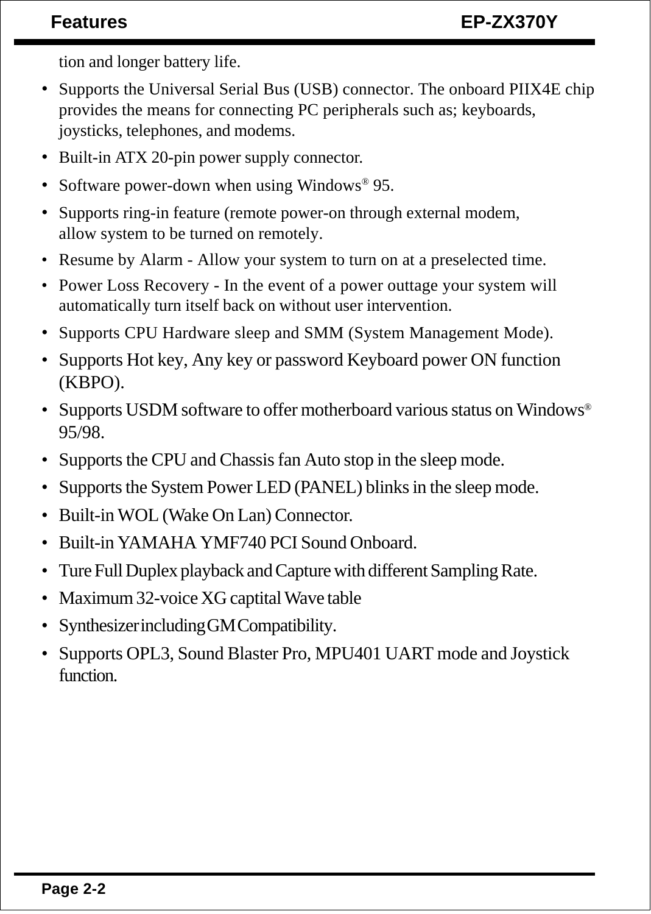tion and longer battery life.

- Supports the Universal Serial Bus (USB) connector. The onboard PIIX4E chip provides the means for connecting PC peripherals such as; keyboards, joysticks, telephones, and modems.
- Built-in ATX 20-pin power supply connector.
- Software power-down when using Windows® 95.
- Supports ring-in feature (remote power-on through external modem, allow system to be turned on remotely.
- Resume by Alarm - Allow your system to turn on at a preselected time.
- Power Loss Recovery - In the event of a power outtage your system will automatically turn itself back on without user intervention.
- Supports CPU Hardware sleep and SMM (System Management Mode).
- Supports Hot key, Any key or password Keyboard power ON function (KBPO).
- Supports USDM software to offer motherboard various status on Windows® 95/98.
- Supports the CPU and Chassis fan Auto stop in the sleep mode.
- Supports the System Power LED (PANEL) blinks in the sleep mode.
- Built-in WOL (Wake On Lan) Connector.
- Built-in YAMAHA YMF740 PCI Sound Onboard.
- Ture Full Duplex playback and Capture with different Sampling Rate.
- Maximum 32-voice XG captital Wave table
- Synthesizer including GM Compatibility.
- Supports OPL3, Sound Blaster Pro, MPU401 UART mode and Joystick function.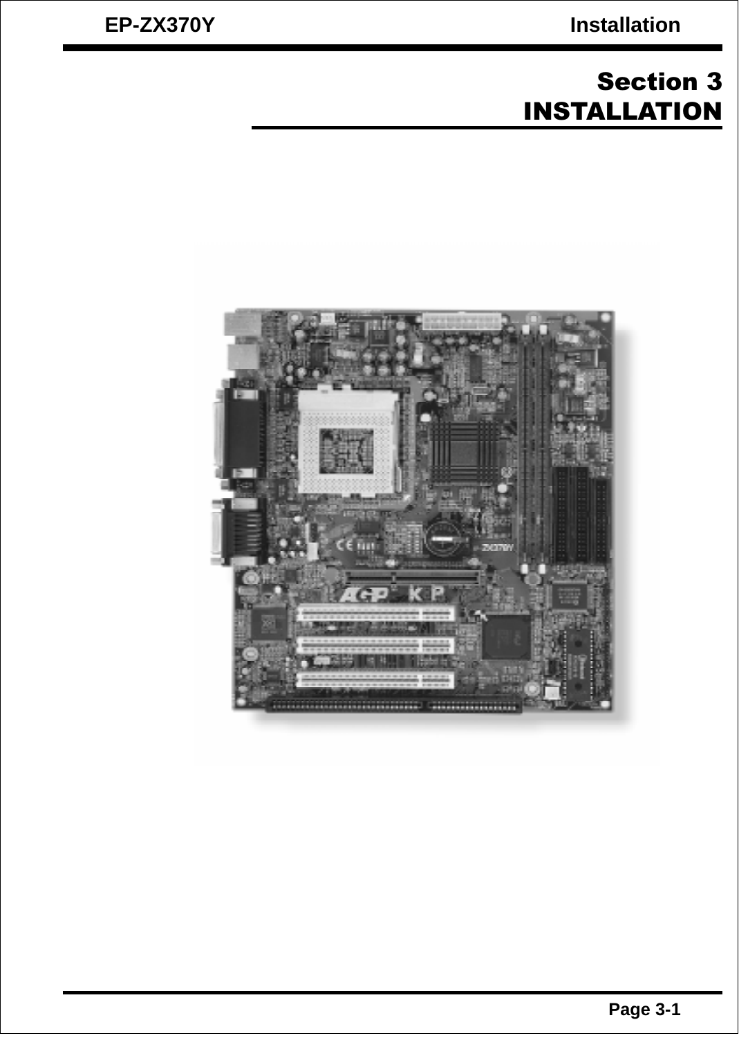# Section 3
# INSTALLATION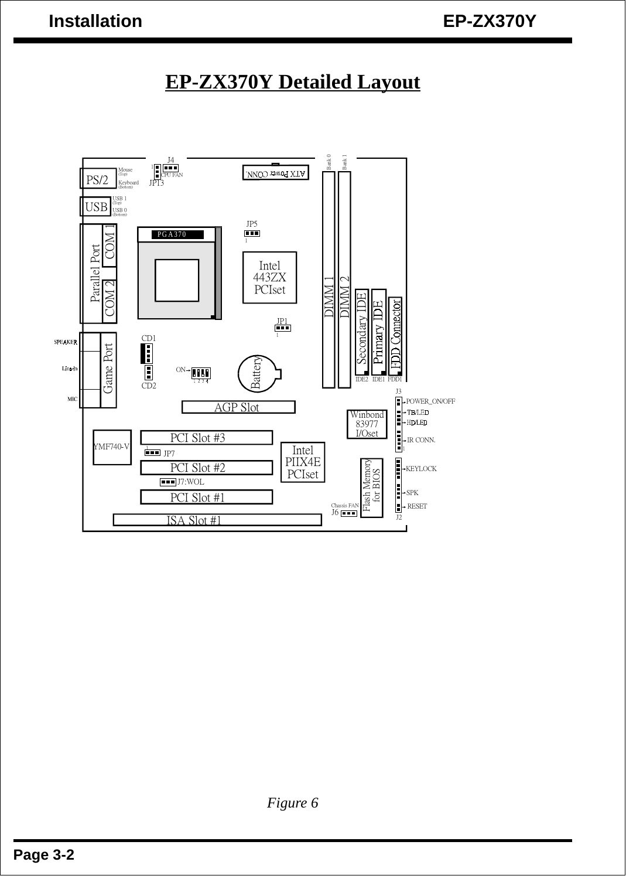# EP-ZX370Y Detailed Layout

PS/2 Mouse (Top) Keyboard (Bottom) J4 1 CPU FAN JP13 ATX Power CONN. Bank 0 Bank 1

USB USB 1 (Top) USB 0 (Bottom)

Parallel Port COM 1 COM 2 PGA370 JP5 1 Intel 443ZX PCIset DIMM 1 DIMM 2

JP1 1 Secondary IDE Primary IDE FDD Connector

SPEAKER Line-in MIC Game Port CD1 CD2 ON 1 2 3 4 Battery IDE2 IDE1 FDD1 J3

AGP Slot POWER_ON/OFF TB/LED HD/LED Winbond 83977 I/Oset IR CONN. 1

YMF740-V PCI Slot #3 1 JP7 Intel PIIX4E PCIset Flash Memory for BIOS KEYLOCK

PCI Slot #2 J7:WOL SPK

PCI Slot #1 Chassis FAN J6 RESET J2

ISA Slot #1

*Figure 6*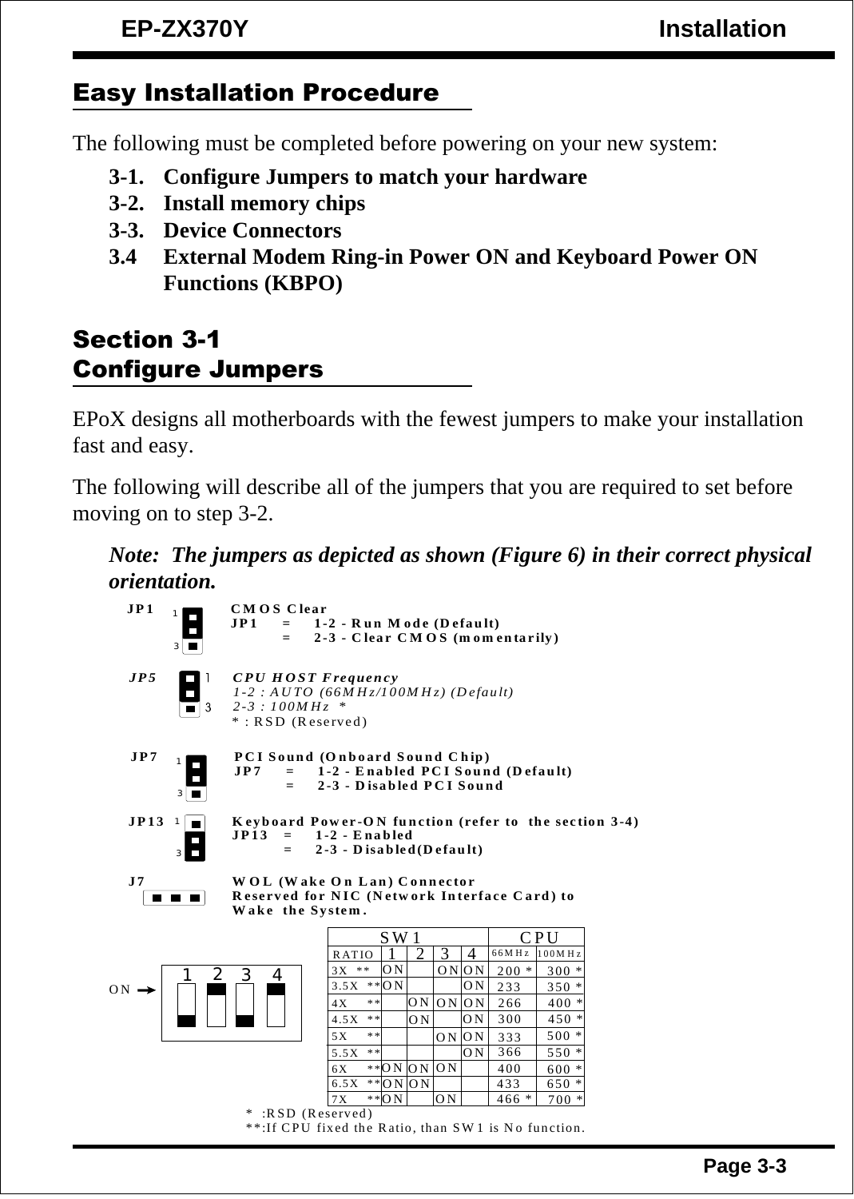## Easy Installation Procedure

The following must be completed before powering on your new system:

**3-1. Configure Jumpers to match your hardware**
**3-2. Install memory chips**
**3-3. Device Connectors**
**3.4 External Modem Ring-in Power ON and Keyboard Power ON Functions (KBPO)**

## Section 3-1
## Configure Jumpers

EPoX designs all motherboards with the fewest jumpers to make your installation fast and easy.

The following will describe all of the jumpers that you are required to set before moving on to step 3-2.

***Note: The jumpers as depicted as shown (Figure 6) in their correct physical orientation.***

**JP1** — **CMOS Clear**
**JP1 = 1-2 - Run Mode (Default)**
**= 2-3 - Clear CMOS (momentarily)**

***JP5*** — ***CPU HOST Frequency***
*1-2 : AUTO (66MHz/100MHz) (Default)*
*2-3 : 100MHz* *
* : RSD (Reserved)

**JP7** — **PCI Sound (Onboard Sound Chip)**
**JP7 = 1-2 - Enabled PCI Sound (Default)**
**= 2-3 - Disabled PCI Sound**

**JP13** — **Keyboard Power-ON function (refer to the section 3-4)**
**JP13 = 1-2 - Enabled**
**= 2-3 - Disabled(Default)**

**J7** — **WOL (Wake On Lan) Connector**
**Reserved for NIC (Network Interface Card) to Wake the System.**

| RATIO | SW1 1 | SW1 2 | SW1 3 | SW1 4 | CPU 66MHz | CPU 100MHz |
|---|---|---|---|---|---|---|
| 3X ** | ON | | ON | ON | 200 * | 300 * |
| 3.5X ** | ON | | | ON | 233 | 350 * |
| 4X ** | | ON | ON | ON | 266 | 400 * |
| 4.5X ** | | ON | | ON | 300 | 450 * |
| 5X ** | | | ON | ON | 333 | 500 * |
| 5.5X ** | | | | ON | 366 | 550 * |
| 6X ** | ON | ON | ON | | 400 | 600 * |
| 6.5X ** | ON | ON | | | 433 | 650 * |
| 7X ** | ON | | ON | | 466 * | 700 * |

* :RSD (Reserved)
**:If CPU fixed the Ratio, than SW1 is No function.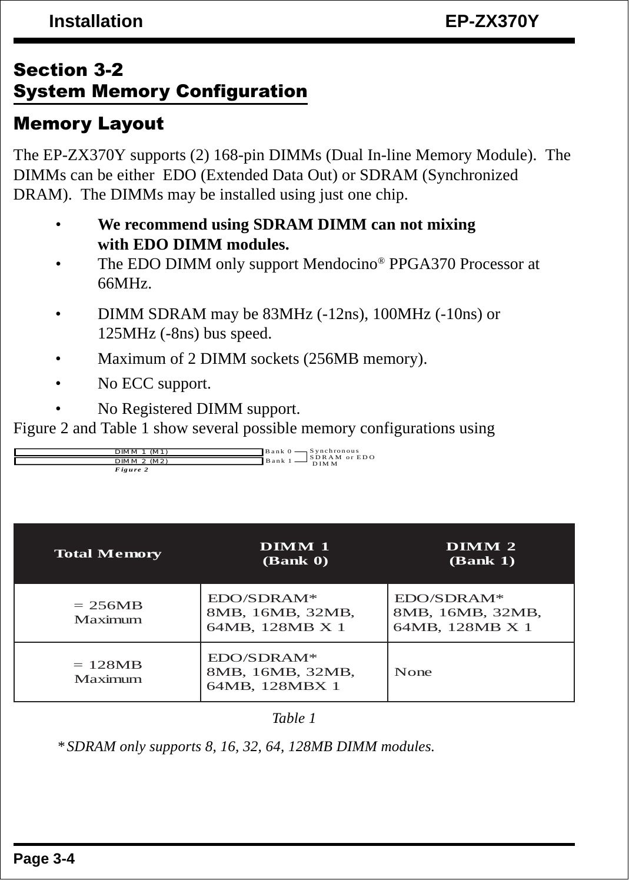## Section 3-2
## System Memory Configuration

### Memory Layout

The EP-ZX370Y supports (2) 168-pin DIMMs (Dual In-line Memory Module). The DIMMs can be either EDO (Extended Data Out) or SDRAM (Synchronized DRAM). The DIMMs may be installed using just one chip.

- **We recommend using SDRAM DIMM can not mixing with EDO DIMM modules.**
- The EDO DIMM only support Mendocino® PPGA370 Processor at 66MHz.
- DIMM SDRAM may be 83MHz (-12ns), 100MHz (-10ns) or 125MHz (-8ns) bus speed.
- Maximum of 2 DIMM sockets (256MB memory).
- No ECC support.
- No Registered DIMM support.

Figure 2 and Table 1 show several possible memory configurations using

DIMM 1 (M1) — Bank 0
DIMM 2 (M2) — Bank 1
Synchronous SDRAM or EDO DIMM

*Figure 2*

| Total Memory | DIMM 1 (Bank 0) | DIMM 2 (Bank 1) |
|---|---|---|
| = 256MB Maximum | EDO/SDRAM* 8MB, 16MB, 32MB, 64MB, 128MB X 1 | EDO/SDRAM* 8MB, 16MB, 32MB, 64MB, 128MB X 1 |
| = 128MB Maximum | EDO/SDRAM* 8MB, 16MB, 32MB, 64MB, 128MBX 1 | None |

*Table 1*

*\* SDRAM only supports 8, 16, 32, 64, 128MB DIMM modules.*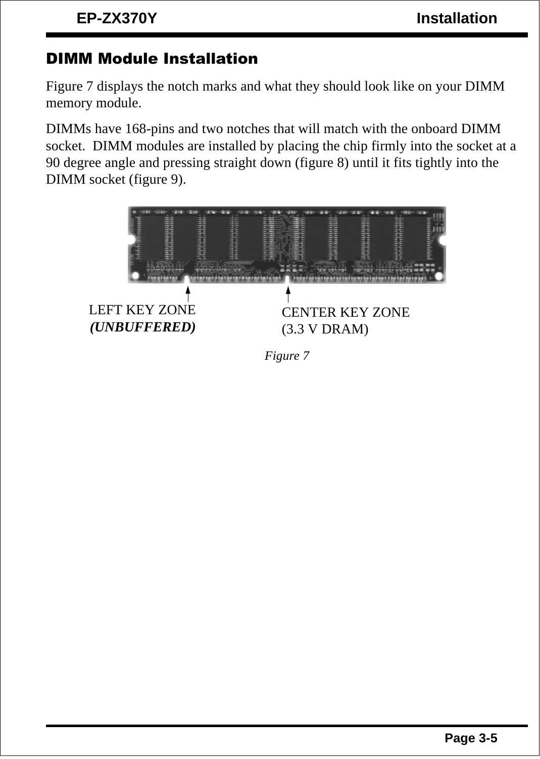## DIMM Module Installation

Figure 7 displays the notch marks and what they should look like on your DIMM memory module.

DIMMs have 168-pins and two notches that will match with the onboard DIMM socket. DIMM modules are installed by placing the chip firmly into the socket at a 90 degree angle and pressing straight down (figure 8) until it fits tightly into the DIMM socket (figure 9).

LEFT KEY ZONE
***(UNBUFFERED)***

CENTER KEY ZONE
(3.3 V DRAM)

*Figure 7*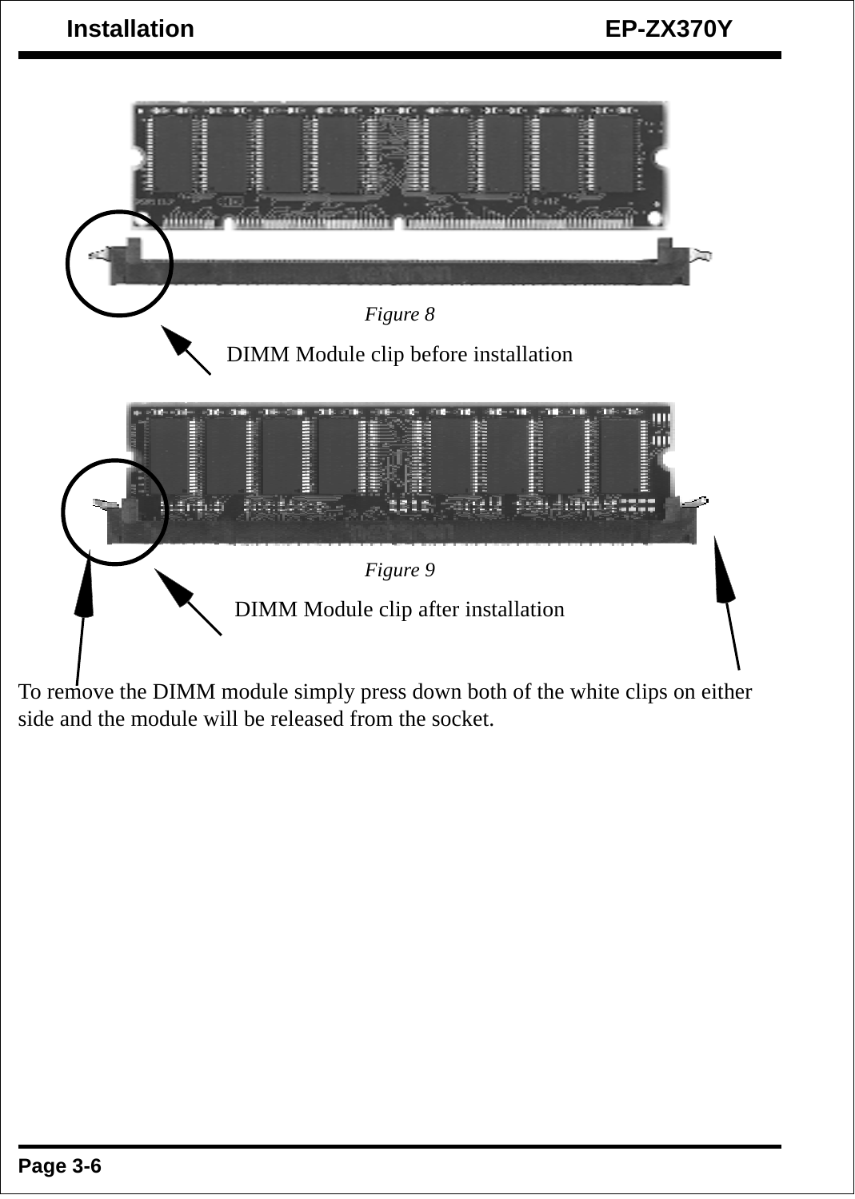*Figure 8*

DIMM Module clip before installation

*Figure 9*

DIMM Module clip after installation

To remove the DIMM module simply press down both of the white clips on either side and the module will be released from the socket.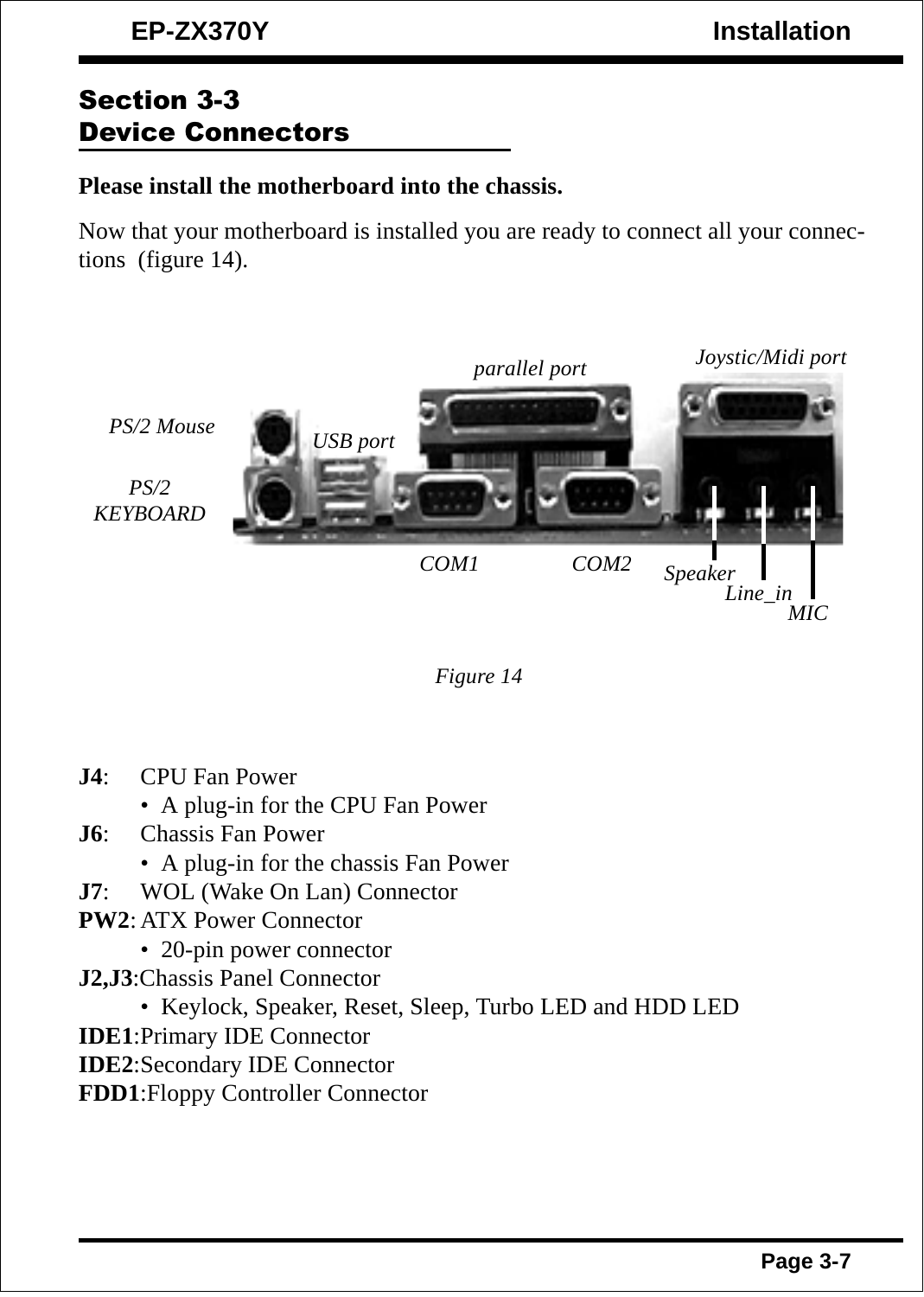## Section 3-3
## Device Connectors

**Please install the motherboard into the chassis.**

Now that your motherboard is installed you are ready to connect all your connections (figure 14).

*Figure 14*

**J4**: CPU Fan Power
- A plug-in for the CPU Fan Power

**J6**: Chassis Fan Power
- A plug-in for the chassis Fan Power

**J7**: WOL (Wake On Lan) Connector

**PW2**: ATX Power Connector
- 20-pin power connector

**J2,J3**:Chassis Panel Connector
- Keylock, Speaker, Reset, Sleep, Turbo LED and HDD LED

**IDE1**:Primary IDE Connector

**IDE2**:Secondary IDE Connector

**FDD1**:Floppy Controller Connector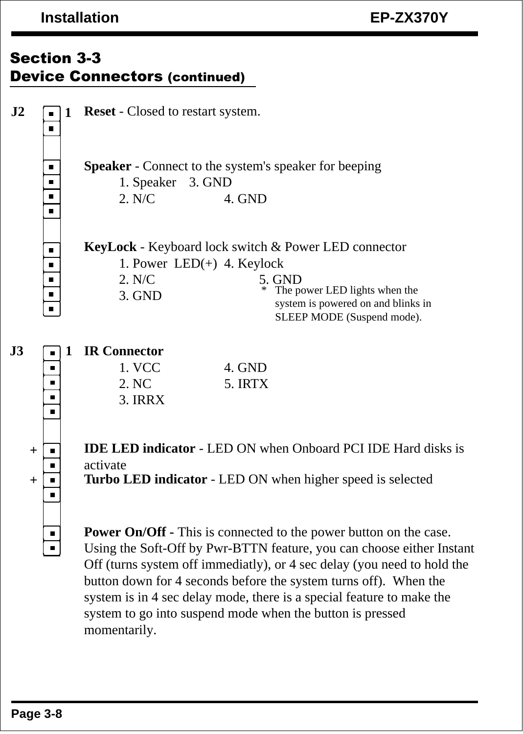## Section 3-3
## Device Connectors (continued)

**J2** 1

**Reset** - Closed to restart system.

**Speaker** - Connect to the system's speaker for beeping

1. Speaker 3. GND
2. N/C 4. GND

**KeyLock** - Keyboard lock switch & Power LED connector

1. Power LED(+) 4. Keylock
2. N/C 5. GND
3. GND

\* The power LED lights when the system is powered on and blinks in SLEEP MODE (Suspend mode).

**J3** 1

**IR Connector**

1. VCC 4. GND
2. NC 5. IRTX
3. IRRX

\+ **IDE LED indicator** - LED ON when Onboard PCI IDE Hard disks is activate

\+ **Turbo LED indicator** - LED ON when higher speed is selected

**Power On/Off** - This is connected to the power button on the case. Using the Soft-Off by Pwr-BTTN feature, you can choose either Instant Off (turns system off immediatly), or 4 sec delay (you need to hold the button down for 4 seconds before the system turns off). When the system is in 4 sec delay mode, there is a special feature to make the system to go into suspend mode when the button is pressed momentarily.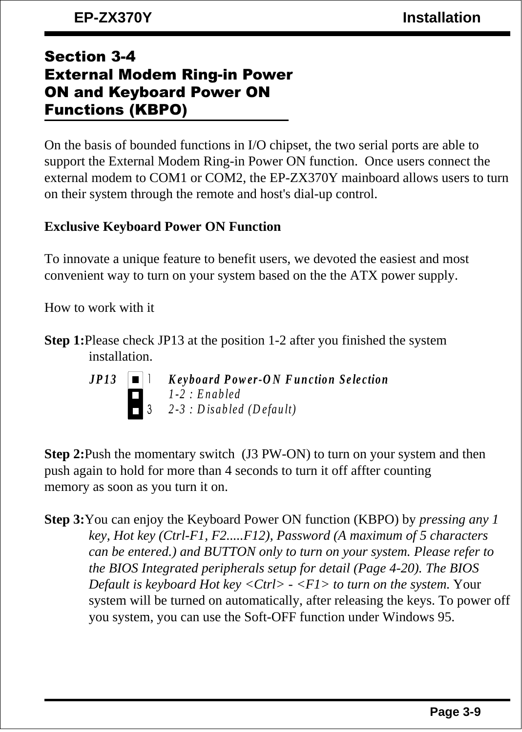## Section 3-4
## External Modem Ring-in Power ON and Keyboard Power ON Functions (KBPO)

On the basis of bounded functions in I/O chipset, the two serial ports are able to support the External Modem Ring-in Power ON function. Once users connect the external modem to COM1 or COM2, the EP-ZX370Y mainboard allows users to turn on their system through the remote and host's dial-up control.

**Exclusive Keyboard Power ON Function**

To innovate a unique feature to benefit users, we devoted the easiest and most convenient way to turn on your system based on the the ATX power supply.

How to work with it

**Step 1:** Please check JP13 at the position 1-2 after you finished the system installation.

*JP13* — *Keyboard Power-ON Function Selection*
*1-2 : Enabled*
*2-3 : Disabled (Default)*

**Step 2:** Push the momentary switch (J3 PW-ON) to turn on your system and then push again to hold for more than 4 seconds to turn it off affter counting memory as soon as you turn it on.

**Step 3:** You can enjoy the Keyboard Power ON function (KBPO) by *pressing any 1 key, Hot key (Ctrl-F1, F2.....F12), Password (A maximum of 5 characters can be entered.) and BUTTON only to turn on your system. Please refer to the BIOS Integrated peripherals setup for detail (Page 4-20). The BIOS Default is keyboard Hot key <Ctrl> - <F1> to turn on the system.* Your system will be turned on automatically, after releasing the keys. To power off you system, you can use the Soft-OFF function under Windows 95.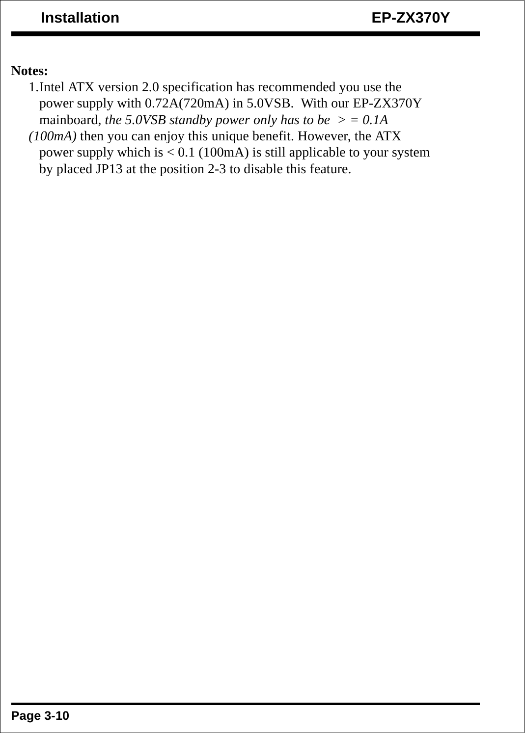**Notes:**

1. Intel ATX version 2.0 specification has recommended you use the power supply with 0.72A(720mA) in 5.0VSB. With our EP-ZX370Y mainboard, *the 5.0VSB standby power only has to be > = 0.1A (100mA)* then you can enjoy this unique benefit. However, the ATX power supply which is < 0.1 (100mA) is still applicable to your system by placed JP13 at the position 2-3 to disable this feature.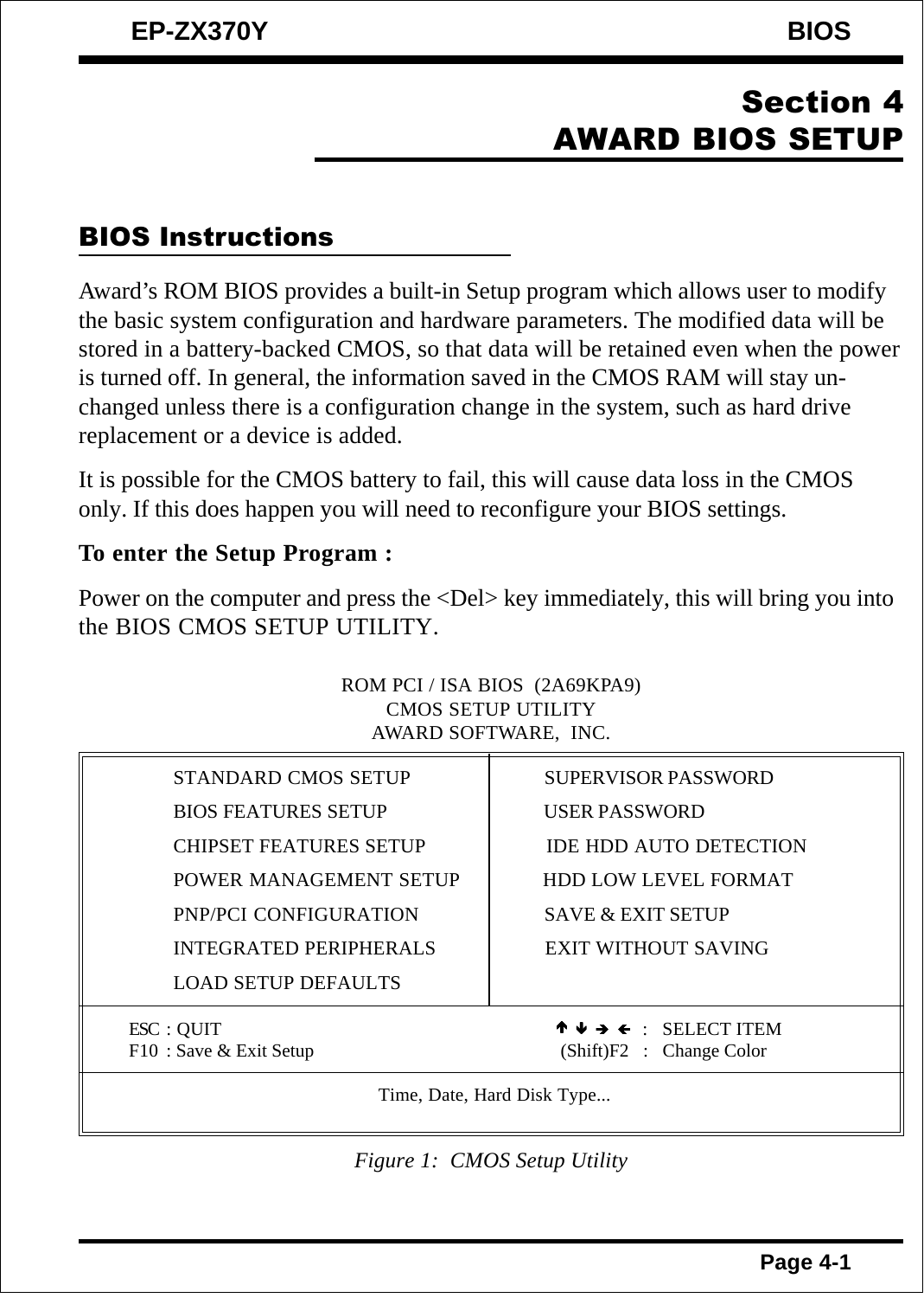# Section 4
# AWARD BIOS SETUP

## BIOS Instructions

Award's ROM BIOS provides a built-in Setup program which allows user to modify the basic system configuration and hardware parameters. The modified data will be stored in a battery-backed CMOS, so that data will be retained even when the power is turned off. In general, the information saved in the CMOS RAM will stay unchanged unless there is a configuration change in the system, such as hard drive replacement or a device is added.

It is possible for the CMOS battery to fail, this will cause data loss in the CMOS only. If this does happen you will need to reconfigure your BIOS settings.

**To enter the Setup Program :**

Power on the computer and press the <Del> key immediately, this will bring you into the BIOS CMOS SETUP UTILITY.

```
                    ROM PCI / ISA BIOS  (2A69KPA9)
                         CMOS SETUP UTILITY
                        AWARD SOFTWARE,  INC.

   STANDARD CMOS SETUP              SUPERVISOR PASSWORD
   BIOS FEATURES SETUP              USER PASSWORD
   CHIPSET FEATURES SETUP           IDE HDD AUTO DETECTION
   POWER MANAGEMENT SETUP           HDD LOW LEVEL FORMAT
   PNP/PCI CONFIGURATION            SAVE & EXIT SETUP
   INTEGRATED PERIPHERALS           EXIT WITHOUT SAVING
   LOAD SETUP DEFAULTS

 ESC : QUIT                         ↑ ↓ → ←  :  SELECT ITEM
 F10 : Save & Exit Setup            (Shift)F2 :  Change Color

                    Time, Date, Hard Disk Type...
```

*Figure 1: CMOS Setup Utility*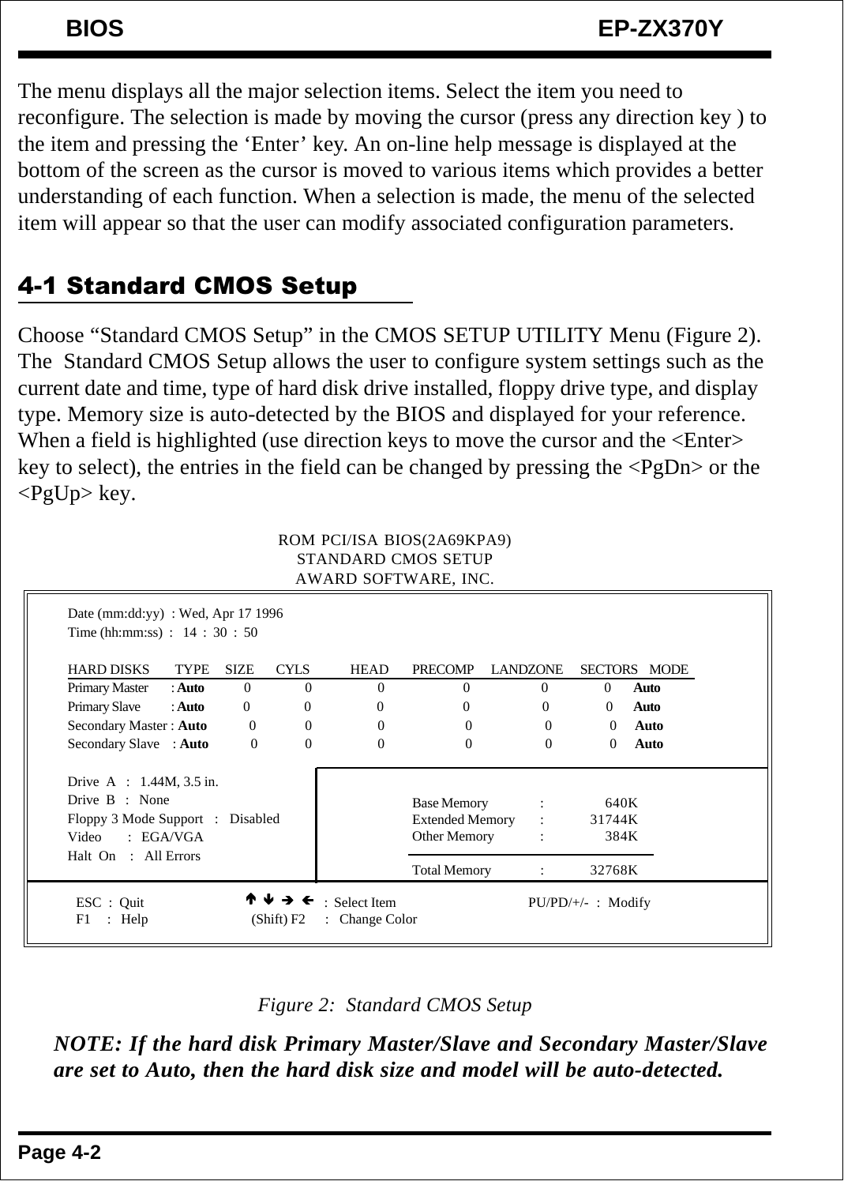The menu displays all the major selection items. Select the item you need to reconfigure. The selection is made by moving the cursor (press any direction key ) to the item and pressing the 'Enter' key. An on-line help message is displayed at the bottom of the screen as the cursor is moved to various items which provides a better understanding of each function. When a selection is made, the menu of the selected item will appear so that the user can modify associated configuration parameters.

## 4-1 Standard CMOS Setup

Choose "Standard CMOS Setup" in the CMOS SETUP UTILITY Menu (Figure 2). The Standard CMOS Setup allows the user to configure system settings such as the current date and time, type of hard disk drive installed, floppy drive type, and display type. Memory size is auto-detected by the BIOS and displayed for your reference. When a field is highlighted (use direction keys to move the cursor and the <Enter> key to select), the entries in the field can be changed by pressing the <PgDn> or the <PgUp> key.

```
                    ROM PCI/ISA BIOS(2A69KPA9)
                      STANDARD CMOS SETUP
                      AWARD SOFTWARE, INC.

Date (mm:dd:yy)  : Wed, Apr 17 1996
Time (hh:mm:ss)  :  14 : 30 : 50

HARD DISKS        TYPE   SIZE   CYLS   HEAD   PRECOMP   LANDZONE   SECTORS   MODE
Primary Master   : Auto    0      0      0       0          0          0      Auto
Primary Slave    : Auto    0      0      0       0          0          0      Auto
Secondary Master : Auto    0      0      0       0          0          0      Auto
Secondary Slave  : Auto    0      0      0       0          0          0      Auto

Drive  A  :  1.44M, 3.5 in.
Drive  B  :  None                          Base Memory      :    640K
Floppy 3 Mode Support  :  Disabled         Extended Memory  :  31744K
Video     :  EGA/VGA                       Other Memory     :    384K
Halt  On  :  All Errors
                                           Total Memory     :  32768K

ESC  :  Quit          ↑ ↓ → ←  :  Select Item          PU/PD/+/-  :  Modify
F1   :  Help          (Shift) F2  :  Change Color
```

*Figure 2: Standard CMOS Setup*

***NOTE: If the hard disk Primary Master/Slave and Secondary Master/Slave are set to Auto, then the hard disk size and model will be auto-detected.***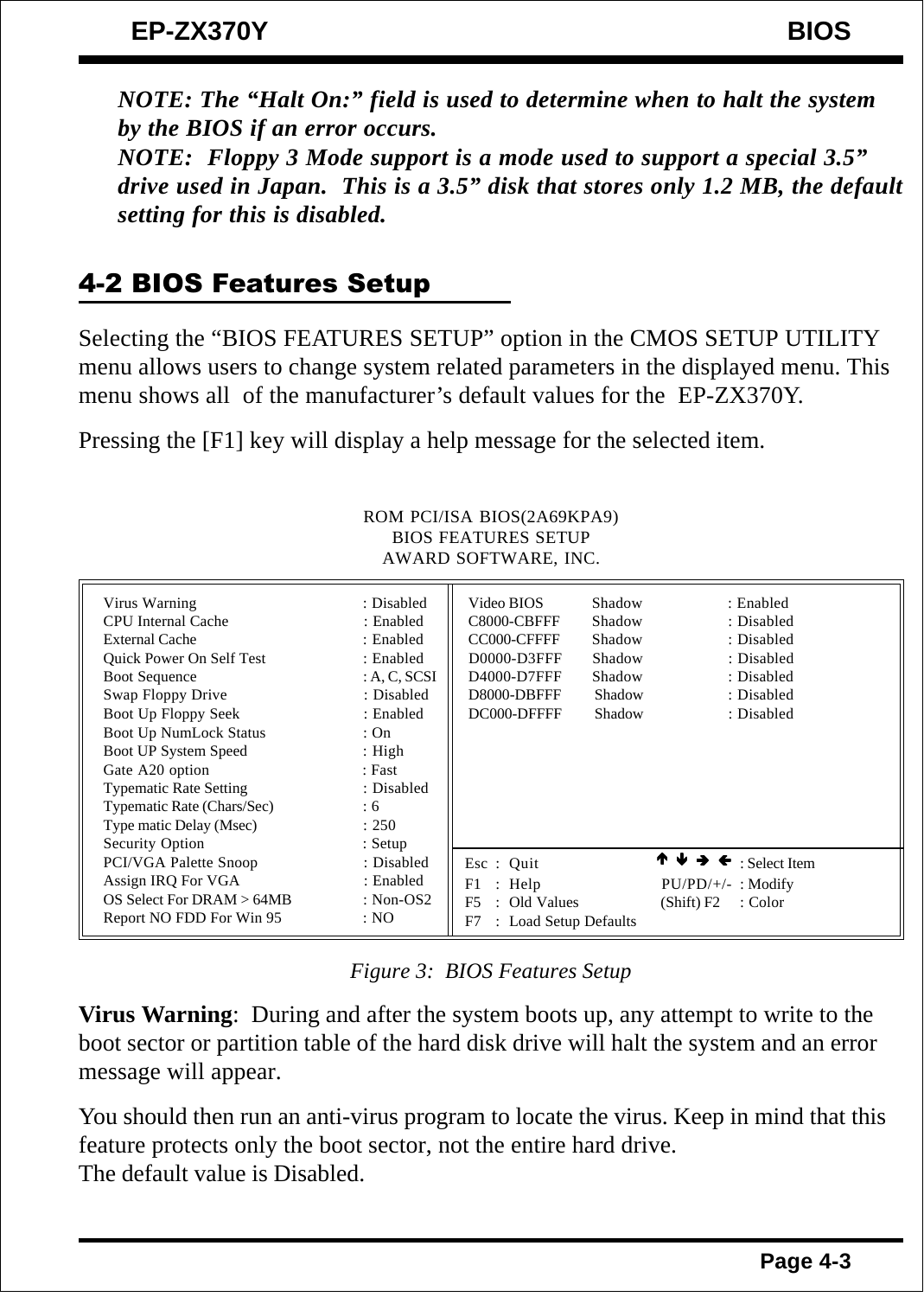*NOTE: The "Halt On:" field is used to determine when to halt the system by the BIOS if an error occurs.*
*NOTE: Floppy 3 Mode support is a mode used to support a special 3.5" drive used in Japan. This is a 3.5" disk that stores only 1.2 MB, the default setting for this is disabled.*

## 4-2 BIOS Features Setup

Selecting the "BIOS FEATURES SETUP" option in the CMOS SETUP UTILITY menu allows users to change system related parameters in the displayed menu. This menu shows all of the manufacturer's default values for the EP-ZX370Y.

Pressing the [F1] key will display a help message for the selected item.

```
                         ROM PCI/ISA BIOS(2A69KPA9)
                            BIOS FEATURES SETUP
                           AWARD SOFTWARE, INC.

Virus Warning               : Disabled   | Video BIOS     Shadow    : Enabled
CPU Internal Cache          : Enabled    | C8000-CBFFF    Shadow    : Disabled
External Cache              : Enabled    | CC000-CFFFF    Shadow    : Disabled
Quick Power On Self Test    : Enabled    | D0000-D3FFF    Shadow    : Disabled
Boot Sequence               : A, C, SCSI | D4000-D7FFF    Shadow    : Disabled
Swap Floppy Drive           : Disabled   | D8000-DBFFF    Shadow    : Disabled
Boot Up Floppy Seek         : Enabled    | DC000-DFFFF    Shadow    : Disabled
Boot Up NumLock Status      : On         |
Boot UP System Speed        : High       |
Gate A20 option             : Fast       |
Typematic Rate Setting      : Disabled   |
Typematic Rate (Chars/Sec)  : 6          |
Type matic Delay (Msec)     : 250        |
Security Option             : Setup      |
PCI/VGA Palette Snoop       : Disabled   | Esc : Quit              ↑ ↓ → ← : Select Item
Assign IRQ For VGA          : Enabled    | F1  : Help              PU/PD/+/- : Modify
OS Select For DRAM > 64MB   : Non-OS2    | F5  : Old Values        (Shift) F2 : Color
Report NO FDD For Win 95    : NO         | F7  : Load Setup Defaults
```

*Figure 3: BIOS Features Setup*

**Virus Warning**: During and after the system boots up, any attempt to write to the boot sector or partition table of the hard disk drive will halt the system and an error message will appear.

You should then run an anti-virus program to locate the virus. Keep in mind that this feature protects only the boot sector, not the entire hard drive.
The default value is Disabled.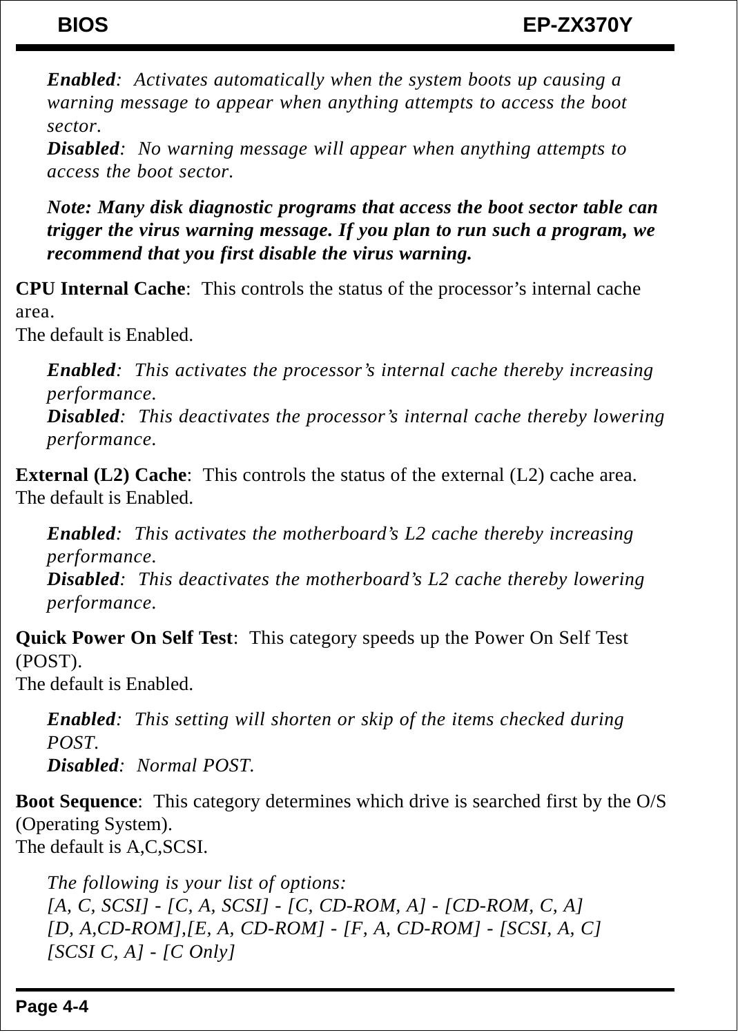*Enabled*: Activates automatically when the system boots up causing a warning message to appear when anything attempts to access the boot sector.
*Disabled*: No warning message will appear when anything attempts to access the boot sector.

***Note: Many disk diagnostic programs that access the boot sector table can trigger the virus warning message. If you plan to run such a program, we recommend that you first disable the virus warning.***

**CPU Internal Cache**: This controls the status of the processor's internal cache area.
The default is Enabled.

*Enabled*: This activates the processor's internal cache thereby increasing performance.
*Disabled*: This deactivates the processor's internal cache thereby lowering performance.

**External (L2) Cache**: This controls the status of the external (L2) cache area.
The default is Enabled.

*Enabled*: This activates the motherboard's L2 cache thereby increasing performance.
*Disabled*: This deactivates the motherboard's L2 cache thereby lowering performance.

**Quick Power On Self Test**: This category speeds up the Power On Self Test (POST).
The default is Enabled.

*Enabled*: This setting will shorten or skip of the items checked during POST.
*Disabled*: Normal POST.

**Boot Sequence**: This category determines which drive is searched first by the O/S (Operating System).
The default is A,C,SCSI.

*The following is your list of options:*
*[A, C, SCSI] - [C, A, SCSI] - [C, CD-ROM, A] - [CD-ROM, C, A]*
*[D, A,CD-ROM],[E, A, CD-ROM] - [F, A, CD-ROM] - [SCSI, A, C]*
*[SCSI C, A] - [C Only]*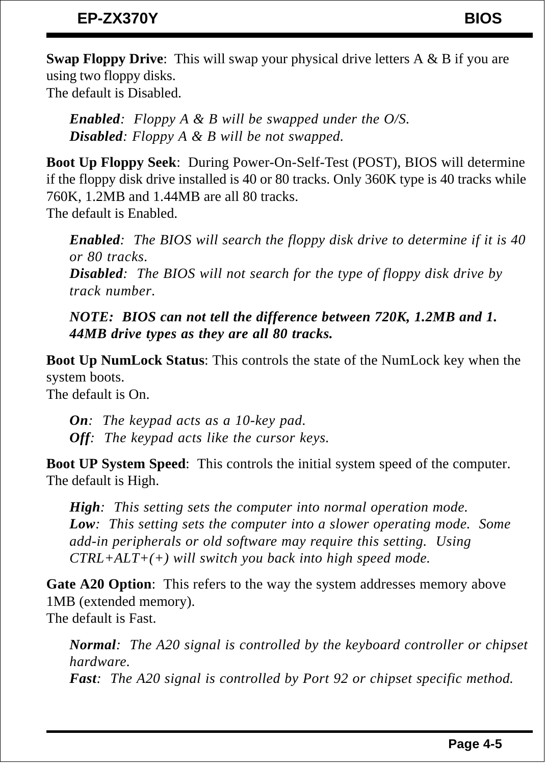**Swap Floppy Drive**: This will swap your physical drive letters A & B if you are using two floppy disks.
The default is Disabled.

> ***Enabled***: *Floppy A & B will be swapped under the O/S.*
> ***Disabled***: *Floppy A & B will be not swapped.*

**Boot Up Floppy Seek**: During Power-On-Self-Test (POST), BIOS will determine if the floppy disk drive installed is 40 or 80 tracks. Only 360K type is 40 tracks while 760K, 1.2MB and 1.44MB are all 80 tracks.
The default is Enabled.

> ***Enabled***: *The BIOS will search the floppy disk drive to determine if it is 40 or 80 tracks.*
> ***Disabled***: *The BIOS will not search for the type of floppy disk drive by track number.*
>
> ***NOTE: BIOS can not tell the difference between 720K, 1.2MB and 1.44MB drive types as they are all 80 tracks.***

**Boot Up NumLock Status**: This controls the state of the NumLock key when the system boots.
The default is On.

> ***On***: *The keypad acts as a 10-key pad.*
> ***Off***: *The keypad acts like the cursor keys.*

**Boot UP System Speed**: This controls the initial system speed of the computer.
The default is High.

> ***High***: *This setting sets the computer into normal operation mode.*
> ***Low***: *This setting sets the computer into a slower operating mode. Some add-in peripherals or old software may require this setting. Using CTRL+ALT+(+) will switch you back into high speed mode.*

**Gate A20 Option**: This refers to the way the system addresses memory above 1MB (extended memory).
The default is Fast.

> ***Normal***: *The A20 signal is controlled by the keyboard controller or chipset hardware.*
> ***Fast***: *The A20 signal is controlled by Port 92 or chipset specific method.*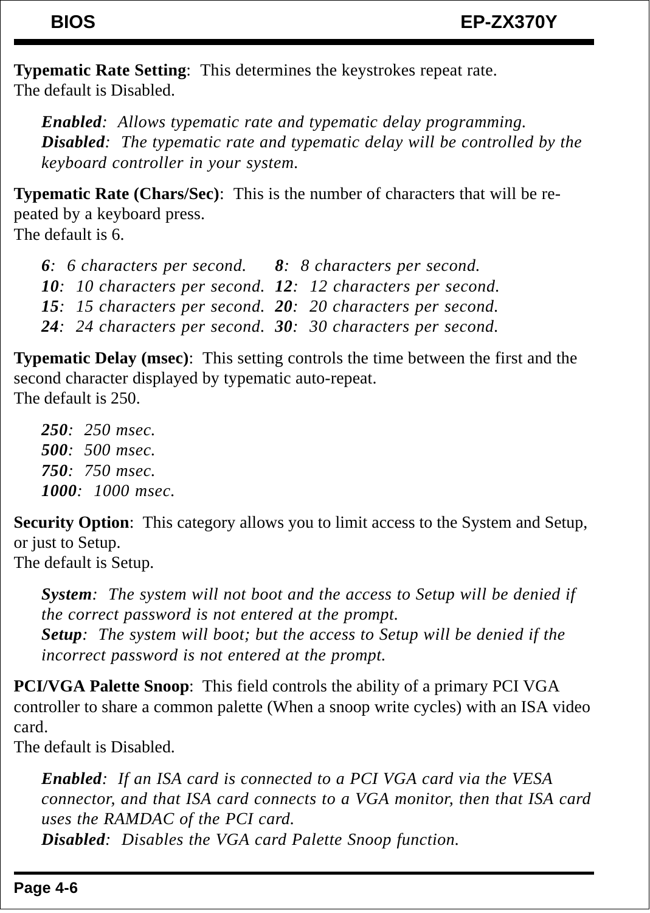**Typematic Rate Setting**:  This determines the keystrokes repeat rate.
The default is Disabled.

> ***Enabled***:  *Allows typematic rate and typematic delay programming.*
> ***Disabled***:  *The typematic rate and typematic delay will be controlled by the keyboard controller in your system.*

**Typematic Rate (Chars/Sec)**:  This is the number of characters that will be repeated by a keyboard press.
The default is 6.

> ***6***:  *6 characters per second.*  ***8***:  *8 characters per second.*
> ***10***:  *10 characters per second.*  ***12***:  *12 characters per second.*
> ***15***:  *15 characters per second.*  ***20***:  *20 characters per second.*
> ***24***:  *24 characters per second.*  ***30***:  *30 characters per second.*

**Typematic Delay (msec)**:  This setting controls the time between the first and the second character displayed by typematic auto-repeat.
The default is 250.

> ***250***:  *250 msec.*
> ***500***:  *500 msec.*
> ***750***:  *750 msec.*
> ***1000***:  *1000 msec.*

**Security Option**:  This category allows you to limit access to the System and Setup, or just to Setup.
The default is Setup.

> ***System***:  *The system will not boot and the access to Setup will be denied if the correct password is not entered at the prompt.*
> ***Setup***:  *The system will boot; but the access to Setup will be denied if the incorrect password is not entered at the prompt.*

**PCI/VGA Palette Snoop**:  This field controls the ability of a primary PCI VGA controller to share a common palette (When a snoop write cycles) with an ISA video card.
The default is Disabled.

> ***Enabled***:  *If an ISA card is connected to a PCI VGA card via the VESA connector, and that ISA card connects to a VGA monitor, then that ISA card uses the RAMDAC of the PCI card.*
> ***Disabled***:  *Disables the VGA card Palette Snoop function.*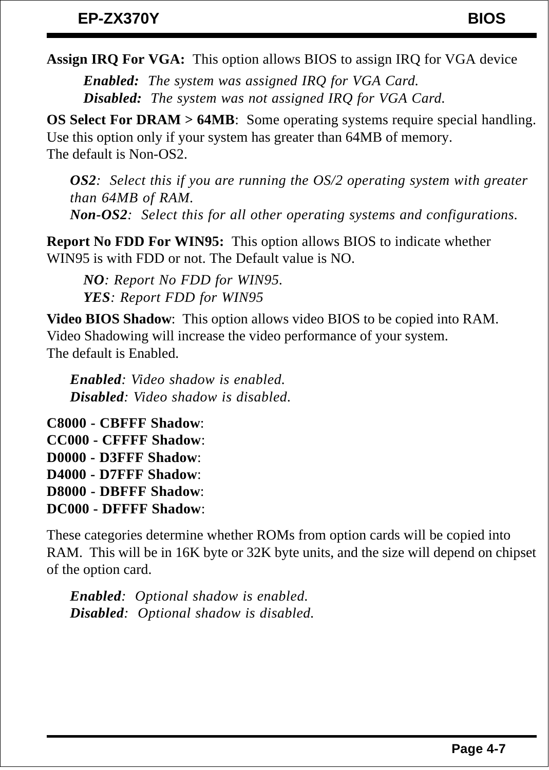**Assign IRQ For VGA:** This option allows BIOS to assign IRQ for VGA device

> ***Enabled:*** *The system was assigned IRQ for VGA Card.*
> ***Disabled:*** *The system was not assigned IRQ for VGA Card.*

**OS Select For DRAM > 64MB**: Some operating systems require special handling. Use this option only if your system has greater than 64MB of memory.
The default is Non-OS2.

> ***OS2****: Select this if you are running the OS/2 operating system with greater than 64MB of RAM.*
> ***Non-OS2****: Select this for all other operating systems and configurations.*

**Report No FDD For WIN95:** This option allows BIOS to indicate whether WIN95 is with FDD or not. The Default value is NO.

> ***NO****: Report No FDD for WIN95.*
> ***YES****: Report FDD for WIN95*

**Video BIOS Shadow**: This option allows video BIOS to be copied into RAM. Video Shadowing will increase the video performance of your system.
The default is Enabled.

> ***Enabled****: Video shadow is enabled.*
> ***Disabled****: Video shadow is disabled.*

**C8000 - CBFFF Shadow**:
**CC000 - CFFFF Shadow**:
**D0000 - D3FFF Shadow**:
**D4000 - D7FFF Shadow**:
**D8000 - DBFFF Shadow**:
**DC000 - DFFFF Shadow**:

These categories determine whether ROMs from option cards will be copied into RAM. This will be in 16K byte or 32K byte units, and the size will depend on chipset of the option card.

> ***Enabled****: Optional shadow is enabled.*
> ***Disabled****: Optional shadow is disabled.*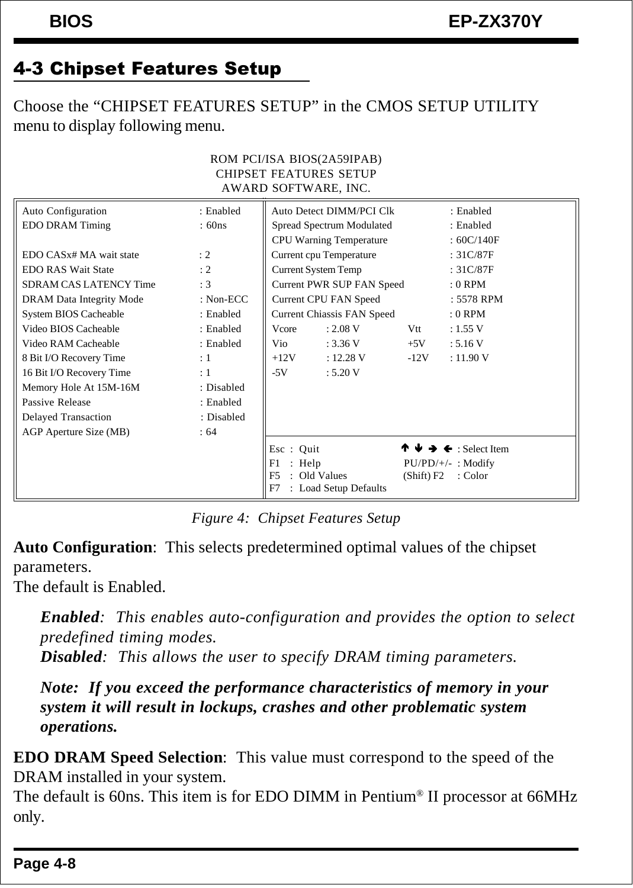## 4-3 Chipset Features Setup

Choose the "CHIPSET FEATURES SETUP" in the CMOS SETUP UTILITY menu to display following menu.

```
                    ROM PCI/ISA BIOS(2A59IPAB)
                     CHIPSET FEATURES SETUP
                     AWARD SOFTWARE, INC.

Auto Configuration          : Enabled    Auto Detect DIMM/PCI Clk      : Enabled
EDO DRAM Timing             : 60ns       Spread Spectrum Modulated     : Enabled
                                         CPU Warning Temperature       : 60C/140F
EDO CASx# MA wait state     : 2          Current cpu Temperature       : 31C/87F
EDO RAS Wait State          : 2          Current System Temp           : 31C/87F
SDRAM CAS LATENCY Time      : 3          Current PWR SUP FAN Speed     : 0 RPM
DRAM Data Integrity Mode    : Non-ECC    Current CPU FAN Speed         : 5578 RPM
System BIOS Cacheable       : Enabled    Current Chiassis FAN Speed    : 0 RPM
Video BIOS Cacheable        : Enabled    Vcore    : 2.08 V      Vtt    : 1.55 V
Video RAM Cacheable         : Enabled    Vio      : 3.36 V      +5V    : 5.16 V
8 Bit I/O Recovery Time     : 1          +12V     : 12.28 V     -12V   : 11.90 V
16 Bit I/O Recovery Time    : 1          -5V      : 5.20 V
Memory Hole At 15M-16M      : Disabled
Passive Release             : Enabled
Delayed Transaction         : Disabled
AGP Aperture Size (MB)      : 64
                                         Esc : Quit            ↑ ↓ → ← : Select Item
                                         F1  : Help            PU/PD/+/- : Modify
                                         F5  : Old Values      (Shift) F2 : Color
                                         F7  : Load Setup Defaults
```

*Figure 4: Chipset Features Setup*

**Auto Configuration**: This selects predetermined optimal values of the chipset parameters.
The default is Enabled.

> ***Enabled**: This enables auto-configuration and provides the option to select predefined timing modes.*
> ***Disabled**: This allows the user to specify DRAM timing parameters.*
>
> ***Note: If you exceed the performance characteristics of memory in your system it will result in lockups, crashes and other problematic system operations.***

**EDO DRAM Speed Selection**: This value must correspond to the speed of the DRAM installed in your system.
The default is 60ns. This item is for EDO DIMM in Pentium® II processor at 66MHz only.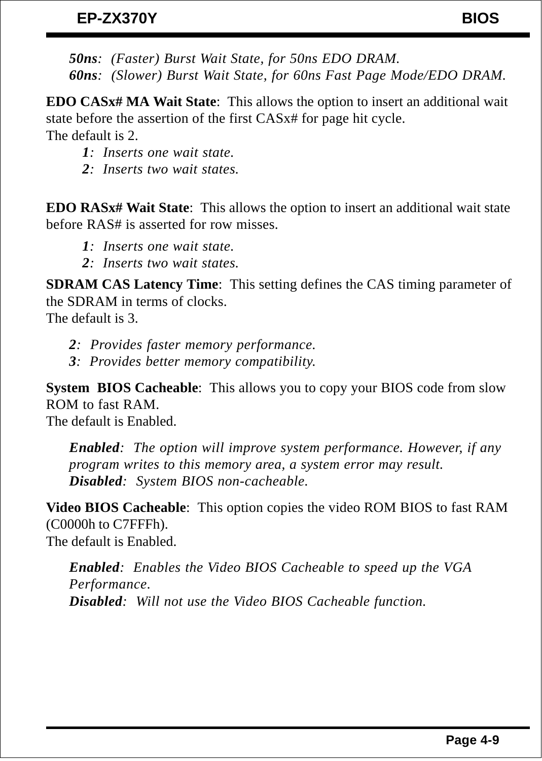*50ns*: (Faster) Burst Wait State, for 50ns EDO DRAM.
*60ns*: (Slower) Burst Wait State, for 60ns Fast Page Mode/EDO DRAM.

**EDO CASx# MA Wait State**: This allows the option to insert an additional wait state before the assertion of the first CASx# for page hit cycle.
The default is 2.

*1*: Inserts one wait state.
*2*: Inserts two wait states.

**EDO RASx# Wait State**: This allows the option to insert an additional wait state before RAS# is asserted for row misses.

*1*: Inserts one wait state.
*2*: Inserts two wait states.

**SDRAM CAS Latency Time**: This setting defines the CAS timing parameter of the SDRAM in terms of clocks.
The default is 3.

*2*: Provides faster memory performance.
*3*: Provides better memory compatibility.

**System BIOS Cacheable**: This allows you to copy your BIOS code from slow ROM to fast RAM.
The default is Enabled.

*Enabled*: The option will improve system performance. However, if any program writes to this memory area, a system error may result.
*Disabled*: System BIOS non-cacheable.

**Video BIOS Cacheable**: This option copies the video ROM BIOS to fast RAM (C0000h to C7FFFh).
The default is Enabled.

*Enabled*: Enables the Video BIOS Cacheable to speed up the VGA Performance.
*Disabled*: Will not use the Video BIOS Cacheable function.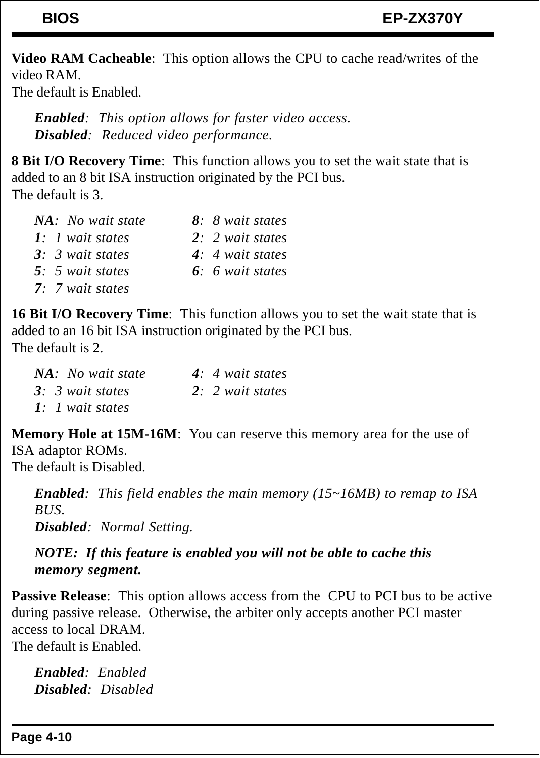**Video RAM Cacheable**:  This option allows the CPU to cache read/writes of the video RAM.
The default is Enabled.

> ***Enabled***:  *This option allows for faster video access.*
> ***Disabled***:  *Reduced video performance.*

**8 Bit I/O Recovery Time**:  This function allows you to set the wait state that is added to an 8 bit ISA instruction originated by the PCI bus.
The default is 3.

| | |
|---|---|
| ***NA***:  *No wait state* | ***8***:  *8 wait states* |
| ***1***:  *1 wait states* | ***2***:  *2 wait states* |
| ***3***:  *3 wait states* | ***4***:  *4 wait states* |
| ***5***:  *5 wait states* | ***6***:  *6 wait states* |
| ***7***:  *7 wait states* | |

**16 Bit I/O Recovery Time**:  This function allows you to set the wait state that is added to an 16 bit ISA instruction originated by the PCI bus.
The default is 2.

| | |
|---|---|
| ***NA***:  *No wait state* | ***4***:  *4 wait states* |
| ***3***:  *3 wait states* | ***2***:  *2 wait states* |
| ***1***:  *1 wait states* | |

**Memory Hole at 15M-16M**:  You can reserve this memory area for the use of ISA adaptor ROMs.
The default is Disabled.

> ***Enabled***:  *This field enables the main memory (15~16MB) to remap to ISA BUS.*
> ***Disabled***:  *Normal Setting.*
>
> ***NOTE:  If this feature is enabled you will not be able to cache this memory segment.***

**Passive Release**:  This option allows access from the  CPU to PCI bus to be active during passive release.  Otherwise, the arbiter only accepts another PCI master access to local DRAM.
The default is Enabled.

> ***Enabled***:  *Enabled*
> ***Disabled***:  *Disabled*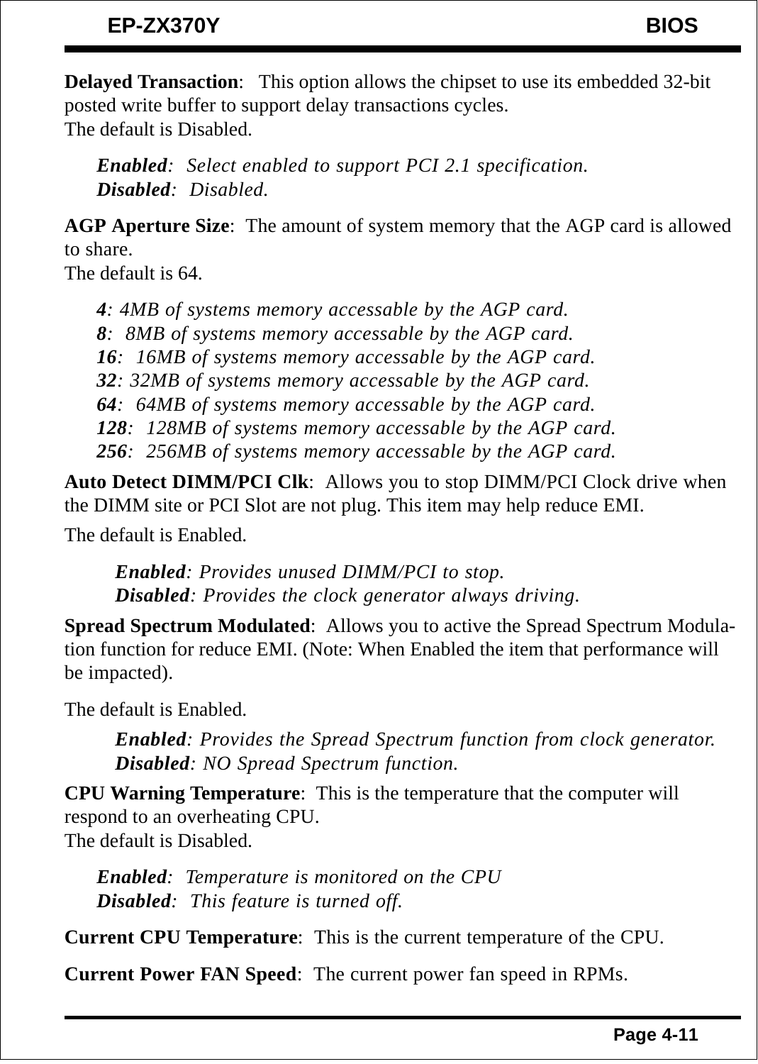**Delayed Transaction**:   This option allows the chipset to use its embedded 32-bit posted write buffer to support delay transactions cycles.
The default is Disabled.

*__Enabled__: Select enabled to support PCI 2.1 specification.*
*__Disabled__: Disabled.*

**AGP Aperture Size**:  The amount of system memory that the AGP card is allowed to share.
The default is 64.

*__4__: 4MB of systems memory accessable by the AGP card.*
*__8__: 8MB of systems memory accessable by the AGP card.*
*__16__: 16MB of systems memory accessable by the AGP card.*
*__32__: 32MB of systems memory accessable by the AGP card.*
*__64__: 64MB of systems memory accessable by the AGP card.*
*__128__: 128MB of systems memory accessable by the AGP card.*
*__256__: 256MB of systems memory accessable by the AGP card.*

**Auto Detect DIMM/PCI Clk**:  Allows you to stop DIMM/PCI Clock drive when the DIMM site or PCI Slot are not plug. This item may help reduce EMI.

The default is Enabled.

*__Enabled__: Provides unused DIMM/PCI to stop.*
*__Disabled__: Provides the clock generator always driving.*

**Spread Spectrum Modulated**:  Allows you to active the Spread Spectrum Modulation function for reduce EMI. (Note: When Enabled the item that performance will be impacted).

The default is Enabled.

*__Enabled__: Provides the Spread Spectrum function from clock generator.*
*__Disabled__: NO Spread Spectrum function.*

**CPU Warning Temperature**:  This is the temperature that the computer will respond to an overheating CPU.
The default is Disabled.

*__Enabled__: Temperature is monitored on the CPU*
*__Disabled__: This feature is turned off.*

**Current CPU Temperature**:  This is the current temperature of the CPU.

**Current Power FAN Speed**:  The current power fan speed in RPMs.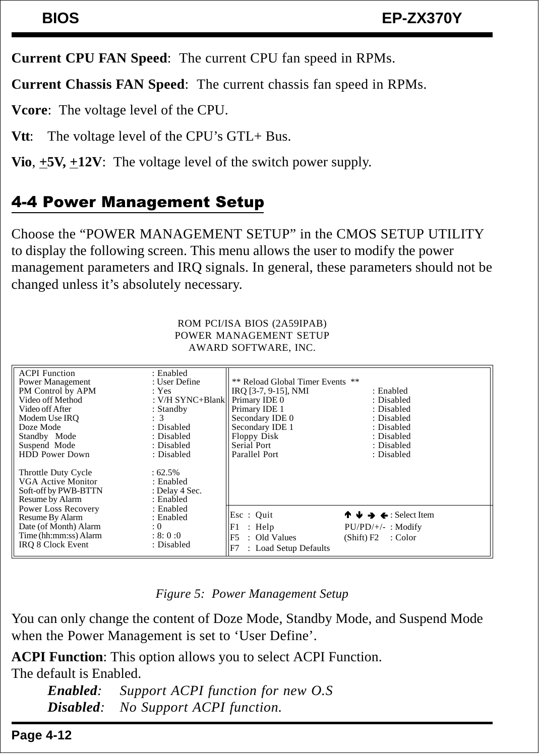**Current CPU FAN Speed**: The current CPU fan speed in RPMs.

**Current Chassis FAN Speed**: The current chassis fan speed in RPMs.

**Vcore**: The voltage level of the CPU.

**Vtt**: The voltage level of the CPU's GTL+ Bus.

**Vio**, **+5V, +12V**: The voltage level of the switch power supply.

## 4-4 Power Management Setup

Choose the "POWER MANAGEMENT SETUP" in the CMOS SETUP UTILITY to display the following screen. This menu allows the user to modify the power management parameters and IRQ signals. In general, these parameters should not be changed unless it's absolutely necessary.

```
                         ROM PCI/ISA BIOS (2A59IPAB)
                           POWER MANAGEMENT SETUP
                           AWARD SOFTWARE, INC.

ACPI Function            : Enabled
Power Management         : User Define       ** Reload Global Timer Events **
PM Control by APM        : Yes              IRQ [3-7, 9-15], NMI    : Enabled
Video off Method         : V/H SYNC+Blank   Primary IDE 0           : Disabled
Video off After          : Standby          Primary IDE 1           : Disabled
Modem Use IRQ            :  3               Secondary IDE 0         : Disabled
Doze Mode                : Disabled         Secondary IDE 1         : Disabled
Standby  Mode            : Disabled         Floppy Disk             : Disabled
Suspend  Mode            : Disabled         Serial Port             : Disabled
HDD Power Down           : Disabled         Parallel Port           : Disabled

Throttle Duty Cycle      : 62.5%
VGA Active Monitor       : Enabled
Soft-off by PWB-BTTN     : Delay 4 Sec.
Resume by Alarm          : Enabled
Power Loss Recovery      : Enabled
Resume By Alarm          : Enabled          Esc : Quit           ↑↓→← : Select Item
Date (of Month) Alarm    : 0                F1  : Help           PU/PD/+/- : Modify
Time (hh:mm:ss) Alarm    : 8: 0 :0          F5  : Old Values     (Shift) F2 : Color
IRQ 8 Clock Event        : Disabled         F7  : Load Setup Defaults
```

*Figure 5: Power Management Setup*

You can only change the content of Doze Mode, Standby Mode, and Suspend Mode when the Power Management is set to 'User Define'.

**ACPI Function**: This option allows you to select ACPI Function.
The default is Enabled.

> ***Enabled***: *Support ACPI function for new O.S*
> ***Disabled***: *No Support ACPI function.*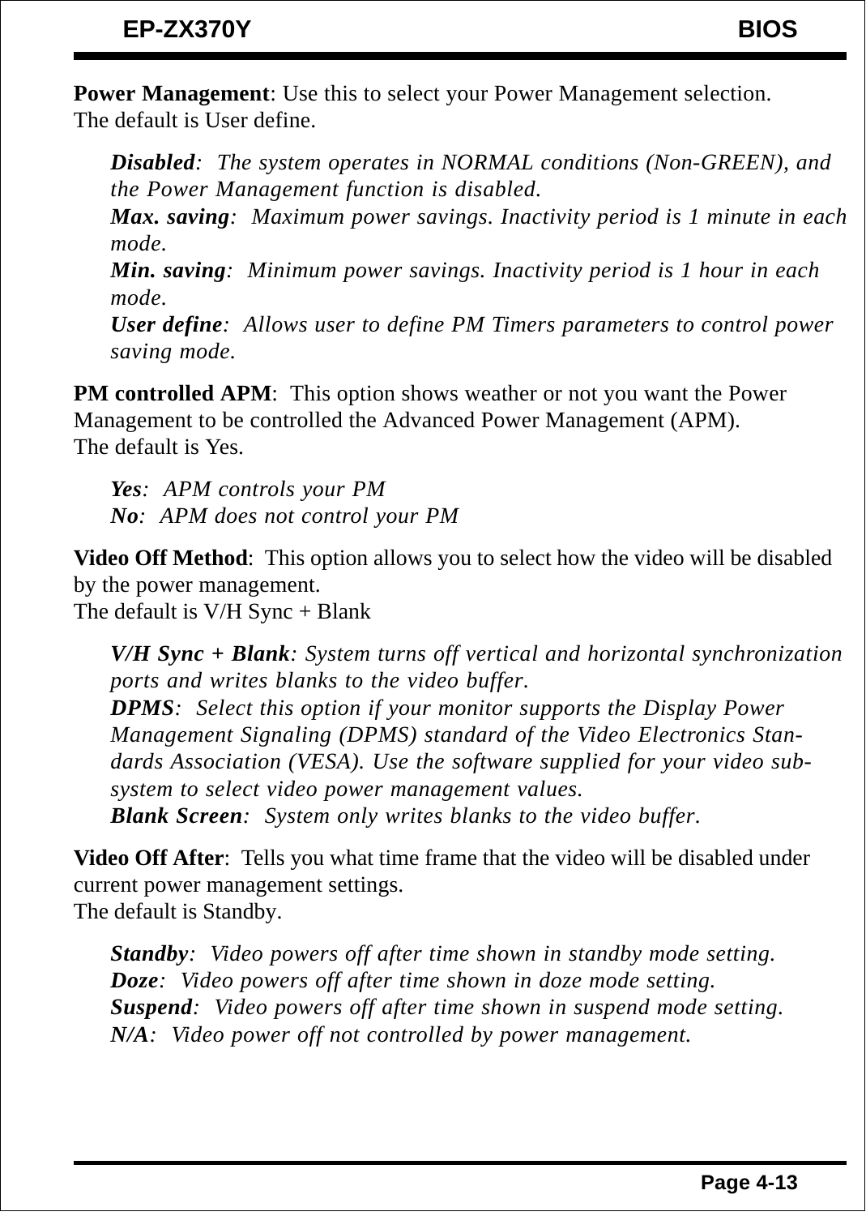**Power Management**: Use this to select your Power Management selection.
The default is User define.

> ***Disabled***: *The system operates in NORMAL conditions (Non-GREEN), and the Power Management function is disabled.*
> ***Max. saving***: *Maximum power savings. Inactivity period is 1 minute in each mode.*
> ***Min. saving***: *Minimum power savings. Inactivity period is 1 hour in each mode.*
> ***User define***: *Allows user to define PM Timers parameters to control power saving mode.*

**PM controlled APM**: This option shows weather or not you want the Power Management to be controlled the Advanced Power Management (APM).
The default is Yes.

> ***Yes***: *APM controls your PM*
> ***No***: *APM does not control your PM*

**Video Off Method**: This option allows you to select how the video will be disabled by the power management.
The default is V/H Sync + Blank

> ***V/H Sync + Blank***: *System turns off vertical and horizontal synchronization ports and writes blanks to the video buffer.*
> ***DPMS***: *Select this option if your monitor supports the Display Power Management Signaling (DPMS) standard of the Video Electronics Standards Association (VESA). Use the software supplied for your video subsystem to select video power management values.*
> ***Blank Screen***: *System only writes blanks to the video buffer.*

**Video Off After**: Tells you what time frame that the video will be disabled under current power management settings.
The default is Standby.

> ***Standby***: *Video powers off after time shown in standby mode setting.*
> ***Doze***: *Video powers off after time shown in doze mode setting.*
> ***Suspend***: *Video powers off after time shown in suspend mode setting.*
> ***N/A***: *Video power off not controlled by power management.*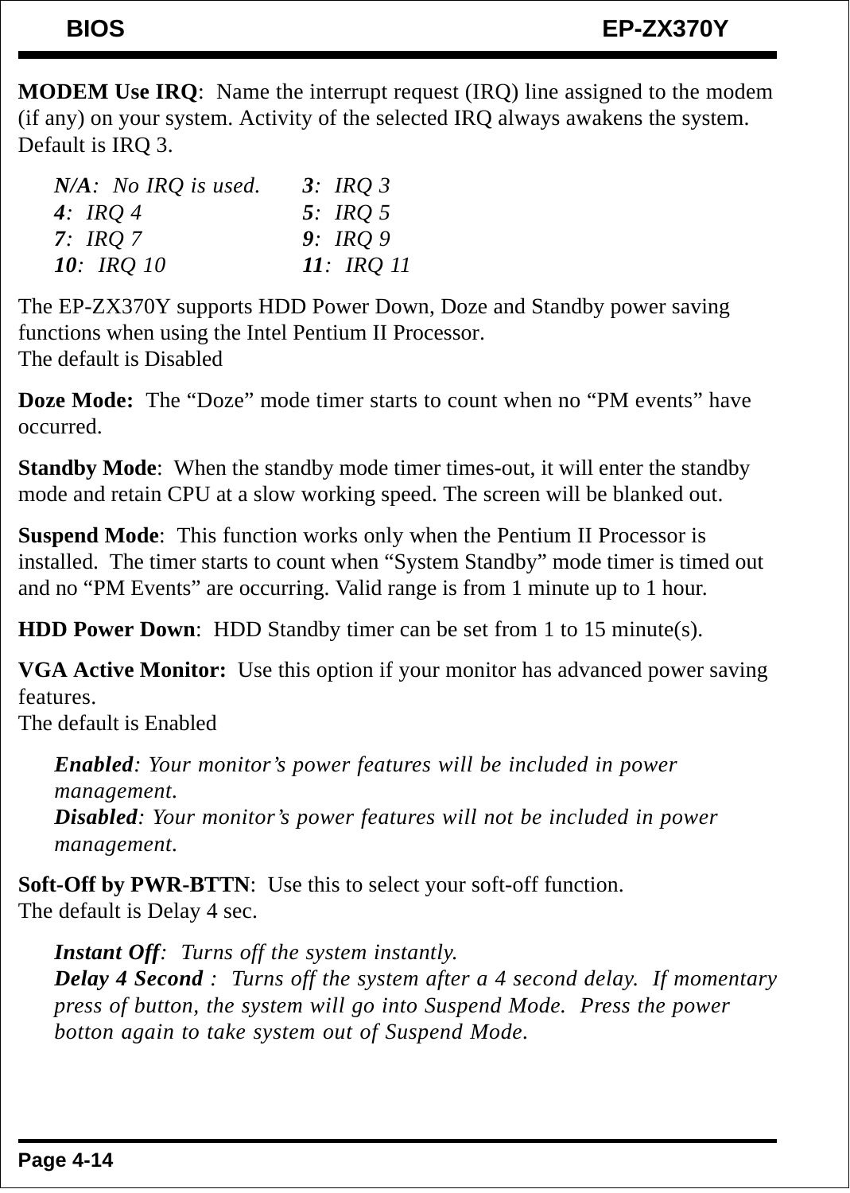**MODEM Use IRQ**:  Name the interrupt request (IRQ) line assigned to the modem (if any) on your system. Activity of the selected IRQ always awakens the system. Default is IRQ 3.

| | |
|---|---|
| ***N/A***:  *No IRQ is used.* | ***3***:  *IRQ 3* |
| ***4***:  *IRQ 4* | ***5***:  *IRQ 5* |
| ***7***:  *IRQ 7* | ***9***:  *IRQ 9* |
| ***10***:  *IRQ 10* | ***11***:  *IRQ 11* |

The EP-ZX370Y supports HDD Power Down, Doze and Standby power saving functions when using the Intel Pentium II Processor.
The default is Disabled

**Doze Mode:**  The “Doze” mode timer starts to count when no “PM events” have occurred.

**Standby Mode**:  When the standby mode timer times-out, it will enter the standby mode and retain CPU at a slow working speed. The screen will be blanked out.

**Suspend Mode**:  This function works only when the Pentium II Processor is installed.  The timer starts to count when “System Standby” mode timer is timed out and no “PM Events” are occurring. Valid range is from 1 minute up to 1 hour.

**HDD Power Down**:  HDD Standby timer can be set from 1 to 15 minute(s).

**VGA Active Monitor:**  Use this option if your monitor has advanced power saving features.
The default is Enabled

> ***Enabled****: Your monitor’s power features will be included in power management.*
> ***Disabled****: Your monitor’s power features will not be included in power management.*

**Soft-Off by PWR-BTTN**:  Use this to select your soft-off function.
The default is Delay 4 sec.

> ***Instant Off****:  Turns off the system instantly.*
> ***Delay 4 Second*** *:  Turns off the system after a 4 second delay.  If momentary press of button, the system will go into Suspend Mode.  Press the power botton again to take system out of Suspend Mode.*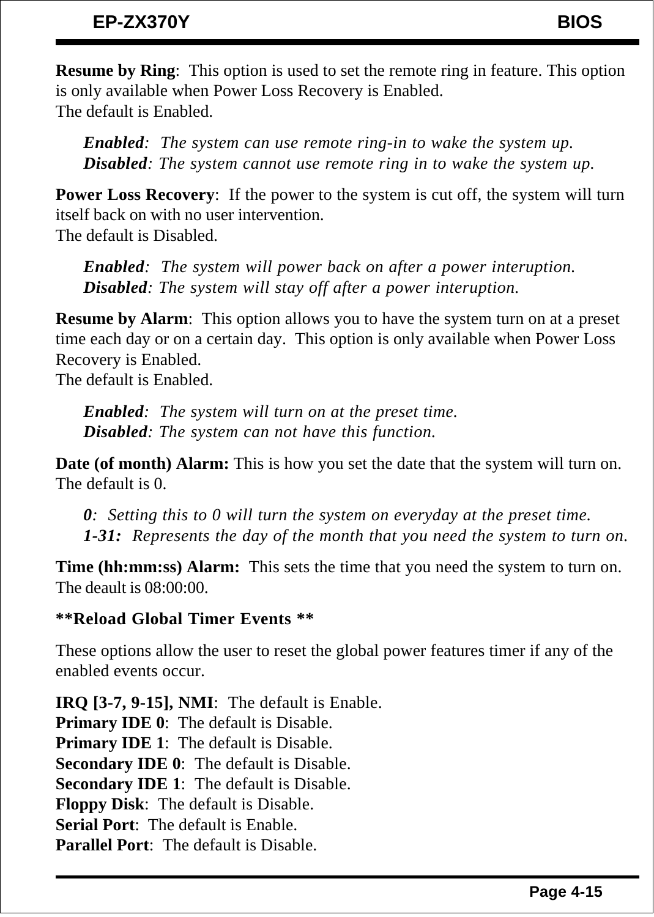**Resume by Ring**:  This option is used to set the remote ring in feature. This option is only available when Power Loss Recovery is Enabled.
The default is Enabled.

> ***Enabled***:  *The system can use remote ring-in to wake the system up.*
> ***Disabled***: *The system cannot use remote ring in to wake the system up.*

**Power Loss Recovery**:  If the power to the system is cut off, the system will turn itself back on with no user intervention.
The default is Disabled.

> ***Enabled***:  *The system will power back on after a power interuption.*
> ***Disabled***: *The system will stay off after a power interuption.*

**Resume by Alarm**:  This option allows you to have the system turn on at a preset time each day or on a certain day.  This option is only available when Power Loss Recovery is Enabled.
The default is Enabled.

> ***Enabled***:  *The system will turn on at the preset time.*
> ***Disabled***: *The system can not have this function.*

**Date (of month) Alarm:** This is how you set the date that the system will turn on.
The default is 0.

> ***0***:  *Setting this to 0 will turn the system on everyday at the preset time.*
> ***1-31:***  *Represents the day of the month that you need the system to turn on.*

**Time (hh:mm:ss) Alarm:**  This sets the time that you need the system to turn on.
The deault is 08:00:00.

**\*\*Reload Global Timer Events \*\***

These options allow the user to reset the global power features timer if any of the enabled events occur.

**IRQ [3-7, 9-15], NMI**:  The default is Enable.
**Primary IDE 0**:  The default is Disable.
**Primary IDE 1**:  The default is Disable.
**Secondary IDE 0**:  The default is Disable.
**Secondary IDE 1**:  The default is Disable.
**Floppy Disk**:  The default is Disable.
**Serial Port**:  The default is Enable.
**Parallel Port**:  The default is Disable.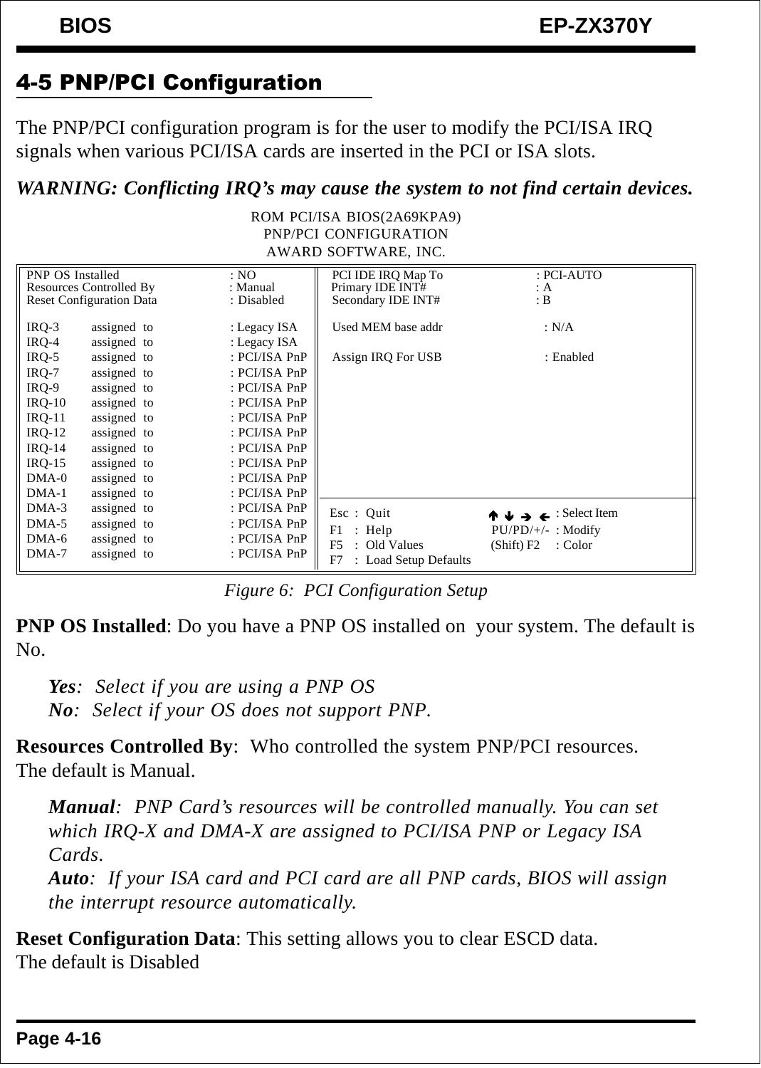## 4-5 PNP/PCI Configuration

The PNP/PCI configuration program is for the user to modify the PCI/ISA IRQ signals when various PCI/ISA cards are inserted in the PCI or ISA slots.

***WARNING: Conflicting IRQ's may cause the system to not find certain devices.***

ROM PCI/ISA BIOS(2A69KPA9)
PNP/PCI CONFIGURATION
AWARD SOFTWARE, INC.

```
PNP OS Installed              : NO              PCI IDE IRQ Map To          : PCI-AUTO
Resources Controlled By       : Manual          Primary IDE INT#            : A
Reset Configuration Data      : Disabled        Secondary IDE INT#          : B

IRQ-3    assigned  to         : Legacy ISA      Used MEM base addr          : N/A
IRQ-4    assigned  to         : Legacy ISA
IRQ-5    assigned  to         : PCI/ISA PnP     Assign IRQ For USB          : Enabled
IRQ-7    assigned  to         : PCI/ISA PnP
IRQ-9    assigned  to         : PCI/ISA PnP
IRQ-10   assigned  to         : PCI/ISA PnP
IRQ-11   assigned  to         : PCI/ISA PnP
IRQ-12   assigned  to         : PCI/ISA PnP
IRQ-14   assigned  to         : PCI/ISA PnP
IRQ-15   assigned  to         : PCI/ISA PnP
DMA-0    assigned  to         : PCI/ISA PnP
DMA-1    assigned  to         : PCI/ISA PnP
DMA-3    assigned  to         : PCI/ISA PnP     Esc : Quit                  ↑ ↓ → ← : Select Item
DMA-5    assigned  to         : PCI/ISA PnP     F1  : Help                  PU/PD/+/- : Modify
DMA-6    assigned  to         : PCI/ISA PnP     F5  : Old Values            (Shift) F2 : Color
DMA-7    assigned  to         : PCI/ISA PnP     F7  : Load Setup Defaults
```

*Figure 6: PCI Configuration Setup*

**PNP OS Installed**: Do you have a PNP OS installed on your system. The default is No.

> ***Yes***: *Select if you are using a PNP OS*
> ***No***: *Select if your OS does not support PNP.*

**Resources Controlled By**: Who controlled the system PNP/PCI resources. The default is Manual.

> ***Manual***: *PNP Card's resources will be controlled manually. You can set which IRQ-X and DMA-X are assigned to PCI/ISA PNP or Legacy ISA Cards.*
> ***Auto***: *If your ISA card and PCI card are all PNP cards, BIOS will assign the interrupt resource automatically.*

**Reset Configuration Data**: This setting allows you to clear ESCD data. The default is Disabled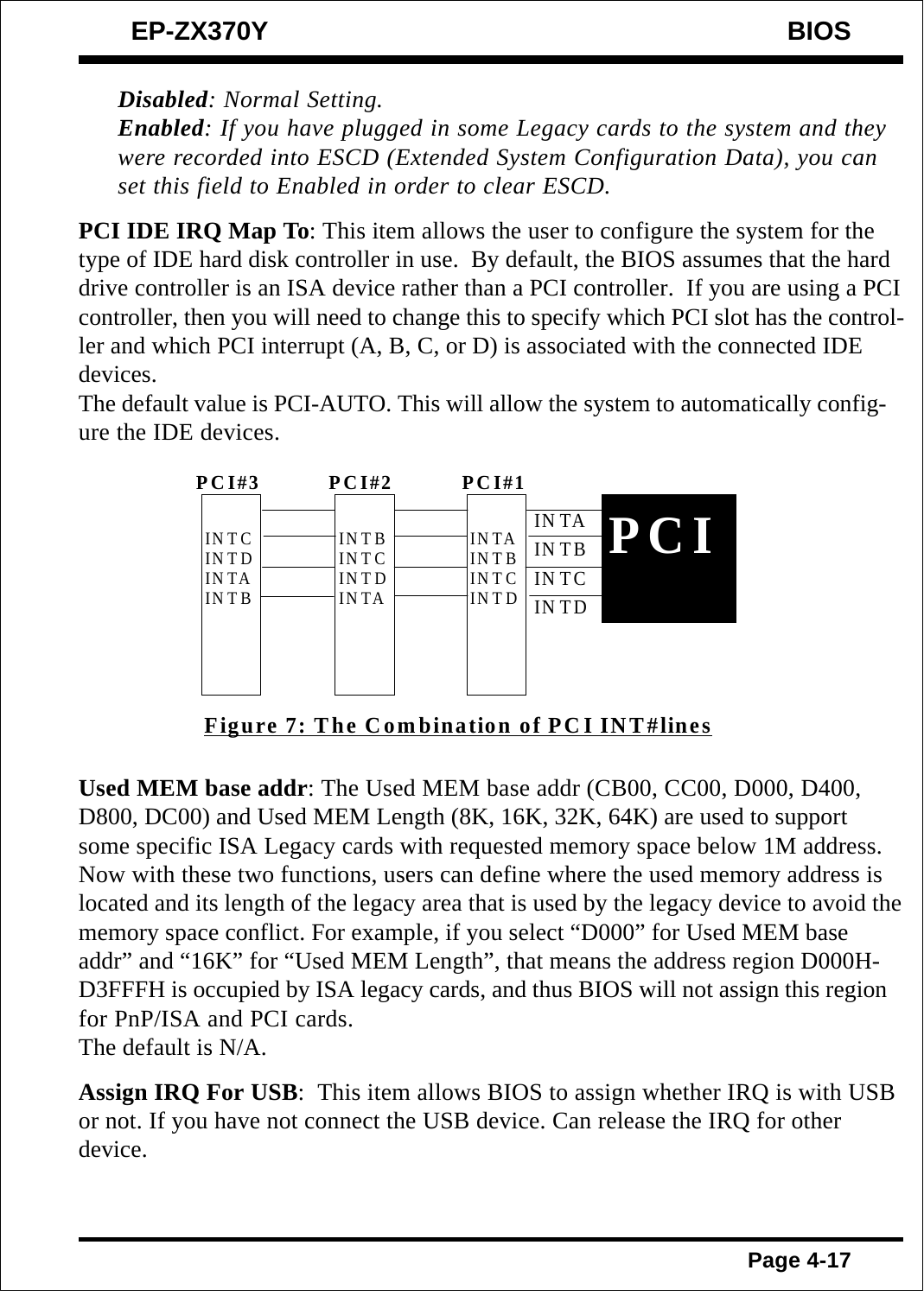*__Disabled__: Normal Setting.*

*__Enabled__: If you have plugged in some Legacy cards to the system and they were recorded into ESCD (Extended System Configuration Data), you can set this field to Enabled in order to clear ESCD.*

**PCI IDE IRQ Map To**: This item allows the user to configure the system for the type of IDE hard disk controller in use. By default, the BIOS assumes that the hard drive controller is an ISA device rather than a PCI controller. If you are using a PCI controller, then you will need to change this to specify which PCI slot has the controller and which PCI interrupt (A, B, C, or D) is associated with the connected IDE devices.

The default value is PCI-AUTO. This will allow the system to automatically configure the IDE devices.

| PCI#3 | PCI#2 | PCI#1 | PCI |
|---|---|---|---|
| INTC | INTB | INTA | INTA |
| INTD | INTC | INTB | INTB |
| INTA | INTD | INTC | INTC |
| INTB | INTA | INTD | INTD |

**Figure 7: The Combination of PCI INT#lines**

**Used MEM base addr**: The Used MEM base addr (CB00, CC00, D000, D400, D800, DC00) and Used MEM Length (8K, 16K, 32K, 64K) are used to support some specific ISA Legacy cards with requested memory space below 1M address. Now with these two functions, users can define where the used memory address is located and its length of the legacy area that is used by the legacy device to avoid the memory space conflict. For example, if you select “D000” for Used MEM base addr” and “16K” for “Used MEM Length”, that means the address region D000H-D3FFFH is occupied by ISA legacy cards, and thus BIOS will not assign this region for PnP/ISA and PCI cards.

The default is N/A.

**Assign IRQ For USB**: This item allows BIOS to assign whether IRQ is with USB or not. If you have not connect the USB device. Can release the IRQ for other device.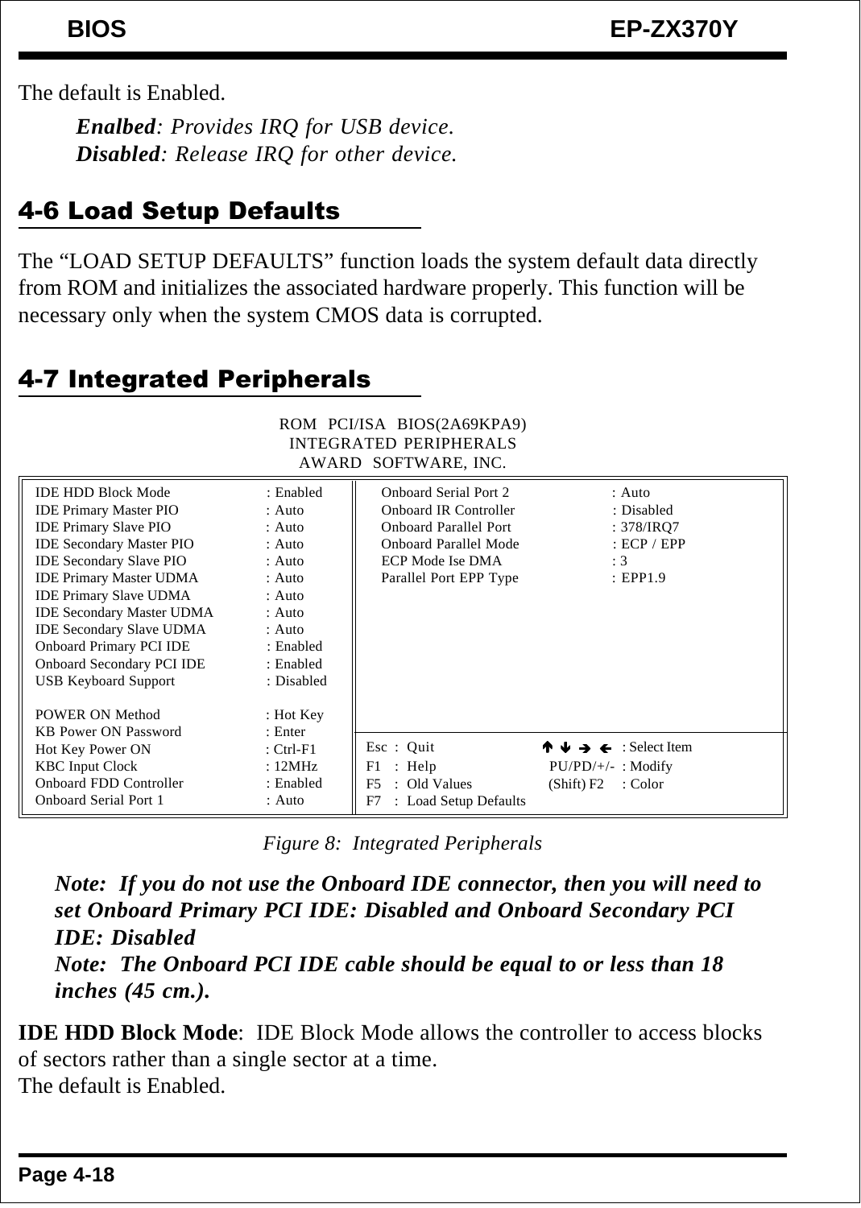The default is Enabled.

*Enalbed*: *Provides IRQ for USB device.*
*Disabled*: *Release IRQ for other device.*

## 4-6 Load Setup Defaults

The "LOAD SETUP DEFAULTS" function loads the system default data directly from ROM and initializes the associated hardware properly. This function will be necessary only when the system CMOS data is corrupted.

## 4-7 Integrated Peripherals

```
                    ROM  PCI/ISA  BIOS(2A69KPA9)
                      INTEGRATED PERIPHERALS
                       AWARD  SOFTWARE, INC.

IDE HDD Block Mode          : Enabled   Onboard Serial Port 2     : Auto
IDE Primary Master PIO      : Auto      Onboard IR Controller     : Disabled
IDE Primary Slave PIO       : Auto      Onboard Parallel Port     : 378/IRQ7
IDE Secondary Master PIO    : Auto      Onboard Parallel Mode     : ECP / EPP
IDE Secondary Slave PIO     : Auto      ECP Mode Ise DMA          : 3
IDE Primary Master UDMA     : Auto      Parallel Port EPP Type    : EPP1.9
IDE Primary Slave UDMA      : Auto
IDE Secondary Master UDMA   : Auto
IDE Secondary Slave UDMA    : Auto
Onboard Primary PCI IDE     : Enabled
Onboard Secondary PCI IDE   : Enabled
USB Keyboard Support        : Disabled

POWER ON Method             : Hot Key
KB Power ON Password        : Enter
Hot Key Power ON            : Ctrl-F1   Esc : Quit          ↑ ↓ → ← : Select Item
KBC Input Clock             : 12MHz     F1  : Help          PU/PD/+/- : Modify
Onboard FDD Controller      : Enabled   F5  : Old Values    (Shift) F2 : Color
Onboard Serial Port 1       : Auto      F7  : Load Setup Defaults
```

*Figure 8: Integrated Peripherals*

***Note: If you do not use the Onboard IDE connector, then you will need to set Onboard Primary PCI IDE: Disabled and Onboard Secondary PCI IDE: Disabled***
***Note: The Onboard PCI IDE cable should be equal to or less than 18 inches (45 cm.).***

**IDE HDD Block Mode**: IDE Block Mode allows the controller to access blocks of sectors rather than a single sector at a time.
The default is Enabled.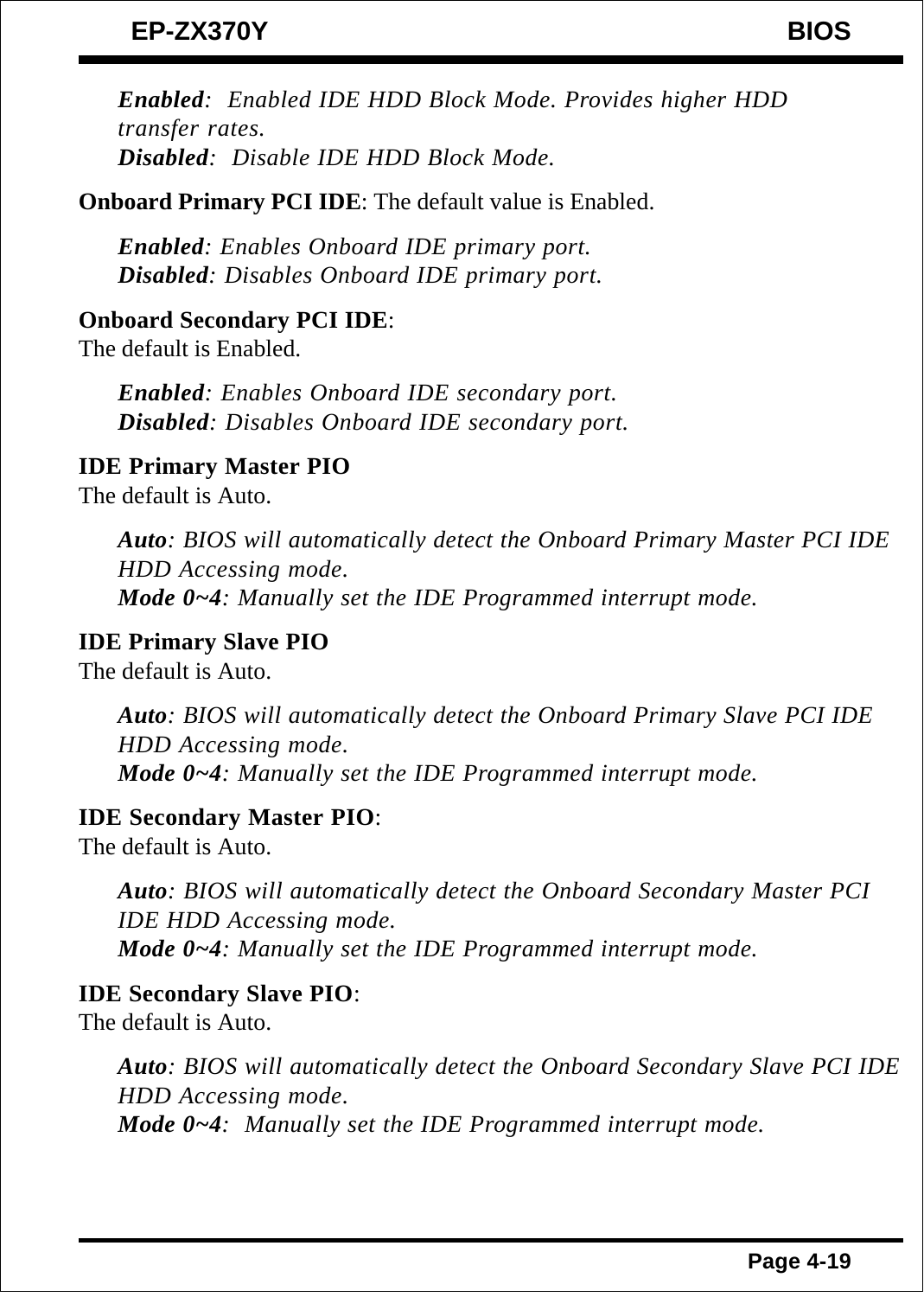*Enabled*: Enabled IDE HDD Block Mode. Provides higher HDD transfer rates.
*Disabled*: Disable IDE HDD Block Mode.

**Onboard Primary PCI IDE**: The default value is Enabled.

*Enabled*: Enables Onboard IDE primary port.
*Disabled*: Disables Onboard IDE primary port.

**Onboard Secondary PCI IDE**:
The default is Enabled.

*Enabled*: Enables Onboard IDE secondary port.
*Disabled*: Disables Onboard IDE secondary port.

**IDE Primary Master PIO**
The default is Auto.

*Auto*: BIOS will automatically detect the Onboard Primary Master PCI IDE HDD Accessing mode.
*Mode 0~4*: Manually set the IDE Programmed interrupt mode.

**IDE Primary Slave PIO**
The default is Auto.

*Auto*: BIOS will automatically detect the Onboard Primary Slave PCI IDE HDD Accessing mode.
*Mode 0~4*: Manually set the IDE Programmed interrupt mode.

**IDE Secondary Master PIO**:
The default is Auto.

*Auto*: BIOS will automatically detect the Onboard Secondary Master PCI IDE HDD Accessing mode.
*Mode 0~4*: Manually set the IDE Programmed interrupt mode.

**IDE Secondary Slave PIO**:
The default is Auto.

*Auto*: BIOS will automatically detect the Onboard Secondary Slave PCI IDE HDD Accessing mode.
*Mode 0~4*: Manually set the IDE Programmed interrupt mode.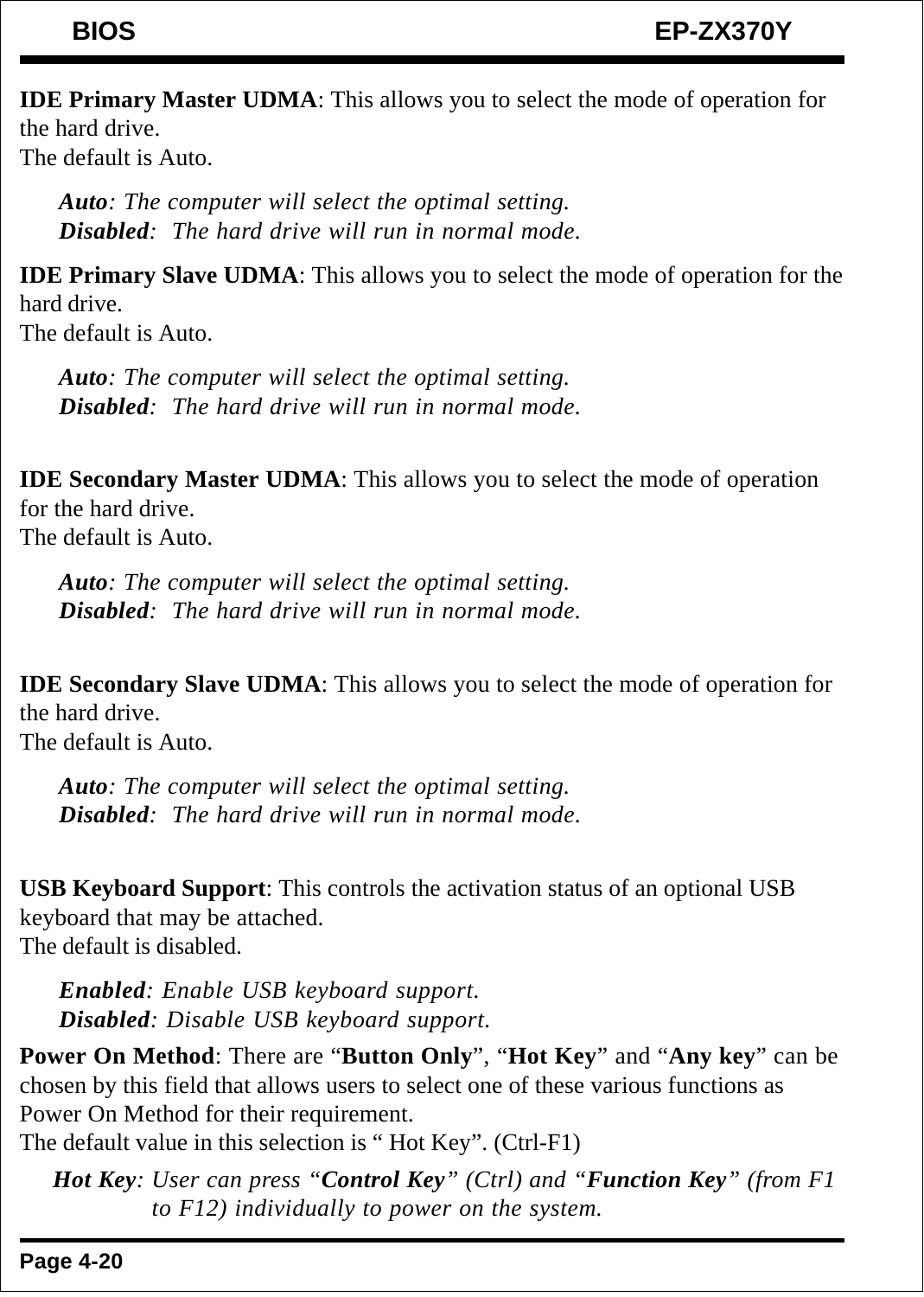**IDE Primary Master UDMA**: This allows you to select the mode of operation for the hard drive.
The default is Auto.

> ***Auto****: The computer will select the optimal setting.*
> ***Disabled****: The hard drive will run in normal mode.*

**IDE Primary Slave UDMA**: This allows you to select the mode of operation for the hard drive.
The default is Auto.

> ***Auto****: The computer will select the optimal setting.*
> ***Disabled****: The hard drive will run in normal mode.*

**IDE Secondary Master UDMA**: This allows you to select the mode of operation for the hard drive.
The default is Auto.

> ***Auto****: The computer will select the optimal setting.*
> ***Disabled****: The hard drive will run in normal mode.*

**IDE Secondary Slave UDMA**: This allows you to select the mode of operation for the hard drive.
The default is Auto.

> ***Auto****: The computer will select the optimal setting.*
> ***Disabled****: The hard drive will run in normal mode.*

**USB Keyboard Support**: This controls the activation status of an optional USB keyboard that may be attached.
The default is disabled.

> ***Enabled****: Enable USB keyboard support.*
> ***Disabled****: Disable USB keyboard support.*

**Power On Method**: There are "**Button Only**", "**Hot Key**" and "**Any key**" can be chosen by this field that allows users to select one of these various functions as Power On Method for their requirement.
The default value in this selection is " Hot Key". (Ctrl-F1)

> ***Hot Key****: User can press "****Control Key****" (Ctrl) and "****Function Key****" (from F1 to F12) individually to power on the system.*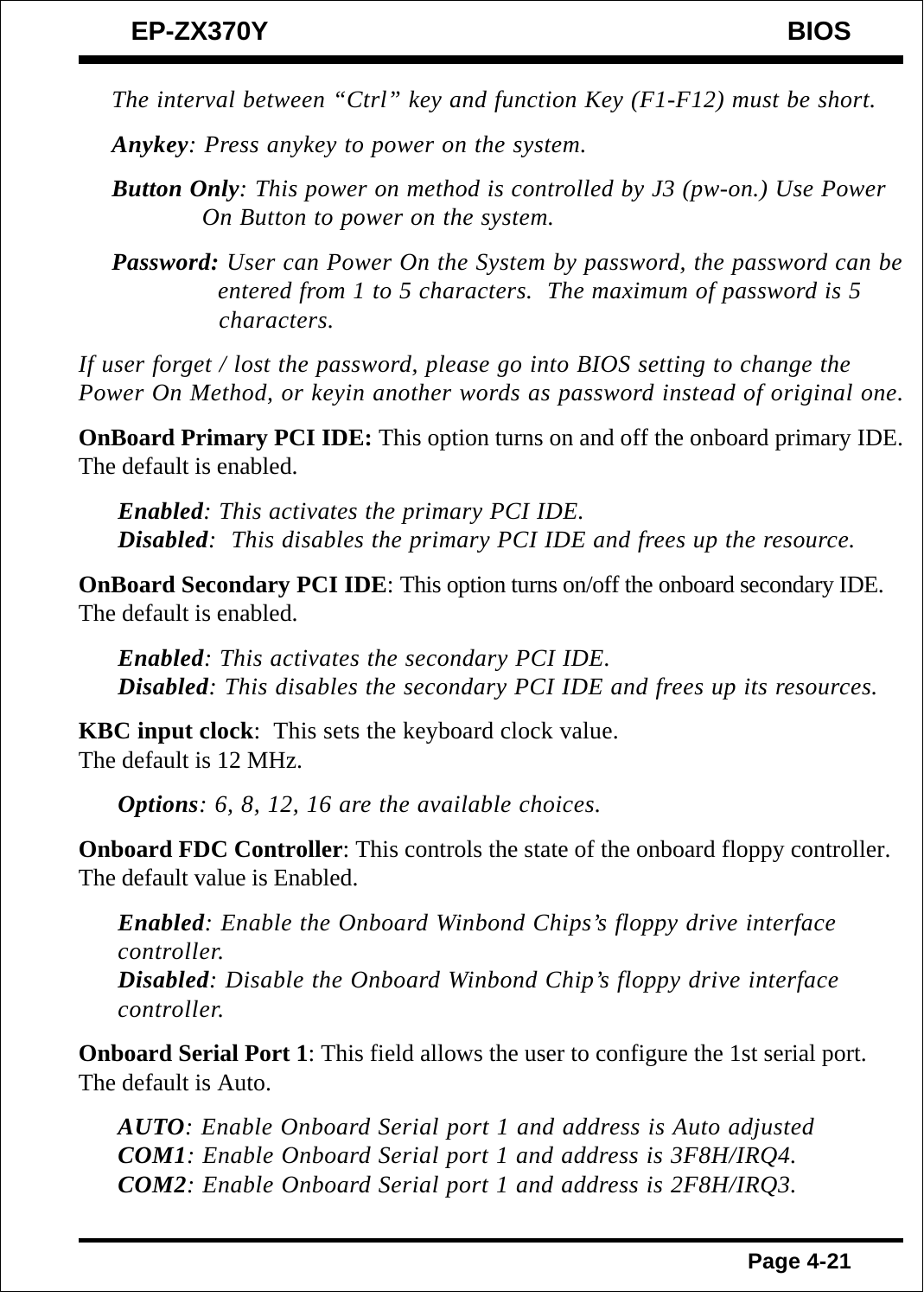*The interval between “Ctrl” key and function Key (F1-F12) must be short.*

***Anykey**: Press anykey to power on the system.*

***Button Only**: This power on method is controlled by J3 (pw-on.) Use Power On Button to power on the system.*

***Password:** User can Power On the System by password, the password can be entered from 1 to 5 characters. The maximum of password is 5 characters.*

*If user forget / lost the password, please go into BIOS setting to change the Power On Method, or keyin another words as password instead of original one.*

**OnBoard Primary PCI IDE:** This option turns on and off the onboard primary IDE. The default is enabled.

***Enabled**: This activates the primary PCI IDE.*
***Disabled**: This disables the primary PCI IDE and frees up the resource.*

**OnBoard Secondary PCI IDE**: This option turns on/off the onboard secondary IDE. The default is enabled.

***Enabled**: This activates the secondary PCI IDE.*
***Disabled**: This disables the secondary PCI IDE and frees up its resources.*

**KBC input clock**: This sets the keyboard clock value.
The default is 12 MHz.

***Options**: 6, 8, 12, 16 are the available choices.*

**Onboard FDC Controller**: This controls the state of the onboard floppy controller. The default value is Enabled.

***Enabled**: Enable the Onboard Winbond Chips’s floppy drive interface controller.*
***Disabled**: Disable the Onboard Winbond Chip’s floppy drive interface controller.*

**Onboard Serial Port 1**: This field allows the user to configure the 1st serial port. The default is Auto.

***AUTO**: Enable Onboard Serial port 1 and address is Auto adjusted*
***COM1**: Enable Onboard Serial port 1 and address is 3F8H/IRQ4.*
***COM2**: Enable Onboard Serial port 1 and address is 2F8H/IRQ3.*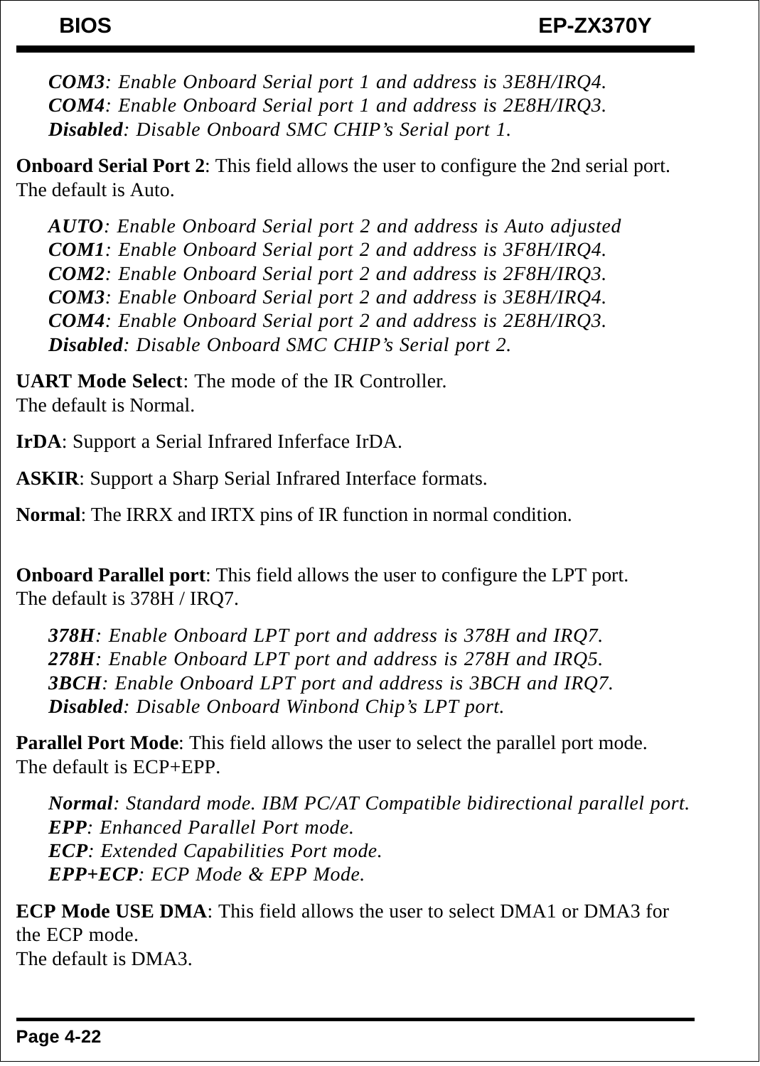*COM3*: *Enable Onboard Serial port 1 and address is 3E8H/IRQ4.*
*COM4*: *Enable Onboard Serial port 1 and address is 2E8H/IRQ3.*
*Disabled*: *Disable Onboard SMC CHIP's Serial port 1.*

**Onboard Serial Port 2**: This field allows the user to configure the 2nd serial port.
The default is Auto.

*AUTO*: *Enable Onboard Serial port 2 and address is Auto adjusted*
*COM1*: *Enable Onboard Serial port 2 and address is 3F8H/IRQ4.*
*COM2*: *Enable Onboard Serial port 2 and address is 2F8H/IRQ3.*
*COM3*: *Enable Onboard Serial port 2 and address is 3E8H/IRQ4.*
*COM4*: *Enable Onboard Serial port 2 and address is 2E8H/IRQ3.*
*Disabled*: *Disable Onboard SMC CHIP's Serial port 2.*

**UART Mode Select**: The mode of the IR Controller.
The default is Normal.

**IrDA**: Support a Serial Infrared Inferface IrDA.

**ASKIR**: Support a Sharp Serial Infrared Interface formats.

**Normal**: The IRRX and IRTX pins of IR function in normal condition.

**Onboard Parallel port**: This field allows the user to configure the LPT port.
The default is 378H / IRQ7.

*378H*: *Enable Onboard LPT port and address is 378H and IRQ7.*
*278H*: *Enable Onboard LPT port and address is 278H and IRQ5.*
*3BCH*: *Enable Onboard LPT port and address is 3BCH and IRQ7.*
*Disabled*: *Disable Onboard Winbond Chip's LPT port.*

**Parallel Port Mode**: This field allows the user to select the parallel port mode.
The default is ECP+EPP.

*Normal*: *Standard mode. IBM PC/AT Compatible bidirectional parallel port.*
*EPP*: *Enhanced Parallel Port mode.*
*ECP*: *Extended Capabilities Port mode.*
*EPP+ECP*: *ECP Mode & EPP Mode.*

**ECP Mode USE DMA**: This field allows the user to select DMA1 or DMA3 for the ECP mode.
The default is DMA3.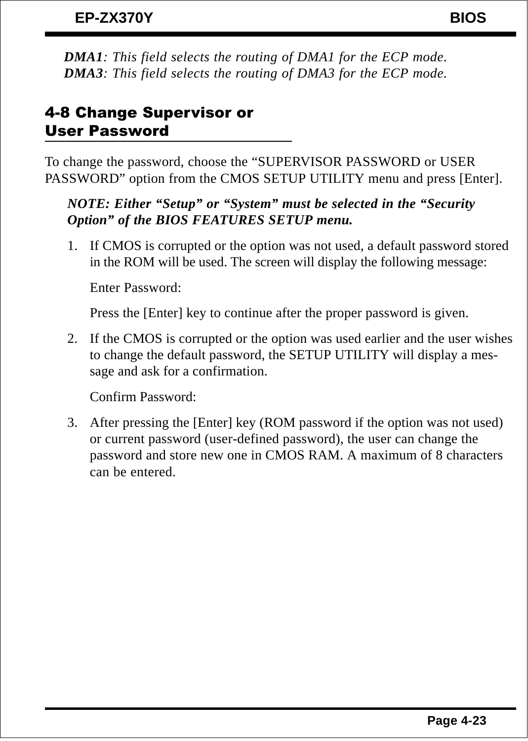***DMA1****: This field selects the routing of DMA1 for the ECP mode.*
***DMA3****: This field selects the routing of DMA3 for the ECP mode.*

## 4-8 Change Supervisor or User Password

To change the password, choose the "SUPERVISOR PASSWORD or USER PASSWORD" option from the CMOS SETUP UTILITY menu and press [Enter].

***NOTE: Either "Setup" or "System" must be selected in the "Security Option" of the BIOS FEATURES SETUP menu.***

1. If CMOS is corrupted or the option was not used, a default password stored in the ROM will be used. The screen will display the following message:

   Enter Password:

   Press the [Enter] key to continue after the proper password is given.

2. If the CMOS is corrupted or the option was used earlier and the user wishes to change the default password, the SETUP UTILITY will display a message and ask for a confirmation.

   Confirm Password:

3. After pressing the [Enter] key (ROM password if the option was not used) or current password (user-defined password), the user can change the password and store new one in CMOS RAM. A maximum of 8 characters can be entered.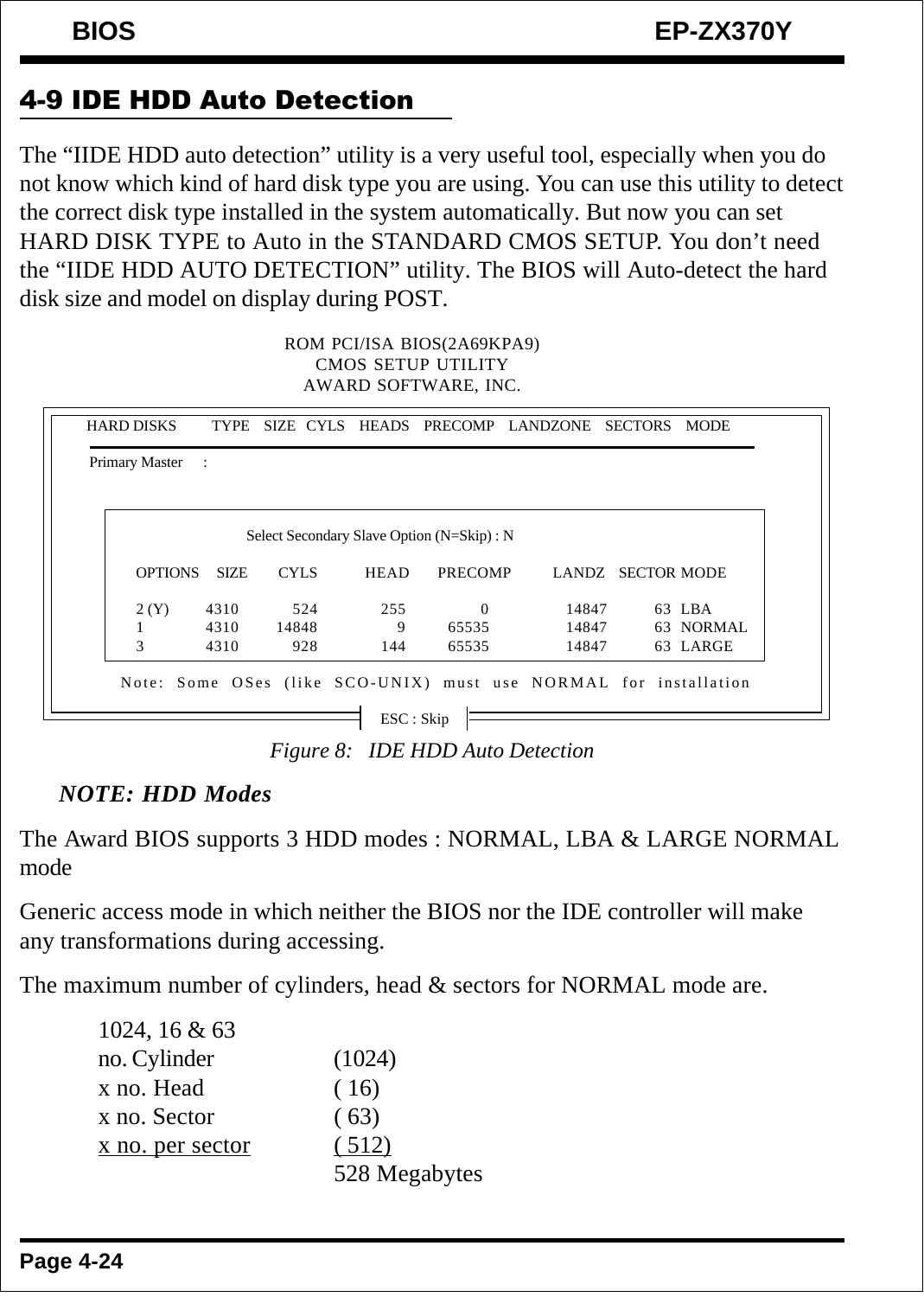## 4-9 IDE HDD Auto Detection

The "IIDE HDD auto detection" utility is a very useful tool, especially when you do not know which kind of hard disk type you are using. You can use this utility to detect the correct disk type installed in the system automatically. But now you can set HARD DISK TYPE to Auto in the STANDARD CMOS SETUP. You don't need the "IIDE HDD AUTO DETECTION" utility. The BIOS will Auto-detect the hard disk size and model on display during POST.

```
                    ROM PCI/ISA BIOS(2A69KPA9)
                       CMOS SETUP UTILITY
                      AWARD SOFTWARE, INC.

 HARD DISKS     TYPE  SIZE  CYLS  HEADS  PRECOMP  LANDZONE  SECTORS  MODE

 Primary Master   :

              Select Secondary Slave Option (N=Skip) : N

   OPTIONS   SIZE    CYLS    HEAD   PRECOMP    LANDZ   SECTOR MODE

   2 (Y)     4310     524     255        0     14847      63  LBA
   1         4310   14848       9    65535     14847      63  NORMAL
   3         4310     928     144    65535     14847      63  LARGE

   Note: Some OSes (like SCO-UNIX) must use NORMAL for installation

                            ESC : Skip
```

*Figure 8: IDE HDD Auto Detection*

***NOTE: HDD Modes***

The Award BIOS supports 3 HDD modes : NORMAL, LBA & LARGE NORMAL mode

Generic access mode in which neither the BIOS nor the IDE controller will make any transformations during accessing.

The maximum number of cylinders, head & sectors for NORMAL mode are.

1024, 16 & 63

| | |
|---|---|
| no. Cylinder | (1024) |
| x no. Head | ( 16) |
| x no. Sector | ( 63) |
| x no. per sector | ( 512) |
| | 528 Megabytes |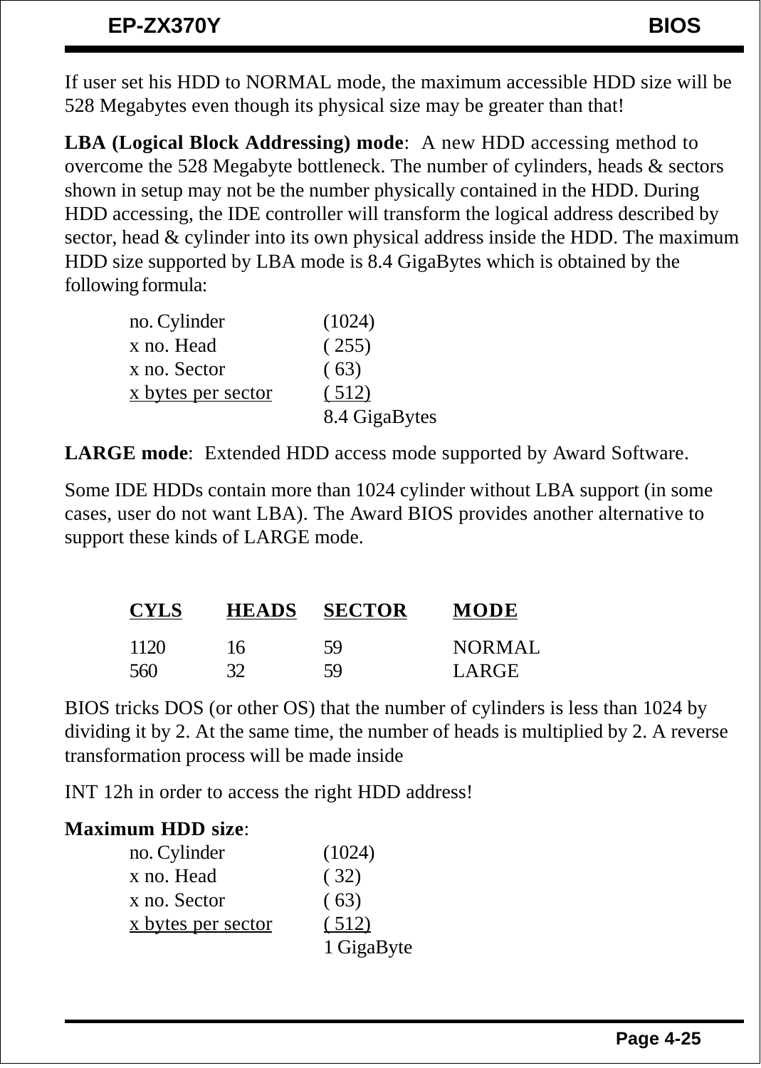If user set his HDD to NORMAL mode, the maximum accessible HDD size will be 528 Megabytes even though its physical size may be greater than that!

**LBA (Logical Block Addressing) mode**: A new HDD accessing method to overcome the 528 Megabyte bottleneck. The number of cylinders, heads & sectors shown in setup may not be the number physically contained in the HDD. During HDD accessing, the IDE controller will transform the logical address described by sector, head & cylinder into its own physical address inside the HDD. The maximum HDD size supported by LBA mode is 8.4 GigaBytes which is obtained by the following formula:

| | |
|---|---|
| no. Cylinder | (1024) |
| x no. Head | ( 255) |
| x no. Sector | ( 63) |
| x bytes per sector | ( 512) |
| | 8.4 GigaBytes |

**LARGE mode**: Extended HDD access mode supported by Award Software.

Some IDE HDDs contain more than 1024 cylinder without LBA support (in some cases, user do not want LBA). The Award BIOS provides another alternative to support these kinds of LARGE mode.

| CYLS | HEADS | SECTOR | MODE |
|---|---|---|---|
| 1120 | 16 | 59 | NORMAL |
| 560 | 32 | 59 | LARGE |

BIOS tricks DOS (or other OS) that the number of cylinders is less than 1024 by dividing it by 2. At the same time, the number of heads is multiplied by 2. A reverse transformation process will be made inside

INT 12h in order to access the right HDD address!

**Maximum HDD size**:

| | |
|---|---|
| no. Cylinder | (1024) |
| x no. Head | ( 32) |
| x no. Sector | ( 63) |
| x bytes per sector | ( 512) |
| | 1 GigaByte |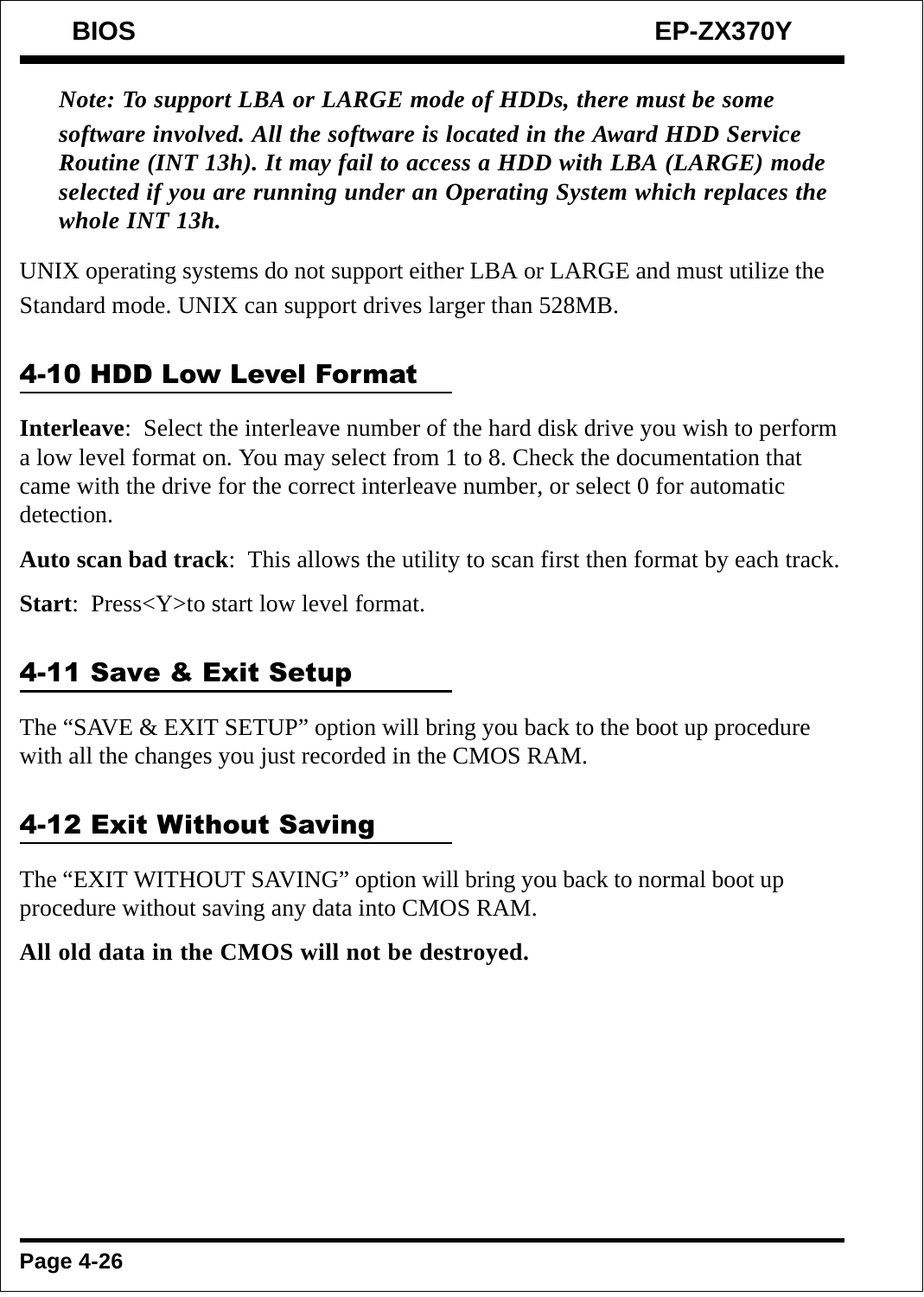*Note: To support LBA or LARGE mode of HDDs, there must be some software involved. All the software is located in the Award HDD Service Routine (INT 13h). It may fail to access a HDD with LBA (LARGE) mode selected if you are running under an Operating System which replaces the whole INT 13h.*

UNIX operating systems do not support either LBA or LARGE and must utilize the Standard mode. UNIX can support drives larger than 528MB.

## 4-10 HDD Low Level Format

**Interleave**: Select the interleave number of the hard disk drive you wish to perform a low level format on. You may select from 1 to 8. Check the documentation that came with the drive for the correct interleave number, or select 0 for automatic detection.

**Auto scan bad track**: This allows the utility to scan first then format by each track.

**Start**: Press<Y>to start low level format.

## 4-11 Save & Exit Setup

The “SAVE & EXIT SETUP” option will bring you back to the boot up procedure with all the changes you just recorded in the CMOS RAM.

## 4-12 Exit Without Saving

The “EXIT WITHOUT SAVING” option will bring you back to normal boot up procedure without saving any data into CMOS RAM.

**All old data in the CMOS will not be destroyed.**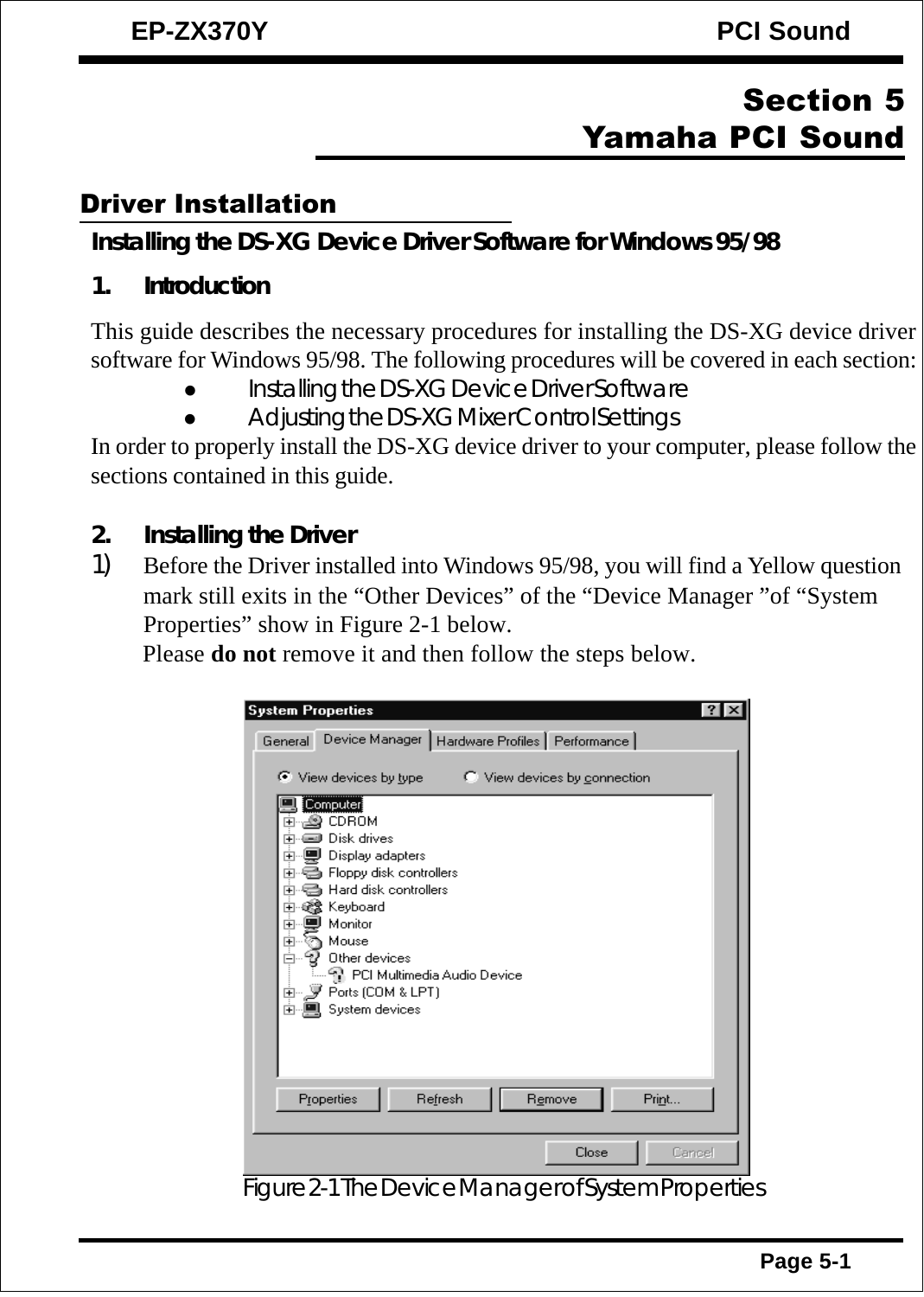# Section 5
# Yamaha PCI Sound

## Driver Installation

### Installing the DS-XG Device Driver Software for Windows 95/98

**1. Introduction**

This guide describes the necessary procedures for installing the DS-XG device driver software for Windows 95/98. The following procedures will be covered in each section:

- Installing the DS-XG Device Driver Software
- Adjusting the DS-XG Mixer Control Settings

In order to properly install the DS-XG device driver to your computer, please follow the sections contained in this guide.

**2. Installing the Driver**

1) Before the Driver installed into Windows 95/98, you will find a Yellow question mark still exits in the "Other Devices" of the "Device Manager "of "System Properties" show in Figure 2-1 below.
Please **do not** remove it and then follow the steps below.

Figure 2-1 The Device Manager of System Properties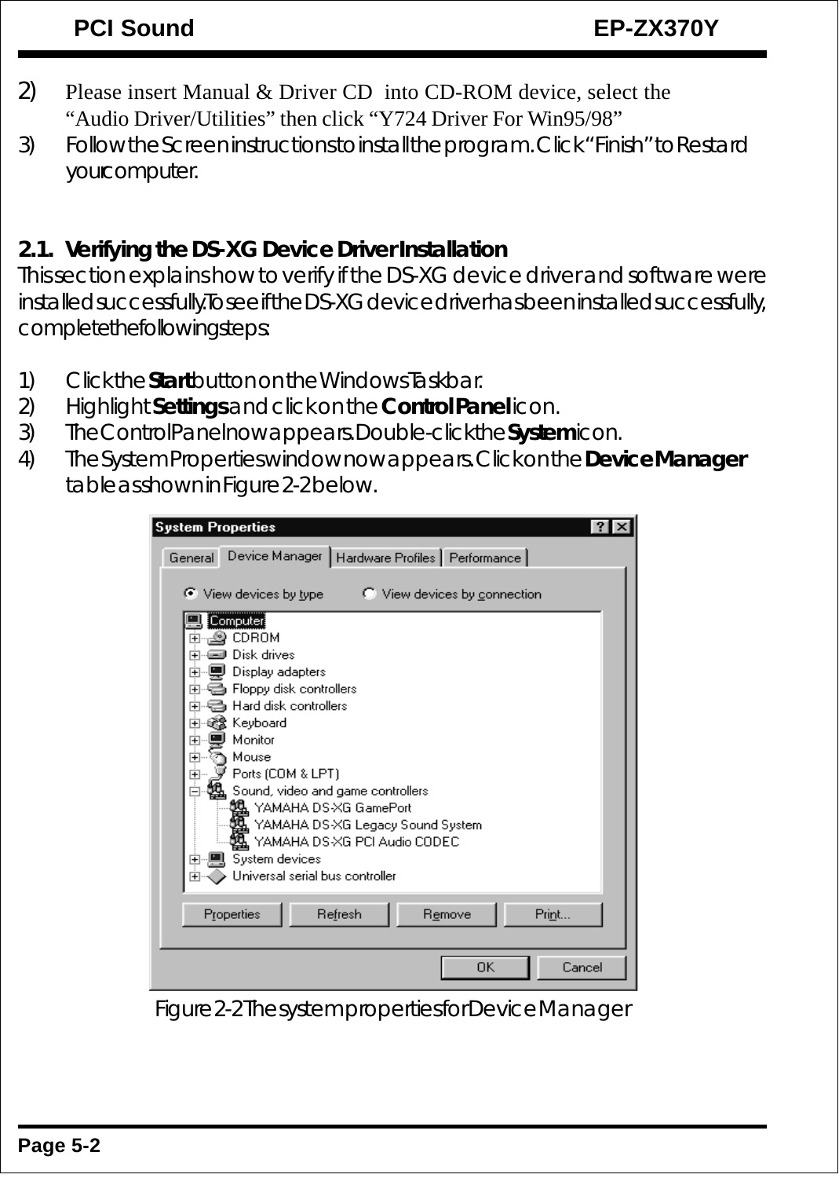2) Please insert Manual & Driver CD into CD-ROM device, select the "Audio Driver/Utilities" then click "Y724 Driver For Win95/98"
3) Follow the Screen instructions to install the program. Click "Finish" to Restard your computer.

### 2.1. Verifying the DS-XG Device Driver Installation

This section explains how to verify if the DS-XG device driver and software were installed successfully. To see if the DS-XG device driver has been installed successfully, complete the following steps:

1) Click the **Start** button on the Windows Taskbar.
2) Highlight **Settings** and click on the **Control Panel** icon.
3) The Control Panel now appears. Double-click the **System** icon.
4) The System Properties window now appears. Click on the **Device Manager** table as shown in Figure 2-2 below.

Figure 2-2 The system properties for Device Manager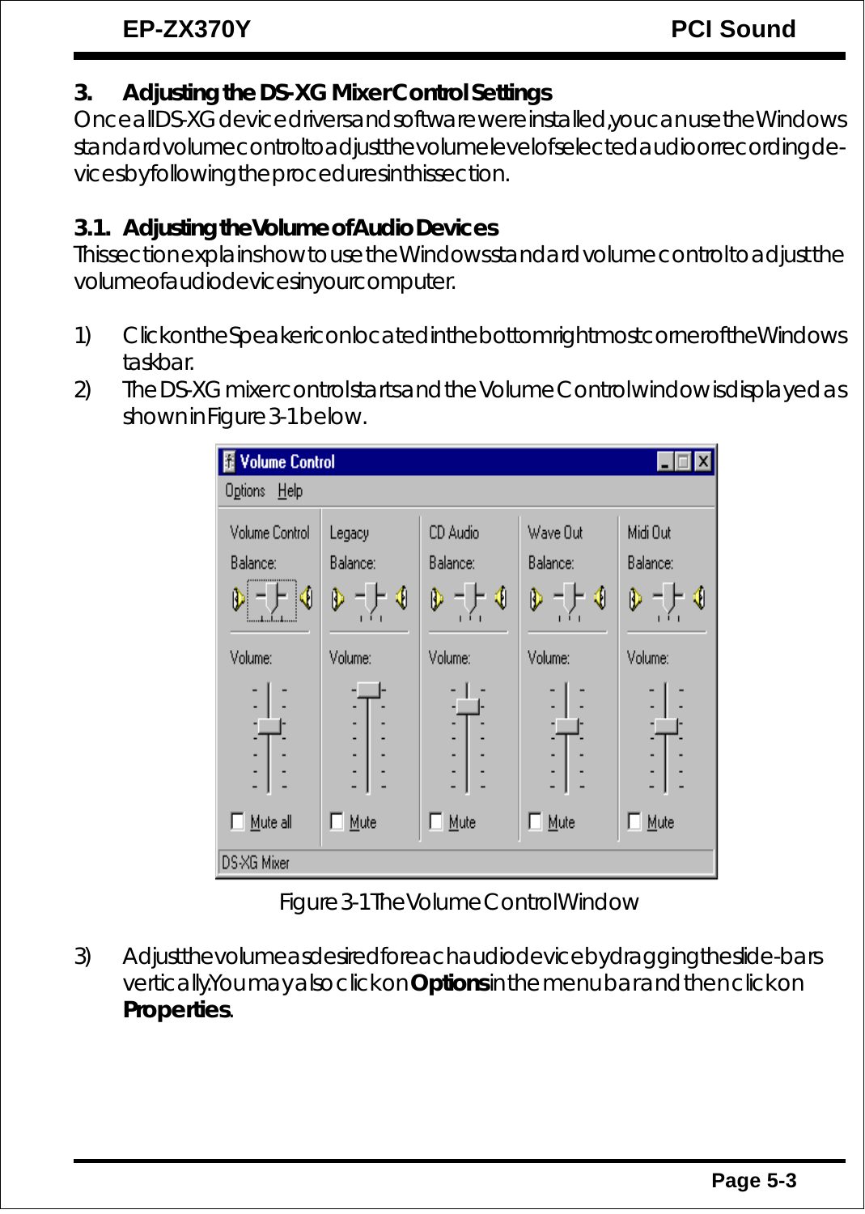## 3. Adjusting the DS-XG Mixer Control Settings

Once all DS-XG device drivers and software were installed, you can use the Windows standard volume control to adjust the volume level of selected audio or recording devices by following the procedures in this section.

### 3.1. Adjusting the Volume of Audio Devices

This section explains how to use the Windows standard volume control to adjust the volume of audio devices in your computer.

1) Click on the Speaker icon located in the bottom rightmost corner of the Windows taskbar.
2) The DS-XG mixer control starts and the Volume Control window is displayed as shown in Figure 3-1 below.

Figure 3-1 The Volume Control Window

3) Adjust the volume as desired for each audio device by dragging the slide-bars vertically. You may also click on **Options** in the menu bar and then click on **Properties**.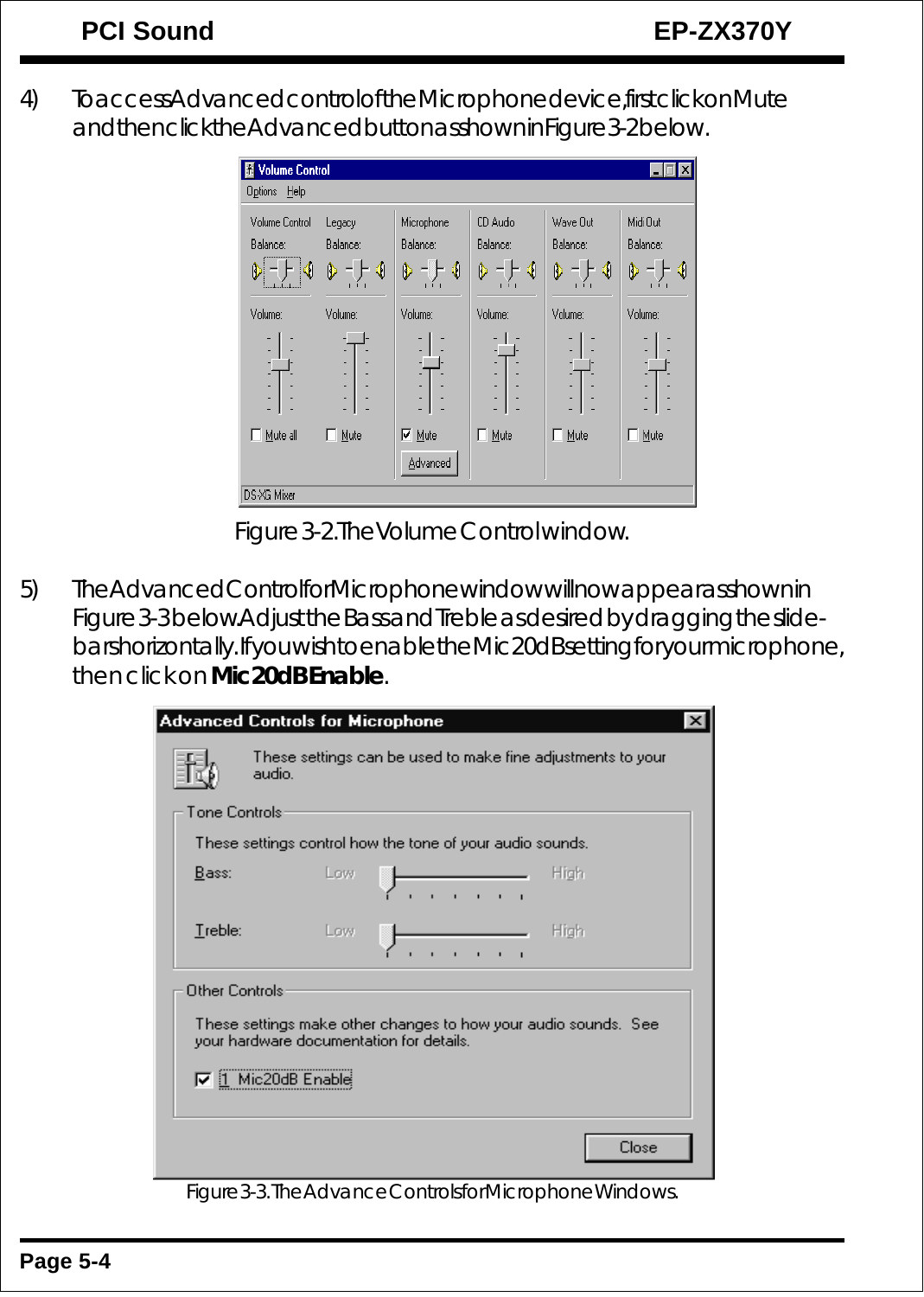4) To access Advanced control of the Microphone device, first click on Mute and then click the Advanced button as shown in Figure 3-2 below.

Figure 3-2. The Volume Control window.

5) The Advanced Control for Microphone window will now appear as shown in Figure 3-3 below. Adjust the Bass and Treble as desired by dragging the slide-bars horizontally. If you wish to enable the Mic 20dB setting for your microphone, then click on **Mic 20dB Enable**.

Figure 3-3. The Advance Controls for Microphone Windows.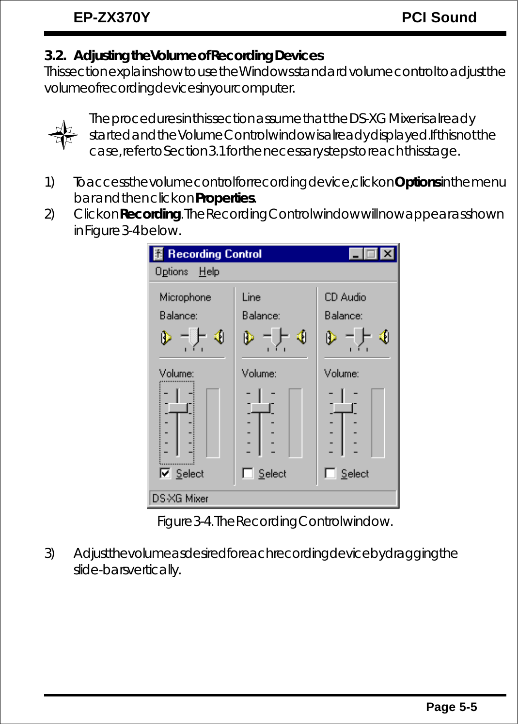## 3.2. Adjusting the Volume of Recording Devices

This section explains how to use the Windows standard volume control to adjust the volume of recording devices in your computer.

The procedures in this section assume that the DS-XG Mixer is already started and the Volume Control window is already displayed. If this is not the case, refer to Section 3.1 for the necessary steps to reach this stage.

1) To access the volume control for recording device, click on **Options** in the menu bar and then click on **Properties**.
2) Click on **Recording**. The Recording Control window will now appear as shown in Figure 3-4 below.

Figure 3-4. The Recording Control window.

3) Adjust the volume as desired for each recording device by dragging the slide-bars vertically.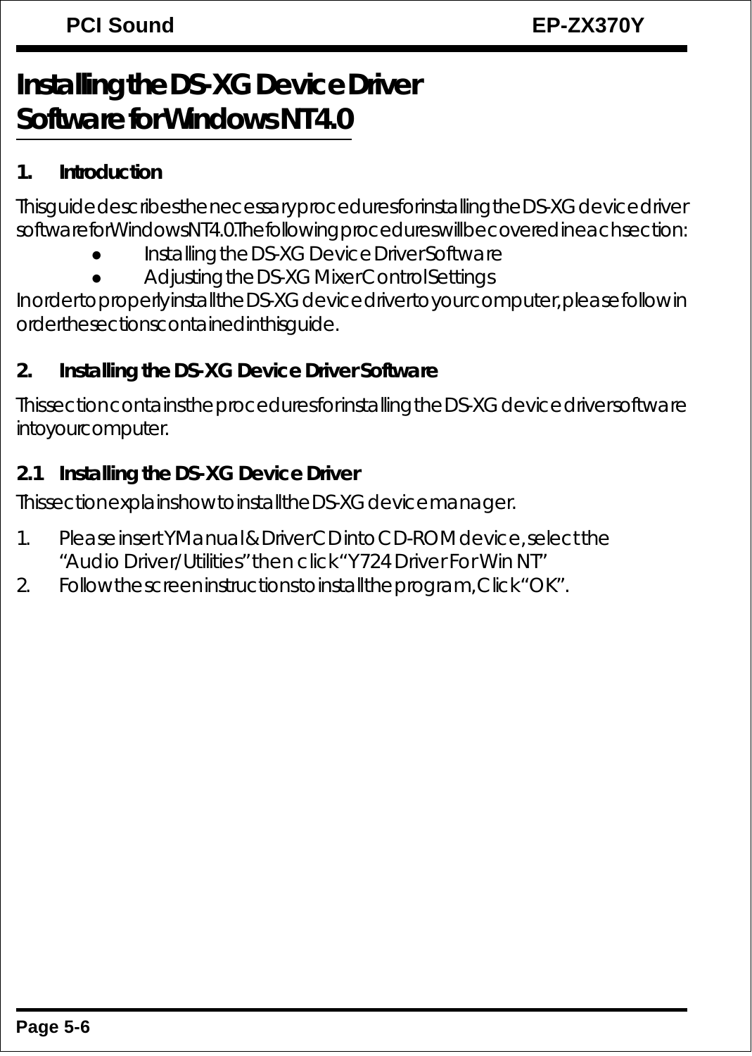# Installing the DS-XG Device Driver Software for Windows NT4.0

## 1. Introduction

This guide describes the necessary procedures for installing the DS-XG device driver software for Windows NT4.0. The following procedures will be covered in each section:

- Installing the DS-XG Device Driver Software
- Adjusting the DS-XG Mixer Control Settings

In order to properly install the DS-XG device driver to your computer, please follow in order the sections contained in this guide.

## 2. Installing the DS-XG Device Driver Software

This section contains the procedures for installing the DS-XG device driver software into your computer.

### 2.1 Installing the DS-XG Device Driver

This section explains how to install the DS-XG device manager.

1. Please insert YManual & Driver CD into CD-ROM device, select the "Audio Driver/Utilities" then click "Y724 Driver For Win NT"
2. Follow the screen instructions to install the program, Click "OK".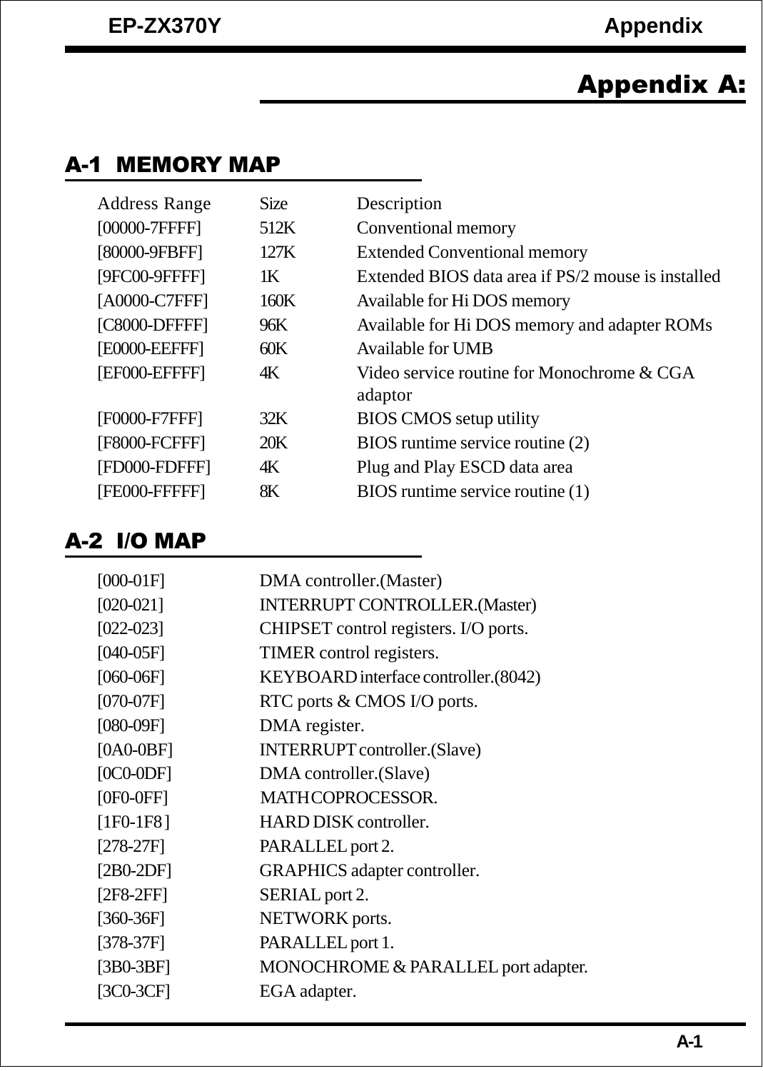# Appendix A:

## A-1 MEMORY MAP

| Address Range | Size | Description |
|---|---|---|
| [00000-7FFFF] | 512K | Conventional memory |
| [80000-9FBFF] | 127K | Extended Conventional memory |
| [9FC00-9FFFF] | 1K | Extended BIOS data area if PS/2 mouse is installed |
| [A0000-C7FFF] | 160K | Available for Hi DOS memory |
| [C8000-DFFFF] | 96K | Available for Hi DOS memory and adapter ROMs |
| [E0000-EEFFF] | 60K | Available for UMB |
| [EF000-EFFFF] | 4K | Video service routine for Monochrome & CGA adaptor |
| [F0000-F7FFF] | 32K | BIOS CMOS setup utility |
| [F8000-FCFFF] | 20K | BIOS runtime service routine (2) |
| [FD000-FDFFF] | 4K | Plug and Play ESCD data area |
| [FE000-FFFFF] | 8K | BIOS runtime service routine (1) |

## A-2 I/O MAP

| | |
|---|---|
| [000-01F] | DMA controller.(Master) |
| [020-021] | INTERRUPT CONTROLLER.(Master) |
| [022-023] | CHIPSET control registers. I/O ports. |
| [040-05F] | TIMER control registers. |
| [060-06F] | KEYBOARD interface controller.(8042) |
| [070-07F] | RTC ports & CMOS I/O ports. |
| [080-09F] | DMA register. |
| [0A0-0BF] | INTERRUPT controller.(Slave) |
| [0C0-0DF] | DMA controller.(Slave) |
| [0F0-0FF] | MATHCOPROCESSOR. |
| [1F0-1F8] | HARD DISK controller. |
| [278-27F] | PARALLEL port 2. |
| [2B0-2DF] | GRAPHICS adapter controller. |
| [2F8-2FF] | SERIAL port 2. |
| [360-36F] | NETWORK ports. |
| [378-37F] | PARALLEL port 1. |
| [3B0-3BF] | MONOCHROME & PARALLEL port adapter. |
| [3C0-3CF] | EGA adapter. |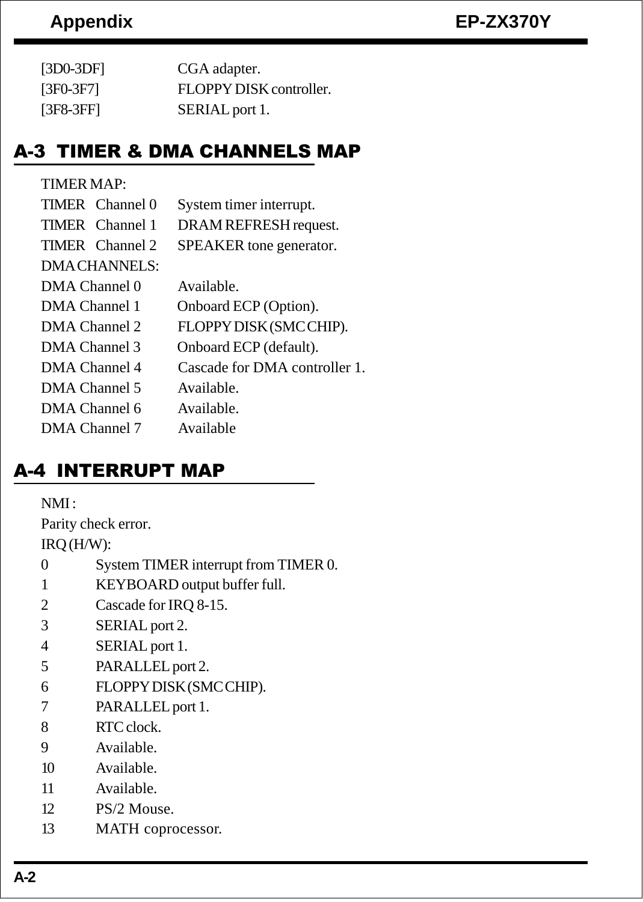| | |
|---|---|
| [3D0-3DF] | CGA adapter. |
| [3F0-3F7] | FLOPPY DISK controller. |
| [3F8-3FF] | SERIAL port 1. |

## A-3 TIMER & DMA CHANNELS MAP

TIMER MAP:

| | |
|---|---|
| TIMER Channel 0 | System timer interrupt. |
| TIMER Channel 1 | DRAM REFRESH request. |
| TIMER Channel 2 | SPEAKER tone generator. |

DMA CHANNELS:

| | |
|---|---|
| DMA Channel 0 | Available. |
| DMA Channel 1 | Onboard ECP (Option). |
| DMA Channel 2 | FLOPPY DISK (SMC CHIP). |
| DMA Channel 3 | Onboard ECP (default). |
| DMA Channel 4 | Cascade for DMA controller 1. |
| DMA Channel 5 | Available. |
| DMA Channel 6 | Available. |
| DMA Channel 7 | Available |

## A-4 INTERRUPT MAP

NMI :

Parity check error.

IRQ (H/W):

| | |
|---|---|
| 0 | System TIMER interrupt from TIMER 0. |
| 1 | KEYBOARD output buffer full. |
| 2 | Cascade for IRQ 8-15. |
| 3 | SERIAL port 2. |
| 4 | SERIAL port 1. |
| 5 | PARALLEL port 2. |
| 6 | FLOPPY DISK (SMC CHIP). |
| 7 | PARALLEL port 1. |
| 8 | RTC clock. |
| 9 | Available. |
| 10 | Available. |
| 11 | Available. |
| 12 | PS/2 Mouse. |
| 13 | MATH coprocessor. |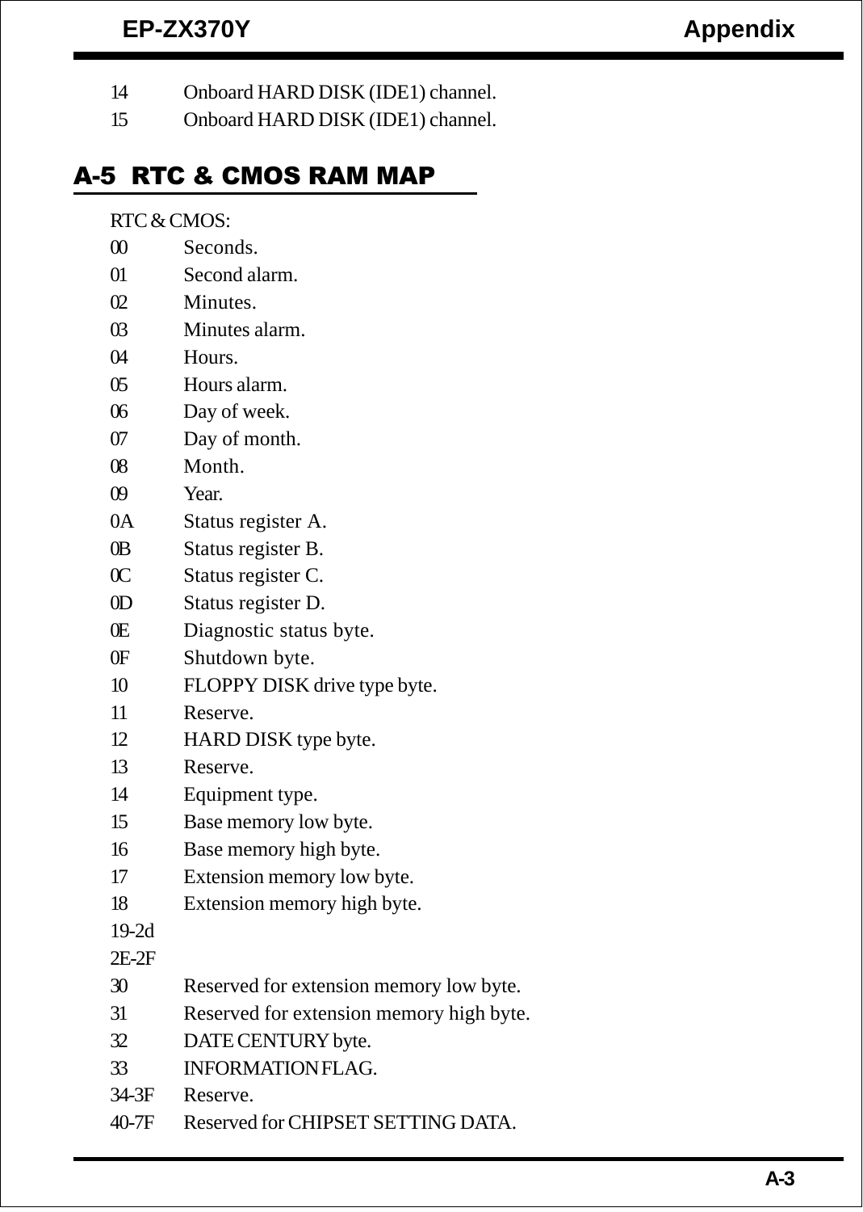14 Onboard HARD DISK (IDE1) channel.

15 Onboard HARD DISK (IDE1) channel.

## A-5 RTC & CMOS RAM MAP

RTC & CMOS:

| | |
|---|---|
| 00 | Seconds. |
| 01 | Second alarm. |
| 02 | Minutes. |
| 03 | Minutes alarm. |
| 04 | Hours. |
| 05 | Hours alarm. |
| 06 | Day of week. |
| 07 | Day of month. |
| 08 | Month. |
| 09 | Year. |
| 0A | Status register A. |
| 0B | Status register B. |
| 0C | Status register C. |
| 0D | Status register D. |
| 0E | Diagnostic status byte. |
| 0F | Shutdown byte. |
| 10 | FLOPPY DISK drive type byte. |
| 11 | Reserve. |
| 12 | HARD DISK type byte. |
| 13 | Reserve. |
| 14 | Equipment type. |
| 15 | Base memory low byte. |
| 16 | Base memory high byte. |
| 17 | Extension memory low byte. |
| 18 | Extension memory high byte. |
| 19-2d | |
| 2E-2F | |
| 30 | Reserved for extension memory low byte. |
| 31 | Reserved for extension memory high byte. |
| 32 | DATE CENTURY byte. |
| 33 | INFORMATION FLAG. |
| 34-3F | Reserve. |
| 40-7F | Reserved for CHIPSET SETTING DATA. |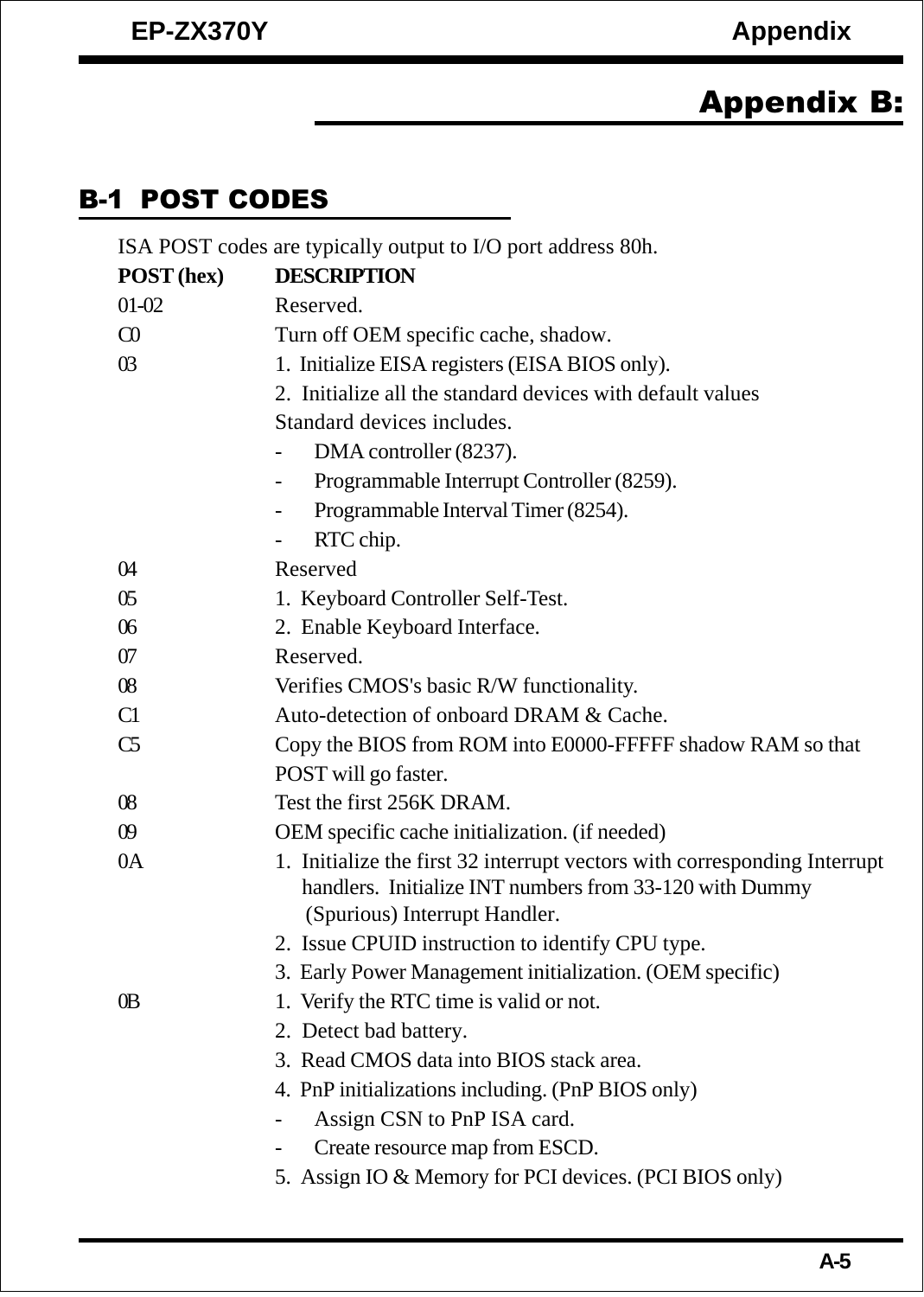# Appendix B:

## B-1 POST CODES

ISA POST codes are typically output to I/O port address 80h.

| POST (hex) | DESCRIPTION |
|---|---|
| 01-02 | Reserved. |
| C0 | Turn off OEM specific cache, shadow. |
| 03 | 1. Initialize EISA registers (EISA BIOS only). |
| | 2. Initialize all the standard devices with default values |
| | Standard devices includes. |
| | - DMA controller (8237). |
| | - Programmable Interrupt Controller (8259). |
| | - Programmable Interval Timer (8254). |
| | - RTC chip. |
| 04 | Reserved |
| 05 | 1. Keyboard Controller Self-Test. |
| 06 | 2. Enable Keyboard Interface. |
| 07 | Reserved. |
| 08 | Verifies CMOS's basic R/W functionality. |
| C1 | Auto-detection of onboard DRAM & Cache. |
| C5 | Copy the BIOS from ROM into E0000-FFFFF shadow RAM so that POST will go faster. |
| 08 | Test the first 256K DRAM. |
| 09 | OEM specific cache initialization. (if needed) |
| 0A | 1. Initialize the first 32 interrupt vectors with corresponding Interrupt handlers. Initialize INT numbers from 33-120 with Dummy (Spurious) Interrupt Handler. |
| | 2. Issue CPUID instruction to identify CPU type. |
| | 3. Early Power Management initialization. (OEM specific) |
| 0B | 1. Verify the RTC time is valid or not. |
| | 2. Detect bad battery. |
| | 3. Read CMOS data into BIOS stack area. |
| | 4. PnP initializations including. (PnP BIOS only) |
| | - Assign CSN to PnP ISA card. |
| | - Create resource map from ESCD. |
| | 5. Assign IO & Memory for PCI devices. (PCI BIOS only) |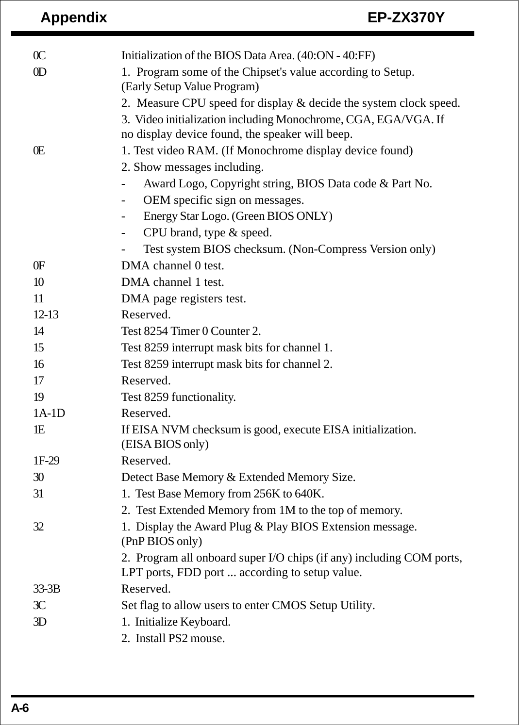| Code | Description |
|---|---|
| 0C | Initialization of the BIOS Data Area. (40:ON - 40:FF) |
| 0D | 1. Program some of the Chipset's value according to Setup. (Early Setup Value Program)<br>2. Measure CPU speed for display & decide the system clock speed.<br>3. Video initialization including Monochrome, CGA, EGA/VGA. If no display device found, the speaker will beep. |
| 0E | 1. Test video RAM. (If Monochrome display device found)<br>2. Show messages including.<br>- Award Logo, Copyright string, BIOS Data code & Part No.<br>- OEM specific sign on messages.<br>- Energy Star Logo. (Green BIOS ONLY)<br>- CPU brand, type & speed.<br>- Test system BIOS checksum. (Non-Compress Version only) |
| 0F | DMA channel 0 test. |
| 10 | DMA channel 1 test. |
| 11 | DMA page registers test. |
| 12-13 | Reserved. |
| 14 | Test 8254 Timer 0 Counter 2. |
| 15 | Test 8259 interrupt mask bits for channel 1. |
| 16 | Test 8259 interrupt mask bits for channel 2. |
| 17 | Reserved. |
| 19 | Test 8259 functionality. |
| 1A-1D | Reserved. |
| 1E | If EISA NVM checksum is good, execute EISA initialization. (EISA BIOS only) |
| 1F-29 | Reserved. |
| 30 | Detect Base Memory & Extended Memory Size. |
| 31 | 1. Test Base Memory from 256K to 640K.<br>2. Test Extended Memory from 1M to the top of memory. |
| 32 | 1. Display the Award Plug & Play BIOS Extension message. (PnP BIOS only)<br>2. Program all onboard super I/O chips (if any) including COM ports, LPT ports, FDD port ... according to setup value. |
| 33-3B | Reserved. |
| 3C | Set flag to allow users to enter CMOS Setup Utility. |
| 3D | 1. Initialize Keyboard.<br>2. Install PS2 mouse. |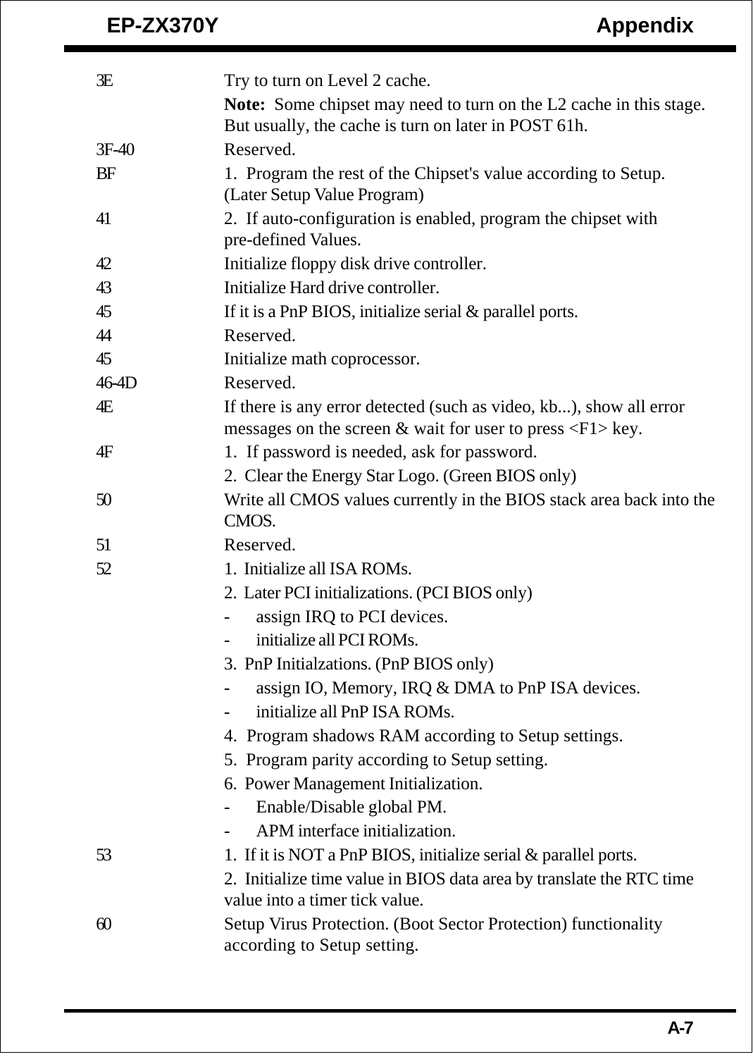| | |
|---|---|
| 3E | Try to turn on Level 2 cache.<br>**Note:** Some chipset may need to turn on the L2 cache in this stage. But usually, the cache is turn on later in POST 61h. |
| 3F-40 | Reserved. |
| BF | 1. Program the rest of the Chipset's value according to Setup. (Later Setup Value Program) |
| 41 | 2. If auto-configuration is enabled, program the chipset with pre-defined Values. |
| 42 | Initialize floppy disk drive controller. |
| 43 | Initialize Hard drive controller. |
| 45 | If it is a PnP BIOS, initialize serial & parallel ports. |
| 44 | Reserved. |
| 45 | Initialize math coprocessor. |
| 46-4D | Reserved. |
| 4E | If there is any error detected (such as video, kb...), show all error messages on the screen & wait for user to press <F1> key. |
| 4F | 1. If password is needed, ask for password.<br>2. Clear the Energy Star Logo. (Green BIOS only) |
| 50 | Write all CMOS values currently in the BIOS stack area back into the CMOS. |
| 51 | Reserved. |
| 52 | 1. Initialize all ISA ROMs.<br>2. Later PCI initializations. (PCI BIOS only)<br>- assign IRQ to PCI devices.<br>- initialize all PCI ROMs.<br>3. PnP Initialzations. (PnP BIOS only)<br>- assign IO, Memory, IRQ & DMA to PnP ISA devices.<br>- initialize all PnP ISA ROMs.<br>4. Program shadows RAM according to Setup settings.<br>5. Program parity according to Setup setting.<br>6. Power Management Initialization.<br>- Enable/Disable global PM.<br>- APM interface initialization. |
| 53 | 1. If it is NOT a PnP BIOS, initialize serial & parallel ports.<br>2. Initialize time value in BIOS data area by translate the RTC time value into a timer tick value. |
| 60 | Setup Virus Protection. (Boot Sector Protection) functionality according to Setup setting. |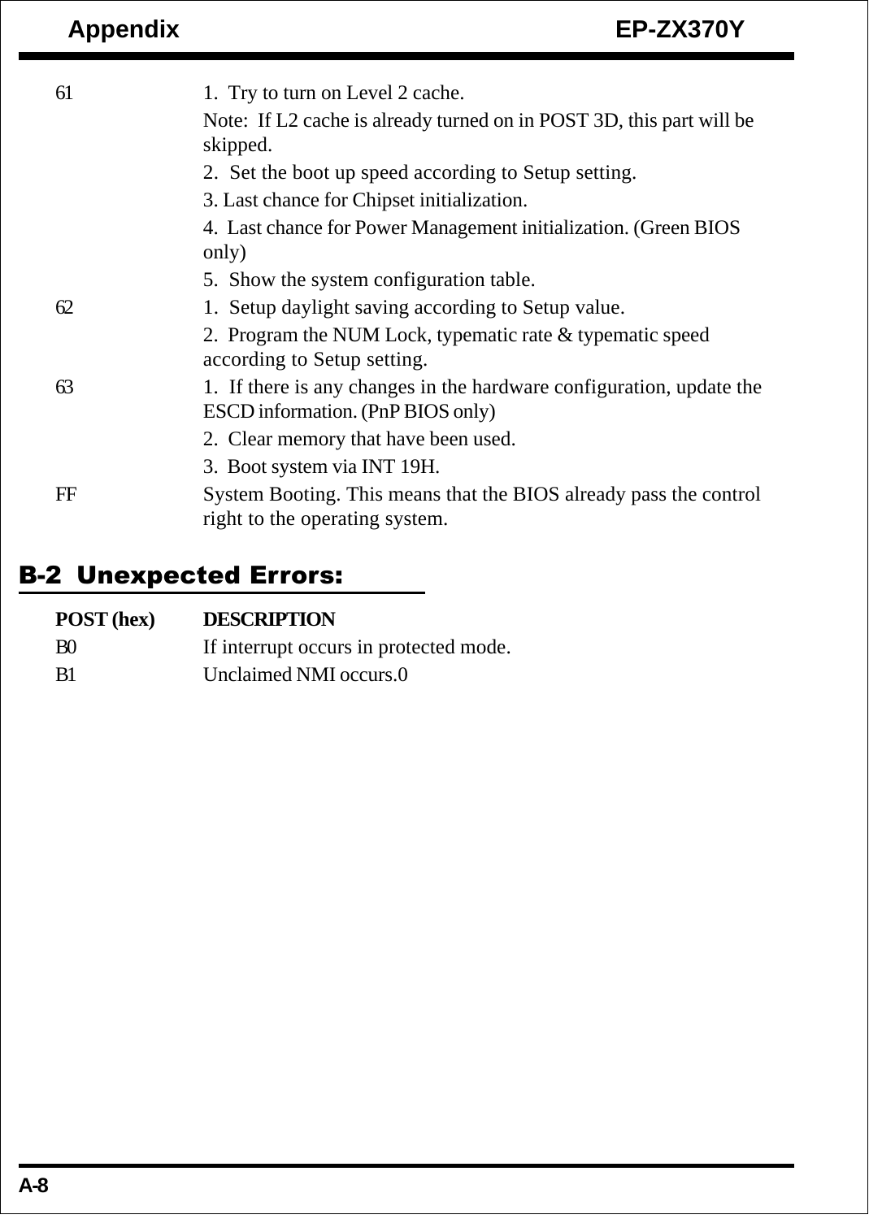| | |
|---|---|
| 61 | 1. Try to turn on Level 2 cache.<br>Note: If L2 cache is already turned on in POST 3D, this part will be skipped.<br>2. Set the boot up speed according to Setup setting.<br>3. Last chance for Chipset initialization.<br>4. Last chance for Power Management initialization. (Green BIOS only)<br>5. Show the system configuration table. |
| 62 | 1. Setup daylight saving according to Setup value.<br>2. Program the NUM Lock, typematic rate & typematic speed according to Setup setting. |
| 63 | 1. If there is any changes in the hardware configuration, update the ESCD information. (PnP BIOS only)<br>2. Clear memory that have been used.<br>3. Boot system via INT 19H. |
| FF | System Booting. This means that the BIOS already pass the control right to the operating system. |

## B-2 Unexpected Errors:

| POST (hex) | DESCRIPTION |
|---|---|
| B0 | If interrupt occurs in protected mode. |
| B1 | Unclaimed NMI occurs.0 |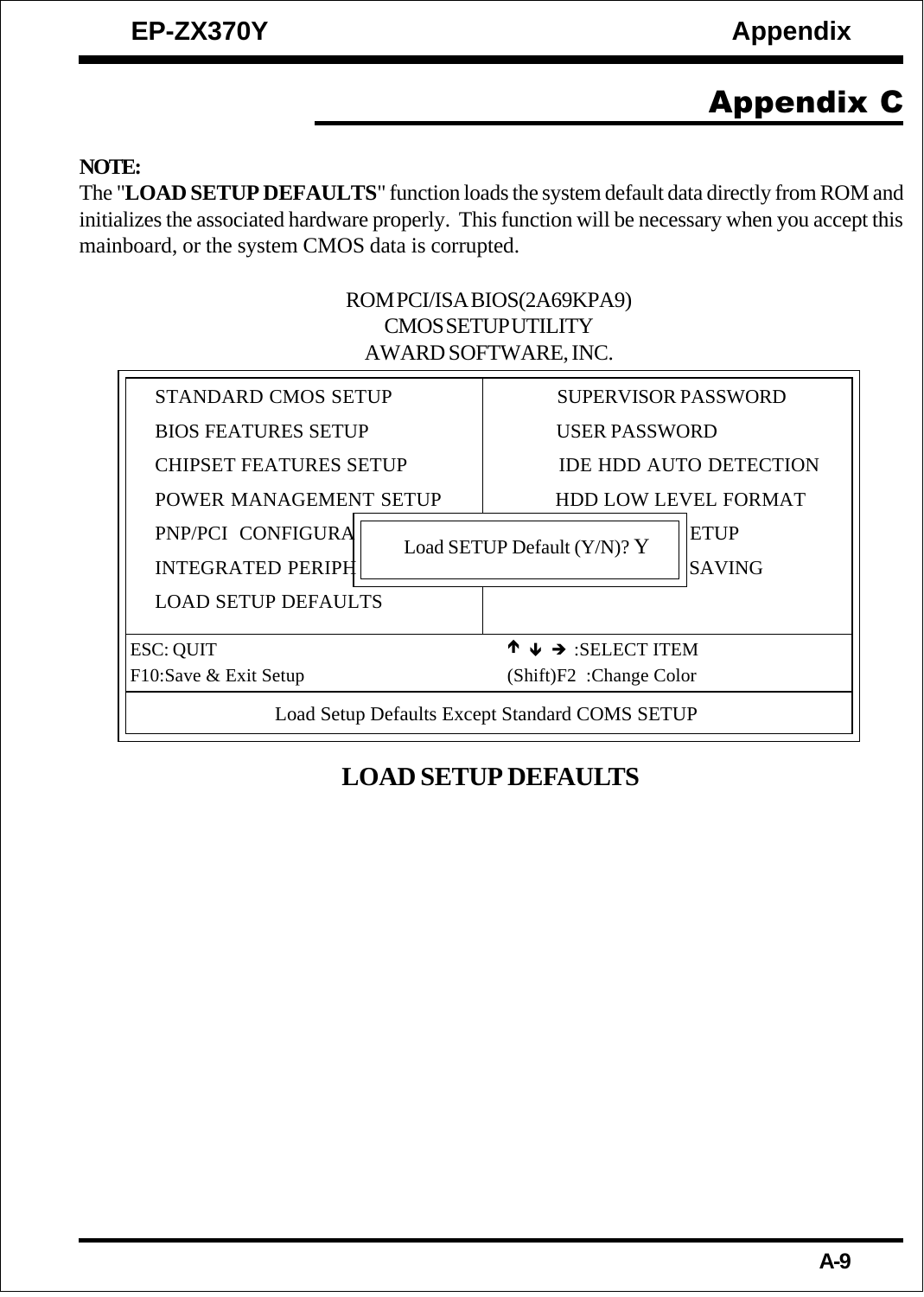# Appendix C

**NOTE:**

The "**LOAD SETUP DEFAULTS**" function loads the system default data directly from ROM and initializes the associated hardware properly. This function will be necessary when you accept this mainboard, or the system CMOS data is corrupted.

ROM PCI/ISA BIOS(2A69KPA9)
CMOS SETUP UTILITY
AWARD SOFTWARE, INC.

```
STANDARD CMOS SETUP             SUPERVISOR PASSWORD
BIOS FEATURES SETUP             USER PASSWORD
CHIPSET FEATURES SETUP          IDE HDD AUTO DETECTION
POWER MANAGEMENT SETUP          HDD LOW LEVEL FORMAT
PNP/PCI  CONFIGURA ┌──────────────────────────────┐ ETUP
INTEGRATED PERIPH  │ Load SETUP Default (Y/N)? Y  │ SAVING
LOAD SETUP DEFAULTS└──────────────────────────────┘

ESC: QUIT                       ↑ ↓ → :SELECT ITEM
F10:Save & Exit Setup           (Shift)F2  :Change Color

        Load Setup Defaults Except Standard COMS SETUP
```

**LOAD SETUP DEFAULTS**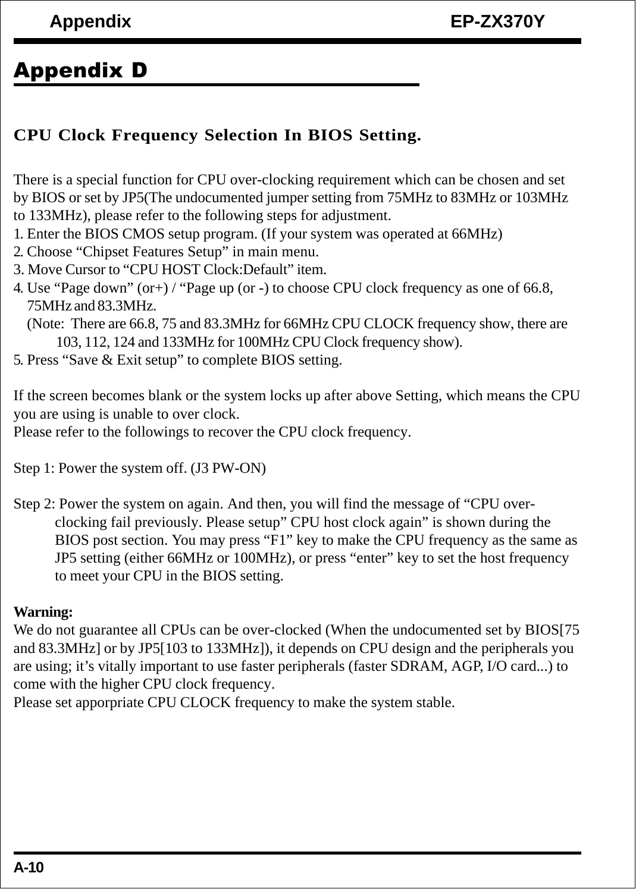# Appendix D

## CPU Clock Frequency Selection In BIOS Setting.

There is a special function for CPU over-clocking requirement which can be chosen and set by BIOS or set by JP5(The undocumented jumper setting from 75MHz to 83MHz or 103MHz to 133MHz), please refer to the following steps for adjustment.

1. Enter the BIOS CMOS setup program. (If your system was operated at 66MHz)
2. Choose “Chipset Features Setup” in main menu.
3. Move Cursor to “CPU HOST Clock:Default” item.
4. Use “Page down” (or+) / “Page up (or -) to choose CPU clock frequency as one of 66.8, 75MHz and 83.3MHz.
   (Note: There are 66.8, 75 and 83.3MHz for 66MHz CPU CLOCK frequency show, there are 103, 112, 124 and 133MHz for 100MHz CPU Clock frequency show).
5. Press “Save & Exit setup” to complete BIOS setting.

If the screen becomes blank or the system locks up after above Setting, which means the CPU you are using is unable to over clock.
Please refer to the followings to recover the CPU clock frequency.

Step 1: Power the system off. (J3 PW-ON)

Step 2: Power the system on again. And then, you will find the message of “CPU over-clocking fail previously. Please setup” CPU host clock again” is shown during the BIOS post section. You may press “F1” key to make the CPU frequency as the same as JP5 setting (either 66MHz or 100MHz), or press “enter” key to set the host frequency to meet your CPU in the BIOS setting.

**Warning:**
We do not guarantee all CPUs can be over-clocked (When the undocumented set by BIOS[75 and 83.3MHz] or by JP5[103 to 133MHz]), it depends on CPU design and the peripherals you are using; it’s vitally important to use faster peripherals (faster SDRAM, AGP, I/O card...) to come with the higher CPU clock frequency.
Please set apporpriate CPU CLOCK frequency to make the system stable.